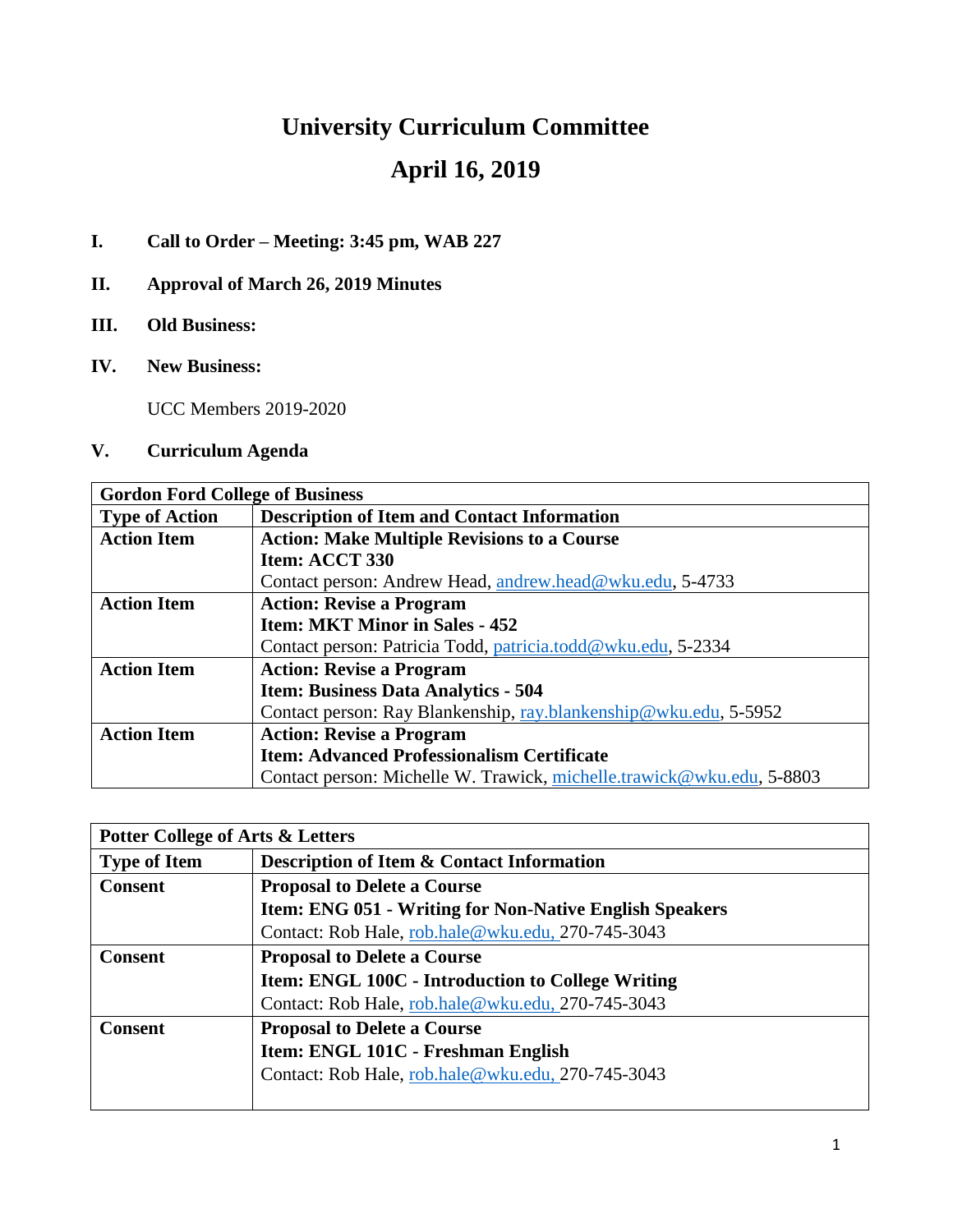# University Curriculum Committee

## April 16, 2019

**I. Call to Order – Meeting: 3:45 pm, WAB 227**

**II. Approval of March 26, 2019 Minutes**

**III. Old Business:**

**IV. New Business:**

UCC Members 2019-2020

**V. Curriculum Agenda**

| Gordon Ford College of Business | |
|---|---|
| **Type of Action** | **Description of Item and Contact Information** |
| **Action Item** | **Action: Make Multiple Revisions to a Course**<br>**Item: ACCT 330**<br>Contact person: Andrew Head, andrew.head@wku.edu, 5-4733 |
| **Action Item** | **Action: Revise a Program**<br>**Item: MKT Minor in Sales - 452**<br>Contact person: Patricia Todd, patricia.todd@wku.edu, 5-2334 |
| **Action Item** | **Action: Revise a Program**<br>**Item: Business Data Analytics - 504**<br>Contact person: Ray Blankenship, ray.blankenship@wku.edu, 5-5952 |
| **Action Item** | **Action: Revise a Program**<br>**Item: Advanced Professionalism Certificate**<br>Contact person: Michelle W. Trawick, michelle.trawick@wku.edu, 5-8803 |

| Potter College of Arts & Letters | |
|---|---|
| **Type of Item** | **Description of Item & Contact Information** |
| **Consent** | **Proposal to Delete a Course**<br>**Item: ENG 051 - Writing for Non-Native English Speakers**<br>Contact: Rob Hale, rob.hale@wku.edu, 270-745-3043 |
| **Consent** | **Proposal to Delete a Course**<br>**Item: ENGL 100C - Introduction to College Writing**<br>Contact: Rob Hale, rob.hale@wku.edu, 270-745-3043 |
| **Consent** | **Proposal to Delete a Course**<br>**Item: ENGL 101C - Freshman English**<br>Contact: Rob Hale, rob.hale@wku.edu, 270-745-3043 |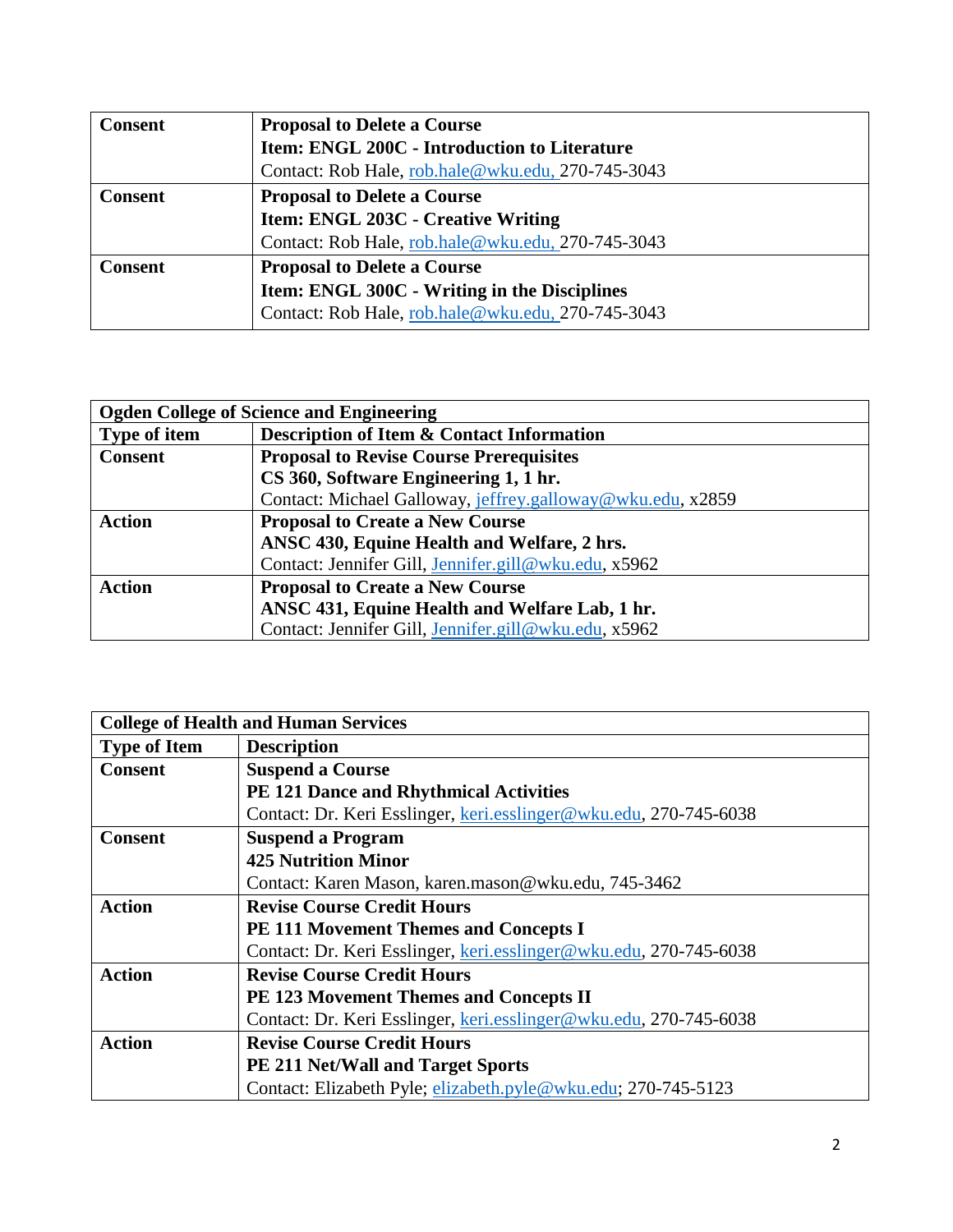| Consent | **Proposal to Delete a Course**<br>**Item: ENGL 200C - Introduction to Literature**<br>Contact: Rob Hale, rob.hale@wku.edu, 270-745-3043 |
|---|---|
| **Consent** | **Proposal to Delete a Course**<br>**Item: ENGL 203C - Creative Writing**<br>Contact: Rob Hale, rob.hale@wku.edu, 270-745-3043 |
| **Consent** | **Proposal to Delete a Course**<br>**Item: ENGL 300C - Writing in the Disciplines**<br>Contact: Rob Hale, rob.hale@wku.edu, 270-745-3043 |

| **Ogden College of Science and Engineering** | |
|---|---|
| **Type of item** | **Description of Item & Contact Information** |
| **Consent** | **Proposal to Revise Course Prerequisites**<br>**CS 360, Software Engineering 1, 1 hr.**<br>Contact: Michael Galloway, jeffrey.galloway@wku.edu, x2859 |
| **Action** | **Proposal to Create a New Course**<br>**ANSC 430, Equine Health and Welfare, 2 hrs.**<br>Contact: Jennifer Gill, Jennifer.gill@wku.edu, x5962 |
| **Action** | **Proposal to Create a New Course**<br>**ANSC 431, Equine Health and Welfare Lab, 1 hr.**<br>Contact: Jennifer Gill, Jennifer.gill@wku.edu, x5962 |

| **College of Health and Human Services** | |
|---|---|
| **Type of Item** | **Description** |
| **Consent** | **Suspend a Course**<br>**PE 121 Dance and Rhythmical Activities**<br>Contact: Dr. Keri Esslinger, keri.esslinger@wku.edu, 270-745-6038 |
| **Consent** | **Suspend a Program**<br>**425 Nutrition Minor**<br>Contact: Karen Mason, karen.mason@wku.edu, 745-3462 |
| **Action** | **Revise Course Credit Hours**<br>**PE 111 Movement Themes and Concepts I**<br>Contact: Dr. Keri Esslinger, keri.esslinger@wku.edu, 270-745-6038 |
| **Action** | **Revise Course Credit Hours**<br>**PE 123 Movement Themes and Concepts II**<br>Contact: Dr. Keri Esslinger, keri.esslinger@wku.edu, 270-745-6038 |
| **Action** | **Revise Course Credit Hours**<br>**PE 211 Net/Wall and Target Sports**<br>Contact: Elizabeth Pyle; elizabeth.pyle@wku.edu; 270-745-5123 |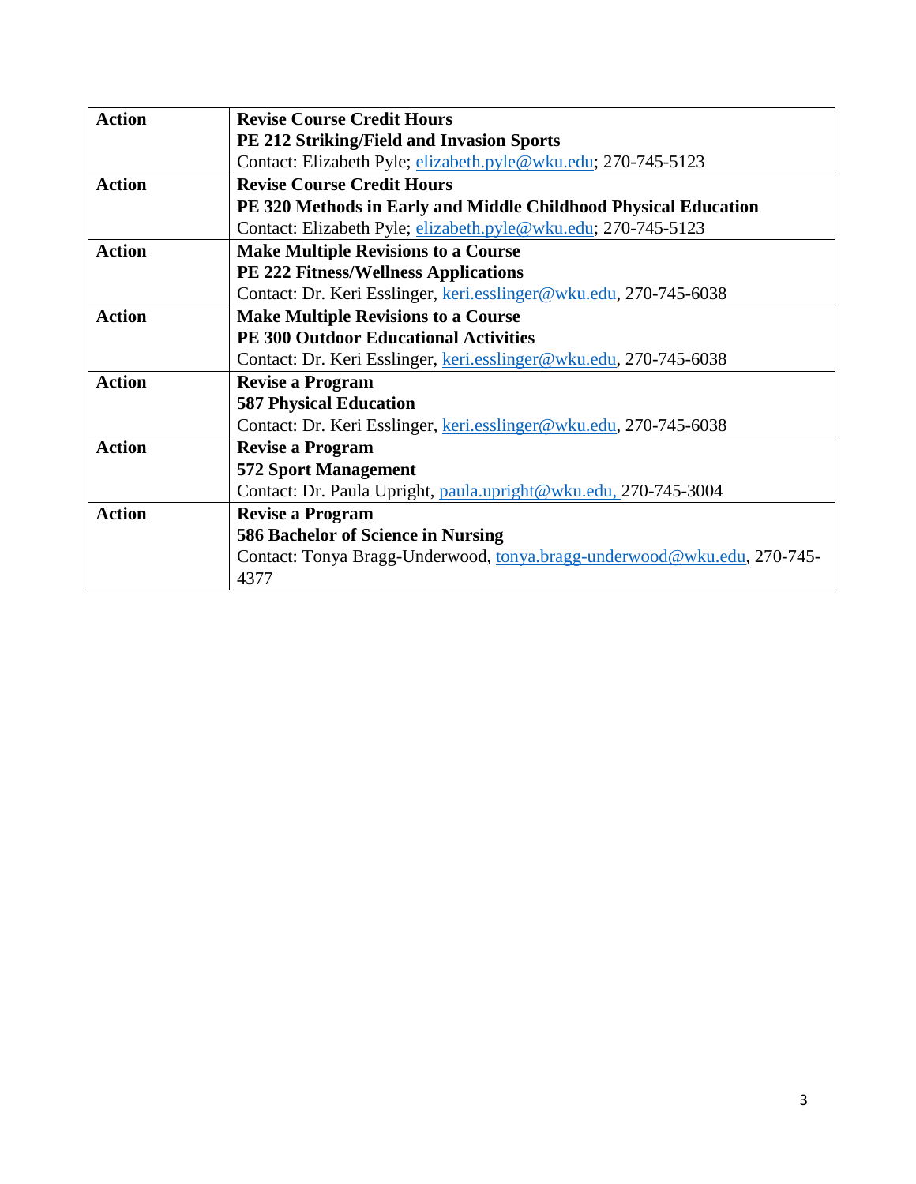| Action | Revise Course Credit Hours |
| --- | --- |
| | **PE 212 Striking/Field and Invasion Sports**<br>Contact: Elizabeth Pyle; elizabeth.pyle@wku.edu; 270-745-5123 |
| **Action** | **Revise Course Credit Hours**<br>**PE 320 Methods in Early and Middle Childhood Physical Education**<br>Contact: Elizabeth Pyle; elizabeth.pyle@wku.edu; 270-745-5123 |
| **Action** | **Make Multiple Revisions to a Course**<br>**PE 222 Fitness/Wellness Applications**<br>Contact: Dr. Keri Esslinger, keri.esslinger@wku.edu, 270-745-6038 |
| **Action** | **Make Multiple Revisions to a Course**<br>**PE 300 Outdoor Educational Activities**<br>Contact: Dr. Keri Esslinger, keri.esslinger@wku.edu, 270-745-6038 |
| **Action** | **Revise a Program**<br>**587 Physical Education**<br>Contact: Dr. Keri Esslinger, keri.esslinger@wku.edu, 270-745-6038 |
| **Action** | **Revise a Program**<br>**572 Sport Management**<br>Contact: Dr. Paula Upright, paula.upright@wku.edu, 270-745-3004 |
| **Action** | **Revise a Program**<br>**586 Bachelor of Science in Nursing**<br>Contact: Tonya Bragg-Underwood, tonya.bragg-underwood@wku.edu, 270-745-4377 |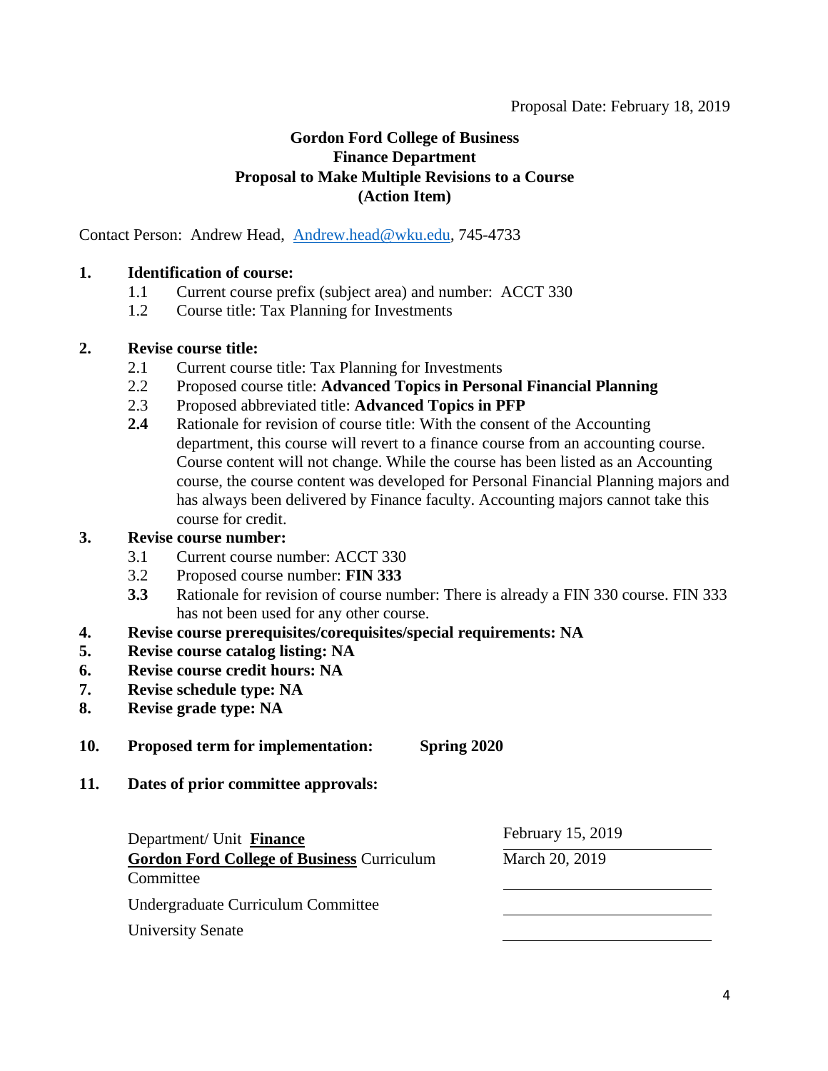Proposal Date: February 18, 2019

**Gordon Ford College of Business**
**Finance Department**
**Proposal to Make Multiple Revisions to a Course**
**(Action Item)**

Contact Person: Andrew Head, Andrew.head@wku.edu, 745-4733

**1. Identification of course:**

1.1 Current course prefix (subject area) and number: ACCT 330

1.2 Course title: Tax Planning for Investments

**2. Revise course title:**

2.1 Current course title: Tax Planning for Investments

2.2 Proposed course title: **Advanced Topics in Personal Financial Planning**

2.3 Proposed abbreviated title: **Advanced Topics in PFP**

**2.4** Rationale for revision of course title: With the consent of the Accounting department, this course will revert to a finance course from an accounting course. Course content will not change. While the course has been listed as an Accounting course, the course content was developed for Personal Financial Planning majors and has always been delivered by Finance faculty. Accounting majors cannot take this course for credit.

**3. Revise course number:**

3.1 Current course number: ACCT 330

3.2 Proposed course number: **FIN 333**

**3.3** Rationale for revision of course number: There is already a FIN 330 course. FIN 333 has not been used for any other course.

**4. Revise course prerequisites/corequisites/special requirements: NA**

**5. Revise course catalog listing: NA**

**6. Revise course credit hours: NA**

**7. Revise schedule type: NA**

**8. Revise grade type: NA**

**10. Proposed term for implementation: Spring 2020**

**11. Dates of prior committee approvals:**

| | |
|---|---|
| Department/ Unit **Finance** | February 15, 2019 |
| **Gordon Ford College of Business** Curriculum Committee | March 20, 2019 |
| Undergraduate Curriculum Committee | |
| University Senate | |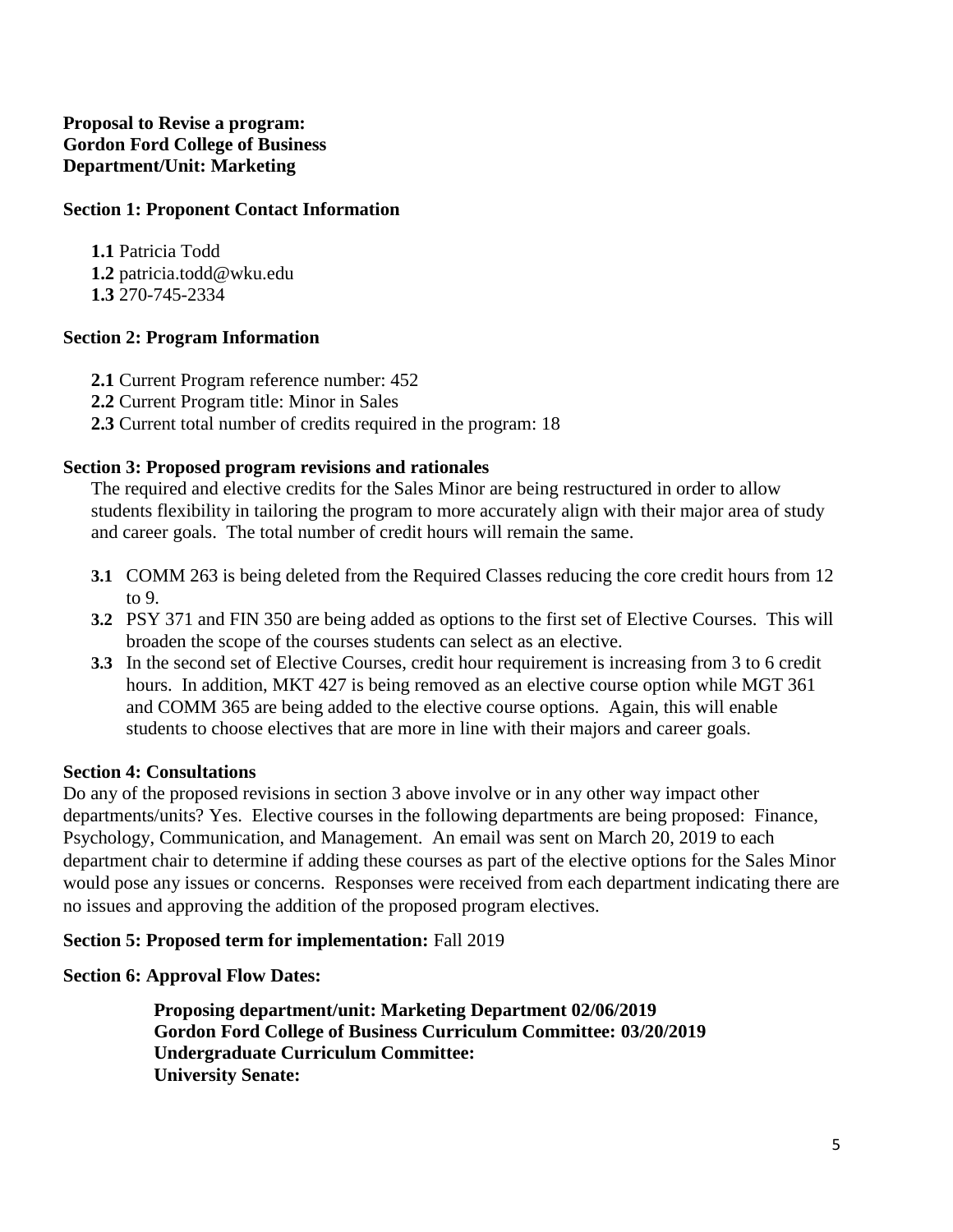**Proposal to Revise a program:**
**Gordon Ford College of Business**
**Department/Unit: Marketing**

**Section 1: Proponent Contact Information**

**1.1** Patricia Todd
**1.2** patricia.todd@wku.edu
**1.3** 270-745-2334

**Section 2: Program Information**

**2.1** Current Program reference number: 452
**2.2** Current Program title: Minor in Sales
**2.3** Current total number of credits required in the program: 18

**Section 3: Proposed program revisions and rationales**

The required and elective credits for the Sales Minor are being restructured in order to allow students flexibility in tailoring the program to more accurately align with their major area of study and career goals. The total number of credit hours will remain the same.

**3.1** COMM 263 is being deleted from the Required Classes reducing the core credit hours from 12 to 9.

**3.2** PSY 371 and FIN 350 are being added as options to the first set of Elective Courses. This will broaden the scope of the courses students can select as an elective.

**3.3** In the second set of Elective Courses, credit hour requirement is increasing from 3 to 6 credit hours. In addition, MKT 427 is being removed as an elective course option while MGT 361 and COMM 365 are being added to the elective course options. Again, this will enable students to choose electives that are more in line with their majors and career goals.

**Section 4: Consultations**

Do any of the proposed revisions in section 3 above involve or in any other way impact other departments/units? Yes. Elective courses in the following departments are being proposed: Finance, Psychology, Communication, and Management. An email was sent on March 20, 2019 to each department chair to determine if adding these courses as part of the elective options for the Sales Minor would pose any issues or concerns. Responses were received from each department indicating there are no issues and approving the addition of the proposed program electives.

**Section 5: Proposed term for implementation:** Fall 2019

**Section 6: Approval Flow Dates:**

**Proposing department/unit: Marketing Department 02/06/2019**
**Gordon Ford College of Business Curriculum Committee: 03/20/2019**
**Undergraduate Curriculum Committee:**
**University Senate:**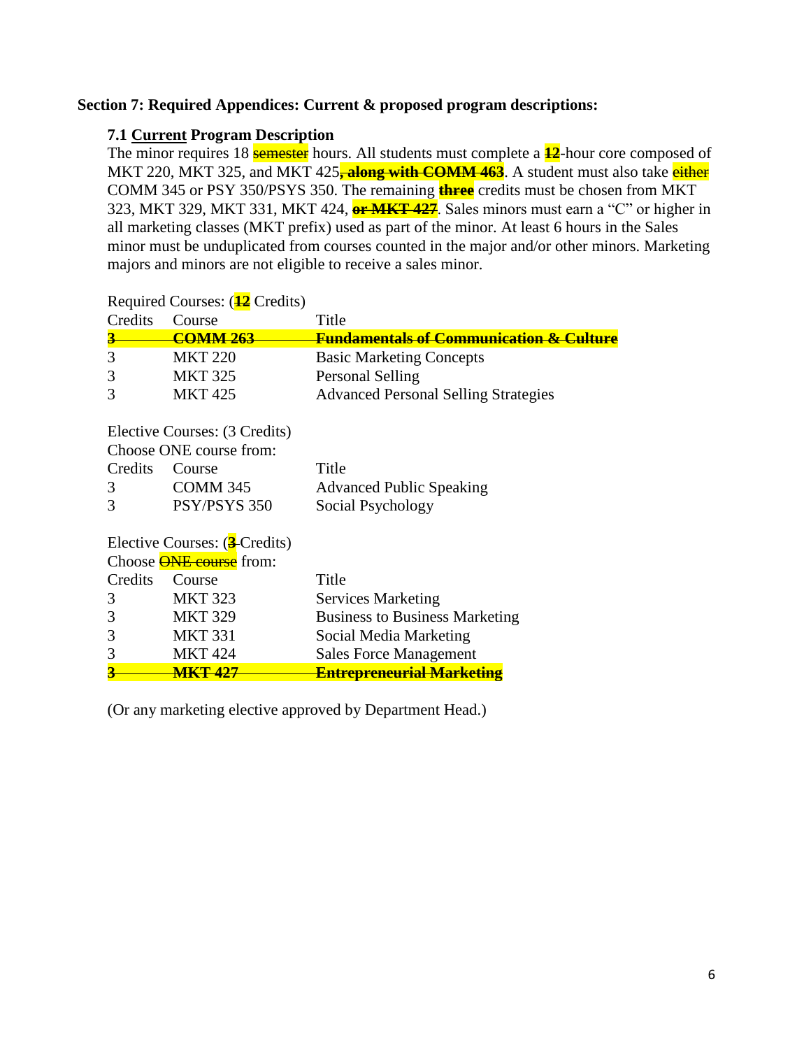**Section 7: Required Appendices: Current & proposed program descriptions:**

**7.1 Current Program Description**

The minor requires 18 ~~semester~~ hours. All students must complete a **~~12~~**-hour core composed of MKT 220, MKT 325, and MKT 425**~~, along with COMM 463~~**. A student must also take ~~either~~ COMM 345 or PSY 350/PSYS 350. The remaining **~~three~~** credits must be chosen from MKT 323, MKT 329, MKT 331, MKT 424, **~~or MKT 427~~**. Sales minors must earn a "C" or higher in all marketing classes (MKT prefix) used as part of the minor. At least 6 hours in the Sales minor must be unduplicated from courses counted in the major and/or other minors. Marketing majors and minors are not eligible to receive a sales minor.

Required Courses: (**~~12~~** Credits)

| Credits | Course | Title |
|---|---|---|
| **~~3~~** | **~~COMM 263~~** | **~~Fundamentals of Communication & Culture~~** |
| 3 | MKT 220 | Basic Marketing Concepts |
| 3 | MKT 325 | Personal Selling |
| 3 | MKT 425 | Advanced Personal Selling Strategies |

Elective Courses: (3 Credits)
Choose ONE course from:

| Credits | Course | Title |
|---|---|---|
| 3 | COMM 345 | Advanced Public Speaking |
| 3 | PSY/PSYS 350 | Social Psychology |

Elective Courses: (**~~3~~** Credits)
Choose ~~ONE course~~ from:

| Credits | Course | Title |
|---|---|---|
| 3 | MKT 323 | Services Marketing |
| 3 | MKT 329 | Business to Business Marketing |
| 3 | MKT 331 | Social Media Marketing |
| 3 | MKT 424 | Sales Force Management |
| **~~3~~** | **~~MKT 427~~** | **~~Entrepreneurial Marketing~~** |

(Or any marketing elective approved by Department Head.)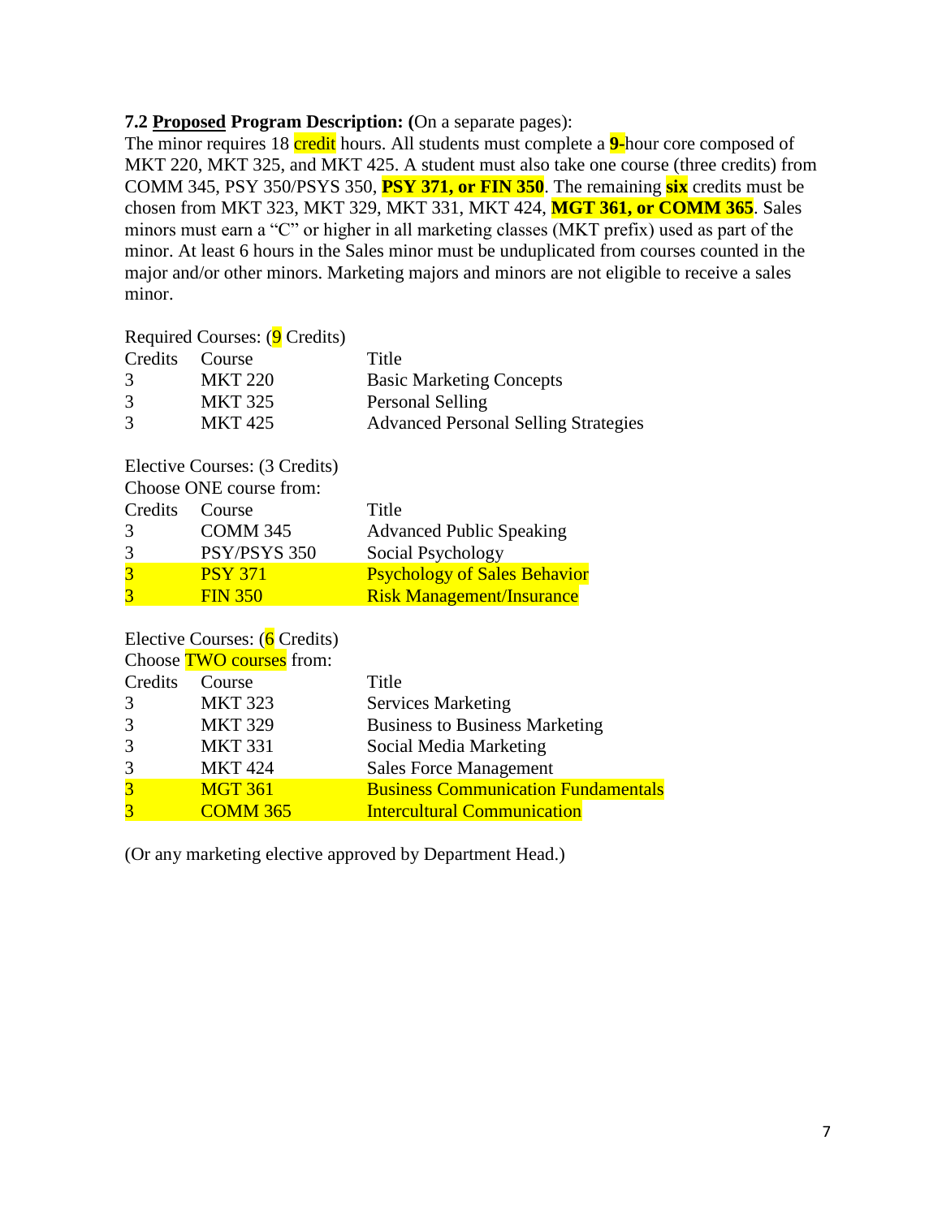**7.2 <u>Proposed</u> Program Description: (**On a separate pages):

The minor requires 18 credit hours. All students must complete a **9-**hour core composed of MKT 220, MKT 325, and MKT 425. A student must also take one course (three credits) from COMM 345, PSY 350/PSYS 350, **PSY 371, or FIN 350**. The remaining **six** credits must be chosen from MKT 323, MKT 329, MKT 331, MKT 424, **MGT 361, or COMM 365**. Sales minors must earn a "C" or higher in all marketing classes (MKT prefix) used as part of the minor. At least 6 hours in the Sales minor must be unduplicated from courses counted in the major and/or other minors. Marketing majors and minors are not eligible to receive a sales minor.

Required Courses: (9 Credits)

| Credits | Course | Title |
|---|---|---|
| 3 | MKT 220 | Basic Marketing Concepts |
| 3 | MKT 325 | Personal Selling |
| 3 | MKT 425 | Advanced Personal Selling Strategies |

Elective Courses: (3 Credits)
Choose ONE course from:

| Credits | Course | Title |
|---|---|---|
| 3 | COMM 345 | Advanced Public Speaking |
| 3 | PSY/PSYS 350 | Social Psychology |
| 3 | PSY 371 | Psychology of Sales Behavior |
| 3 | FIN 350 | Risk Management/Insurance |

Elective Courses: (6 Credits)
Choose TWO courses from:

| Credits | Course | Title |
|---|---|---|
| 3 | MKT 323 | Services Marketing |
| 3 | MKT 329 | Business to Business Marketing |
| 3 | MKT 331 | Social Media Marketing |
| 3 | MKT 424 | Sales Force Management |
| 3 | MGT 361 | Business Communication Fundamentals |
| 3 | COMM 365 | Intercultural Communication |

(Or any marketing elective approved by Department Head.)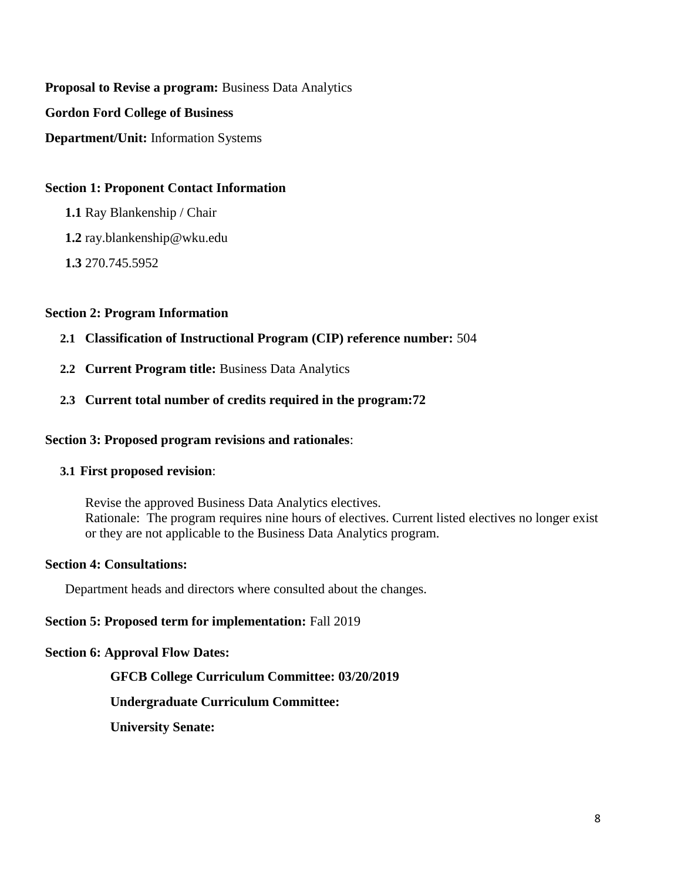**Proposal to Revise a program:** Business Data Analytics

**Gordon Ford College of Business**

**Department/Unit:** Information Systems

**Section 1: Proponent Contact Information**

**1.1** Ray Blankenship / Chair

**1.2** ray.blankenship@wku.edu

**1.3** 270.745.5952

**Section 2: Program Information**

**2.1 Classification of Instructional Program (CIP) reference number:** 504

**2.2 Current Program title:** Business Data Analytics

**2.3 Current total number of credits required in the program:72**

**Section 3: Proposed program revisions and rationales**:

**3.1 First proposed revision**:

Revise the approved Business Data Analytics electives.
Rationale: The program requires nine hours of electives. Current listed electives no longer exist or they are not applicable to the Business Data Analytics program.

**Section 4: Consultations:**

Department heads and directors where consulted about the changes.

**Section 5: Proposed term for implementation:** Fall 2019

**Section 6: Approval Flow Dates:**

**GFCB College Curriculum Committee: 03/20/2019**

**Undergraduate Curriculum Committee:**

**University Senate:**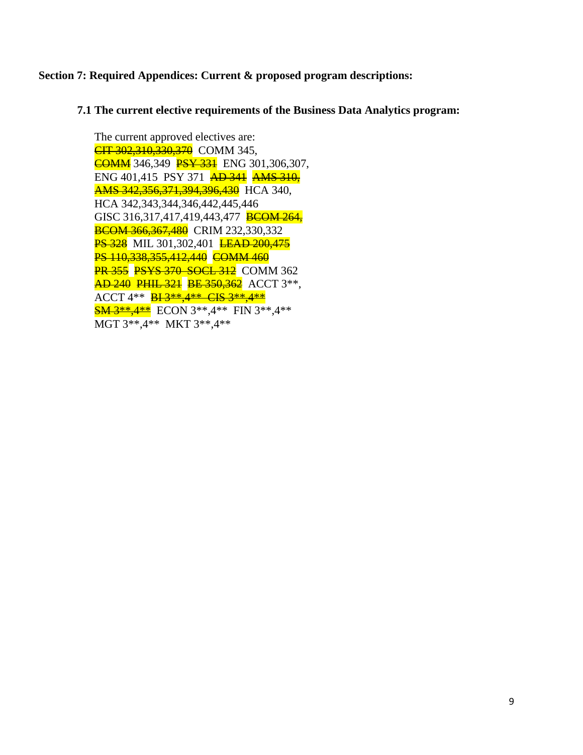**Section 7: Required Appendices: Current & proposed program descriptions:**

**7.1 The current elective requirements of the Business Data Analytics program:**

The current approved electives are:
~~CIT 302,310,330,370~~ COMM 345,
~~COMM~~ 346,349 ~~PSY 331~~ ENG 301,306,307,
ENG 401,415 PSY 371 ~~AD 341~~ ~~AMS 310,~~
~~AMS 342,356,371,394,396,430~~ HCA 340,
HCA 342,343,344,346,442,445,446
GISC 316,317,417,419,443,477 ~~BCOM 264,~~
~~BCOM 366,367,480~~ CRIM 232,330,332
~~PS 328~~ MIL 301,302,401 ~~LEAD 200,475~~
~~PS 110,338,355,412,440~~ ~~COMM 460~~
~~PR 355~~ ~~PSYS 370~~ ~~SOCL 312~~ COMM 362
~~AD 240~~ ~~PHIL 321~~ ~~BE 350,362~~ ACCT 3**,
ACCT 4** ~~BI 3**,4**~~ ~~CIS 3**,4**~~
~~SM 3**,4**~~ ECON 3**,4** FIN 3**,4**
MGT 3**,4** MKT 3**,4**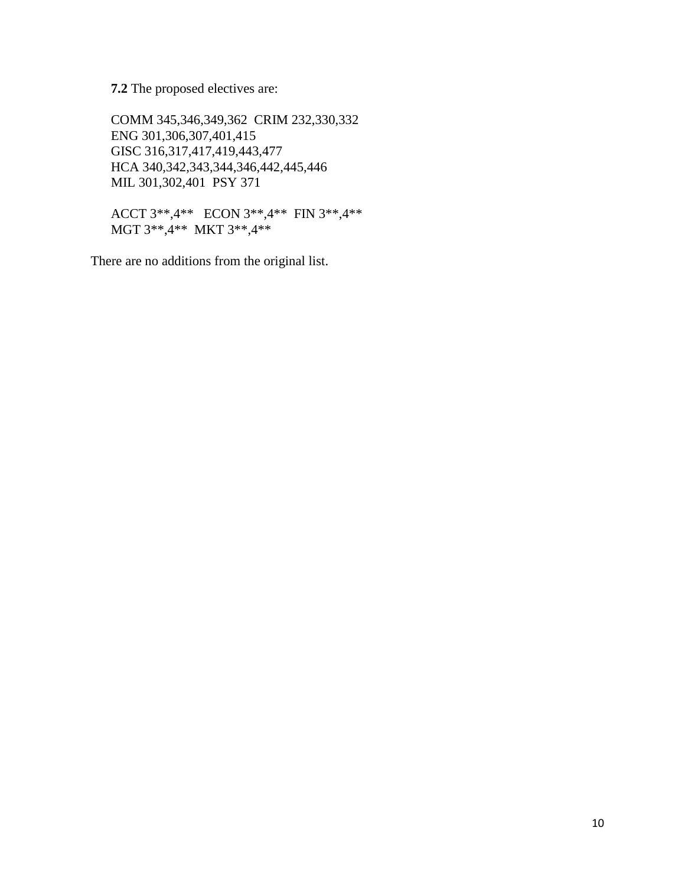**7.2** The proposed electives are:

COMM 345,346,349,362  CRIM 232,330,332
ENG 301,306,307,401,415
GISC 316,317,417,419,443,477
HCA 340,342,343,344,346,442,445,446
MIL 301,302,401  PSY 371

ACCT 3**,4**   ECON 3**,4**  FIN 3**,4**
MGT 3**,4**  MKT 3**,4**

There are no additions from the original list.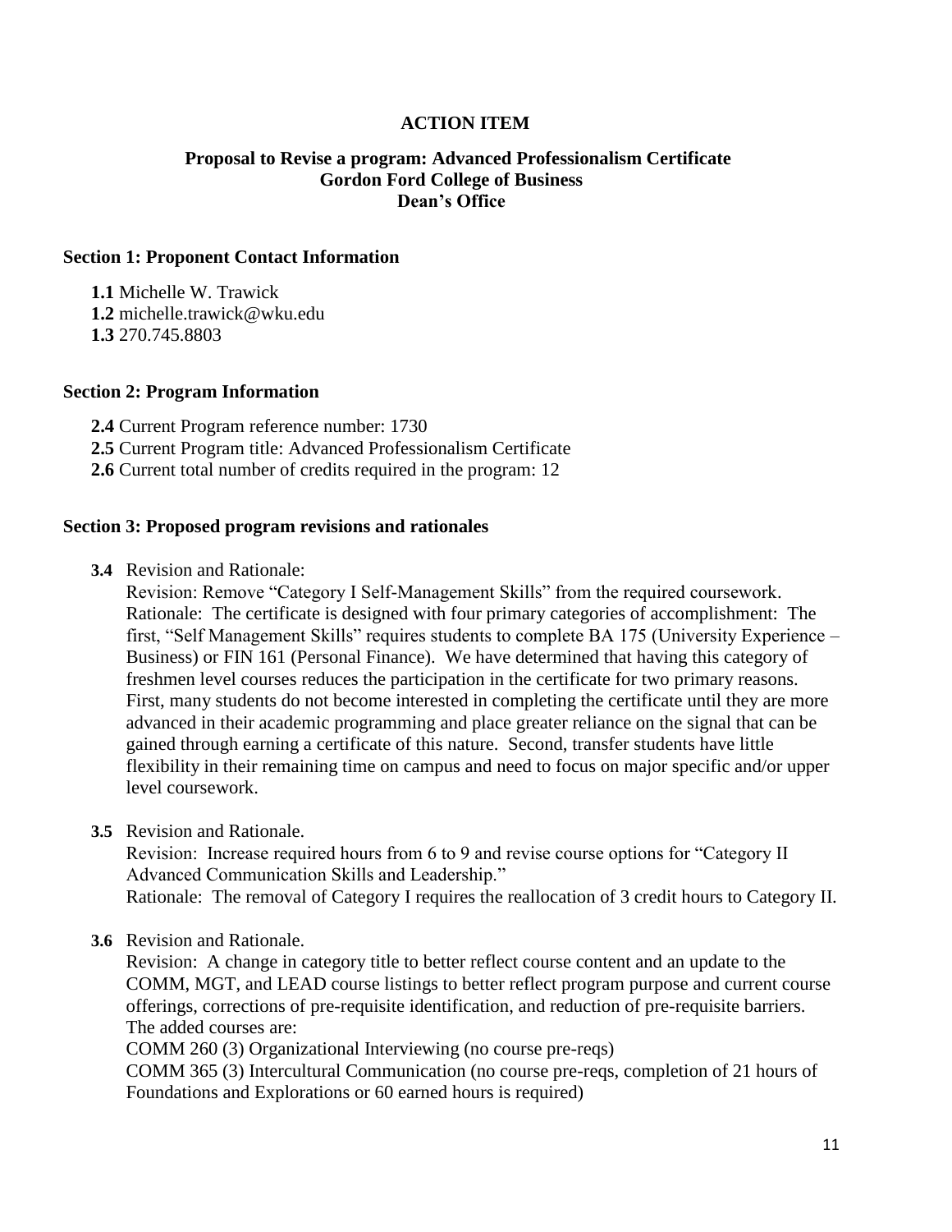**ACTION ITEM**

**Proposal to Revise a program: Advanced Professionalism Certificate**
**Gordon Ford College of Business**
**Dean's Office**

**Section 1: Proponent Contact Information**

**1.1** Michelle W. Trawick
**1.2** michelle.trawick@wku.edu
**1.3** 270.745.8803

**Section 2: Program Information**

**2.4** Current Program reference number: 1730
**2.5** Current Program title: Advanced Professionalism Certificate
**2.6** Current total number of credits required in the program: 12

**Section 3: Proposed program revisions and rationales**

**3.4** Revision and Rationale:
Revision: Remove "Category I Self-Management Skills" from the required coursework.
Rationale: The certificate is designed with four primary categories of accomplishment: The first, "Self Management Skills" requires students to complete BA 175 (University Experience – Business) or FIN 161 (Personal Finance). We have determined that having this category of freshmen level courses reduces the participation in the certificate for two primary reasons. First, many students do not become interested in completing the certificate until they are more advanced in their academic programming and place greater reliance on the signal that can be gained through earning a certificate of this nature. Second, transfer students have little flexibility in their remaining time on campus and need to focus on major specific and/or upper level coursework.

**3.5** Revision and Rationale.
Revision: Increase required hours from 6 to 9 and revise course options for "Category II Advanced Communication Skills and Leadership."
Rationale: The removal of Category I requires the reallocation of 3 credit hours to Category II.

**3.6** Revision and Rationale.
Revision: A change in category title to better reflect course content and an update to the COMM, MGT, and LEAD course listings to better reflect program purpose and current course offerings, corrections of pre-requisite identification, and reduction of pre-requisite barriers.
The added courses are:
COMM 260 (3) Organizational Interviewing (no course pre-reqs)
COMM 365 (3) Intercultural Communication (no course pre-reqs, completion of 21 hours of Foundations and Explorations or 60 earned hours is required)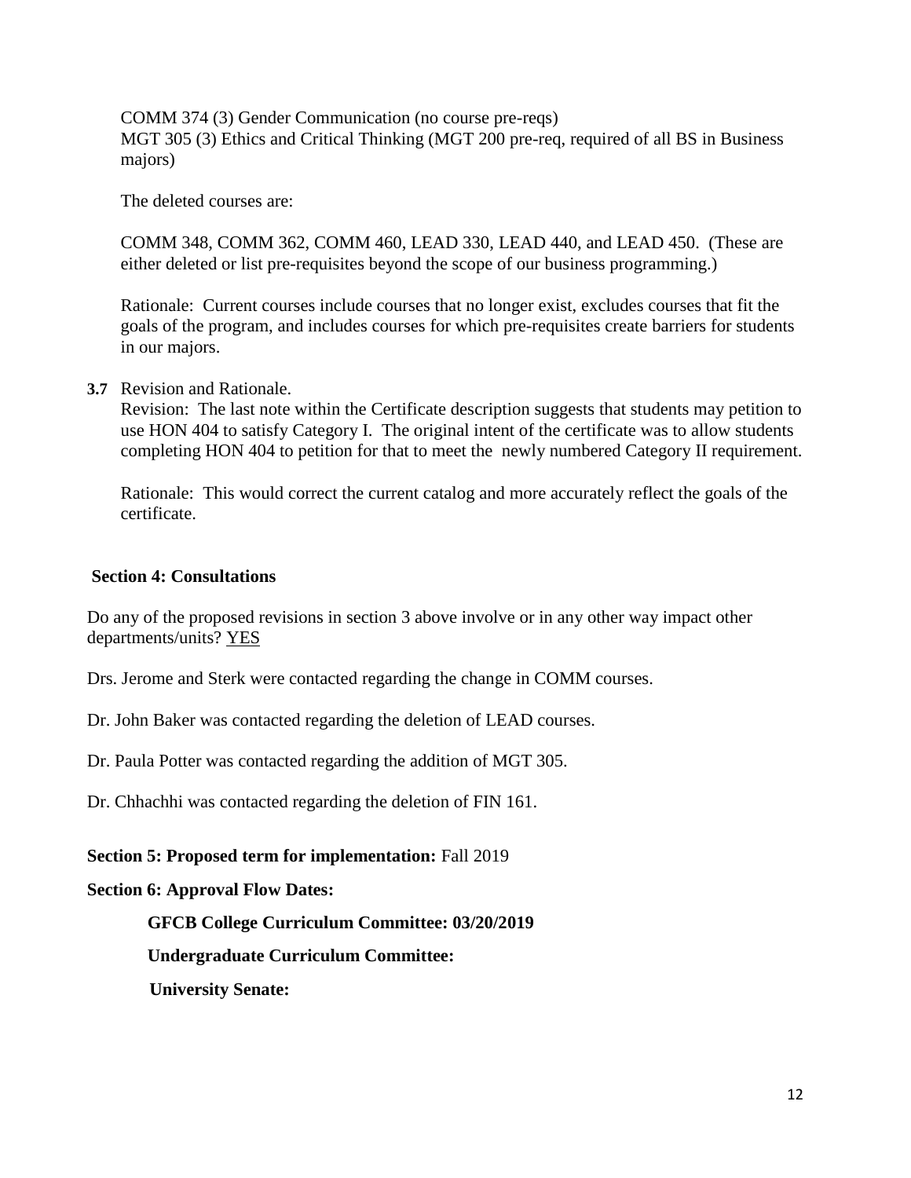COMM 374 (3) Gender Communication (no course pre-reqs)
MGT 305 (3) Ethics and Critical Thinking (MGT 200 pre-req, required of all BS in Business majors)

The deleted courses are:

COMM 348, COMM 362, COMM 460, LEAD 330, LEAD 440, and LEAD 450. (These are either deleted or list pre-requisites beyond the scope of our business programming.)

Rationale: Current courses include courses that no longer exist, excludes courses that fit the goals of the program, and includes courses for which pre-requisites create barriers for students in our majors.

**3.7** Revision and Rationale.
Revision: The last note within the Certificate description suggests that students may petition to use HON 404 to satisfy Category I. The original intent of the certificate was to allow students completing HON 404 to petition for that to meet the newly numbered Category II requirement.

Rationale: This would correct the current catalog and more accurately reflect the goals of the certificate.

**Section 4: Consultations**

Do any of the proposed revisions in section 3 above involve or in any other way impact other departments/units? YES

Drs. Jerome and Sterk were contacted regarding the change in COMM courses.

Dr. John Baker was contacted regarding the deletion of LEAD courses.

Dr. Paula Potter was contacted regarding the addition of MGT 305.

Dr. Chhachhi was contacted regarding the deletion of FIN 161.

**Section 5: Proposed term for implementation:** Fall 2019

**Section 6: Approval Flow Dates:**

**GFCB College Curriculum Committee: 03/20/2019**

**Undergraduate Curriculum Committee:**

**University Senate:**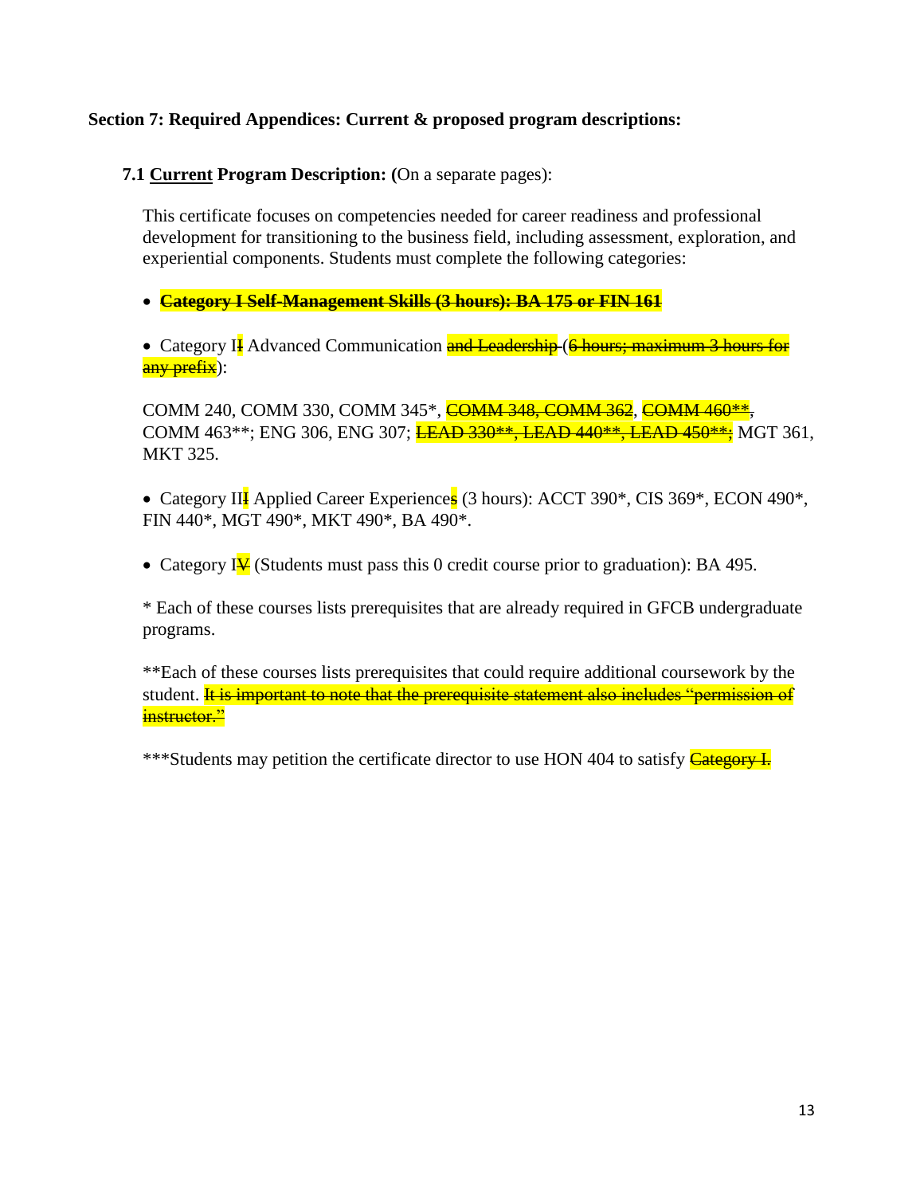**Section 7: Required Appendices: Current & proposed program descriptions:**

**7.1 Current Program Description: (**On a separate pages):

This certificate focuses on competencies needed for career readiness and professional development for transitioning to the business field, including assessment, exploration, and experiential components. Students must complete the following categories:

- ~~**Category I Self-Management Skills (3 hours): BA 175 or FIN 161**~~

- Category I~~I~~ Advanced Communication ~~and Leadership~~ (~~6 hours; maximum 3 hours for any prefix~~):

COMM 240, COMM 330, COMM 345*, ~~COMM 348, COMM 362~~, ~~COMM 460**~~, COMM 463**; ENG 306, ENG 307; ~~LEAD 330**, LEAD 440**, LEAD 450**;~~ MGT 361, MKT 325.

- Category II~~I~~ Applied Career Experience~~s~~ (3 hours): ACCT 390*, CIS 369*, ECON 490*, FIN 440*, MGT 490*, MKT 490*, BA 490*.

- Category I~~V~~ (Students must pass this 0 credit course prior to graduation): BA 495.

* Each of these courses lists prerequisites that are already required in GFCB undergraduate programs.

**Each of these courses lists prerequisites that could require additional coursework by the student. ~~It is important to note that the prerequisite statement also includes "permission of instructor."~~

***Students may petition the certificate director to use HON 404 to satisfy ~~Category I.~~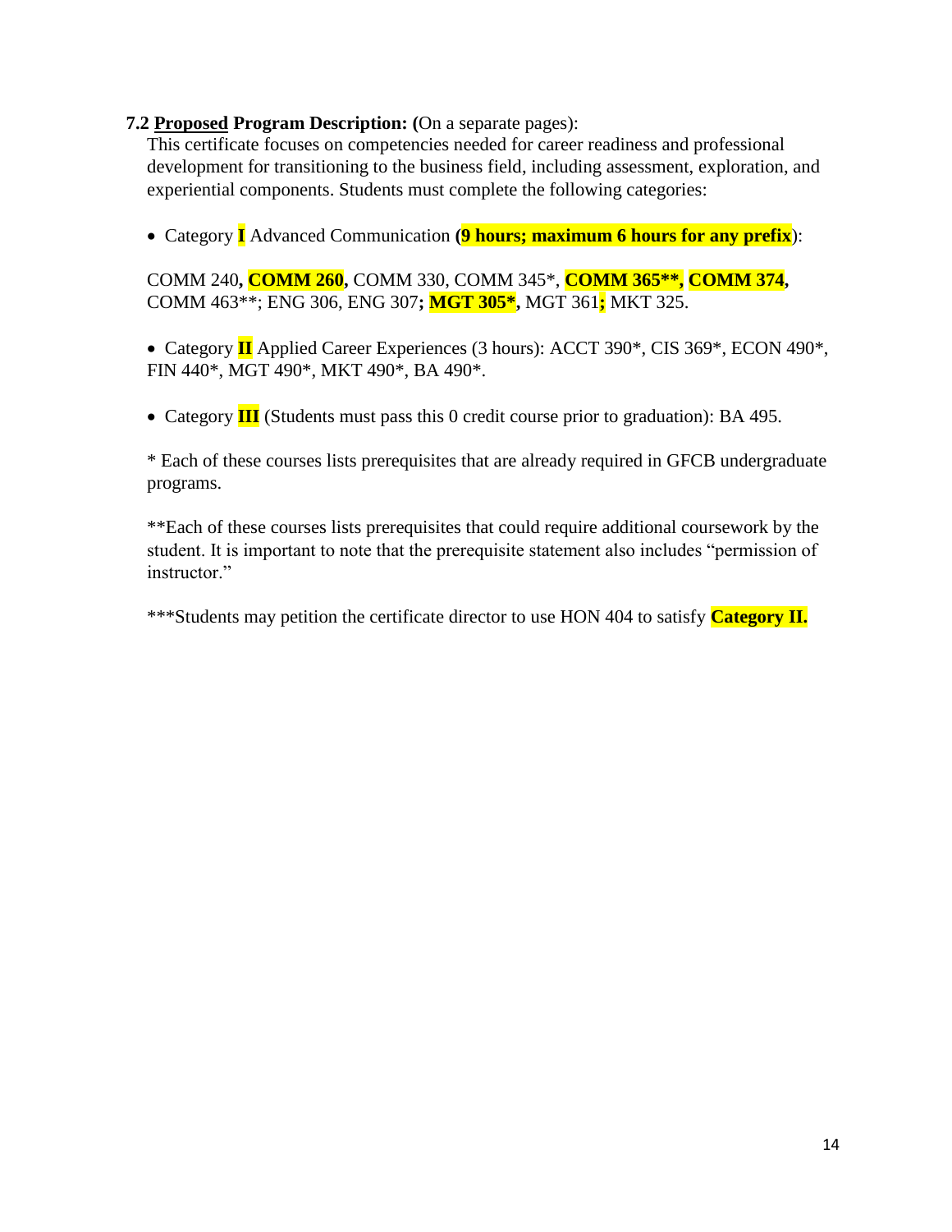**7.2 <u>Proposed</u> Program Description: (**On a separate pages):

This certificate focuses on competencies needed for career readiness and professional development for transitioning to the business field, including assessment, exploration, and experiential components. Students must complete the following categories:

- Category **I** Advanced Communication **(9 hours; maximum 6 hours for any prefix**):

COMM 240**, COMM 260,** COMM 330, COMM 345*, **COMM 365**, COMM 374,** COMM 463**; ENG 306, ENG 307**; MGT 305*,** MGT 361**;** MKT 325.

- Category **II** Applied Career Experiences (3 hours): ACCT 390*, CIS 369*, ECON 490*, FIN 440*, MGT 490*, MKT 490*, BA 490*.

- Category **III** (Students must pass this 0 credit course prior to graduation): BA 495.

\* Each of these courses lists prerequisites that are already required in GFCB undergraduate programs.

\*\*Each of these courses lists prerequisites that could require additional coursework by the student. It is important to note that the prerequisite statement also includes "permission of instructor."

\*\*\*Students may petition the certificate director to use HON 404 to satisfy **Category II.**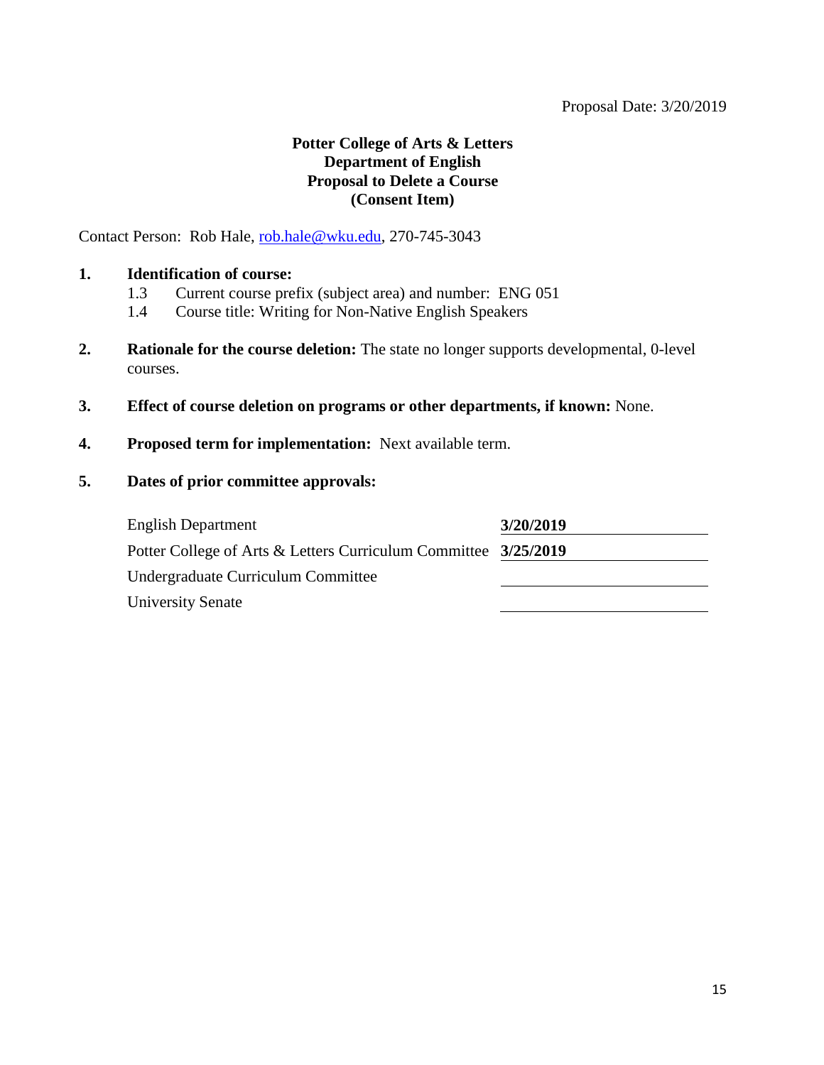Proposal Date: 3/20/2019

**Potter College of Arts & Letters**
**Department of English**
**Proposal to Delete a Course**
**(Consent Item)**

Contact Person: Rob Hale, rob.hale@wku.edu, 270-745-3043

1. **Identification of course:**
   - 1.3 Current course prefix (subject area) and number: ENG 051
   - 1.4 Course title: Writing for Non-Native English Speakers

2. **Rationale for the course deletion:** The state no longer supports developmental, 0-level courses.

3. **Effect of course deletion on programs or other departments, if known:** None.

4. **Proposed term for implementation:** Next available term.

5. **Dates of prior committee approvals:**

| | |
|---|---|
| English Department | **3/20/2019** |
| Potter College of Arts & Letters Curriculum Committee | **3/25/2019** |
| Undergraduate Curriculum Committee | |
| University Senate | |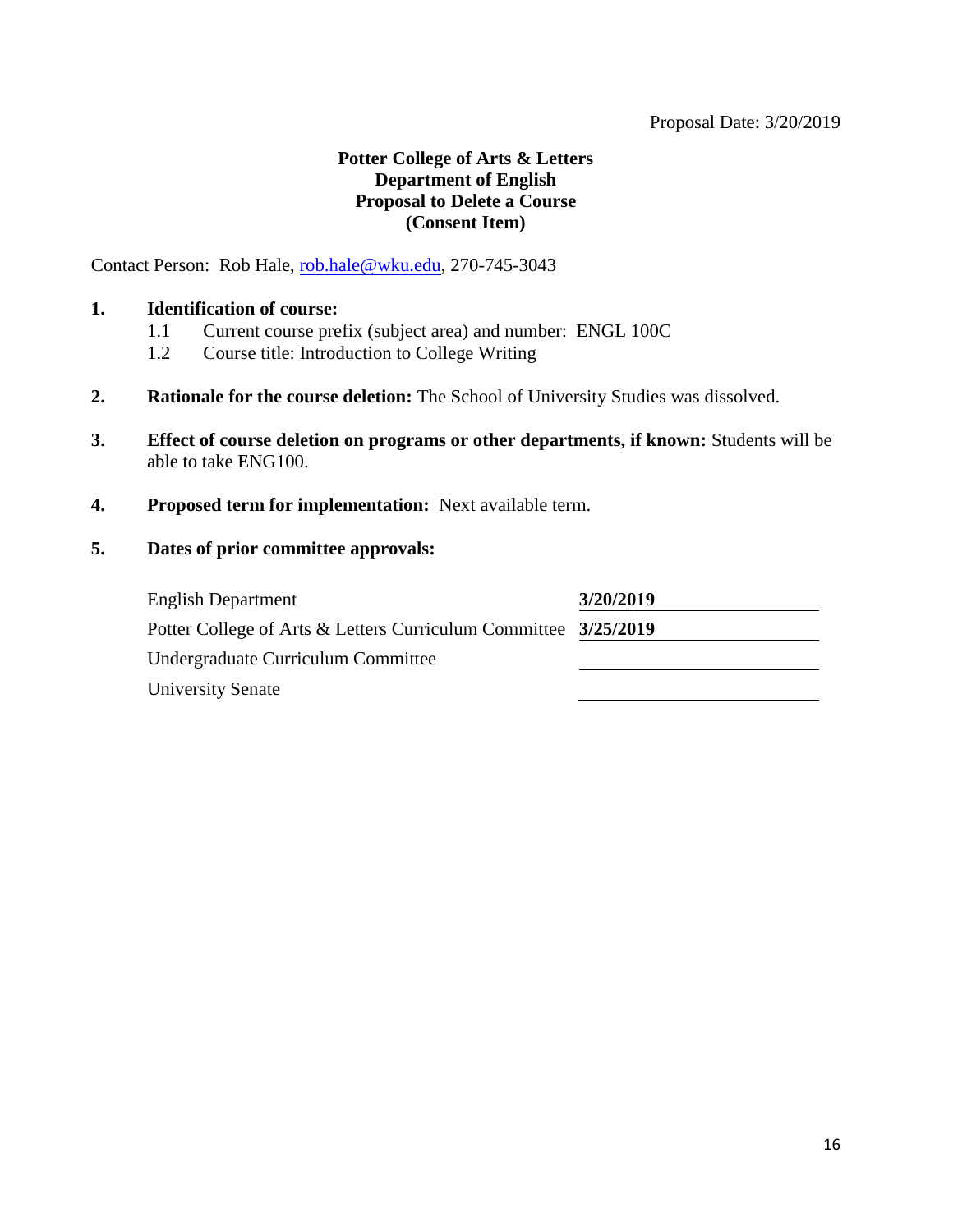Proposal Date: 3/20/2019

**Potter College of Arts & Letters**
**Department of English**
**Proposal to Delete a Course**
**(Consent Item)**

Contact Person: Rob Hale, rob.hale@wku.edu, 270-745-3043

1. **Identification of course:**
   - 1.1 Current course prefix (subject area) and number: ENGL 100C
   - 1.2 Course title: Introduction to College Writing

2. **Rationale for the course deletion:** The School of University Studies was dissolved.

3. **Effect of course deletion on programs or other departments, if known:** Students will be able to take ENG100.

4. **Proposed term for implementation:** Next available term.

5. **Dates of prior committee approvals:**

| | |
|---|---|
| English Department | **3/20/2019** |
| Potter College of Arts & Letters Curriculum Committee | **3/25/2019** |
| Undergraduate Curriculum Committee | |
| University Senate | |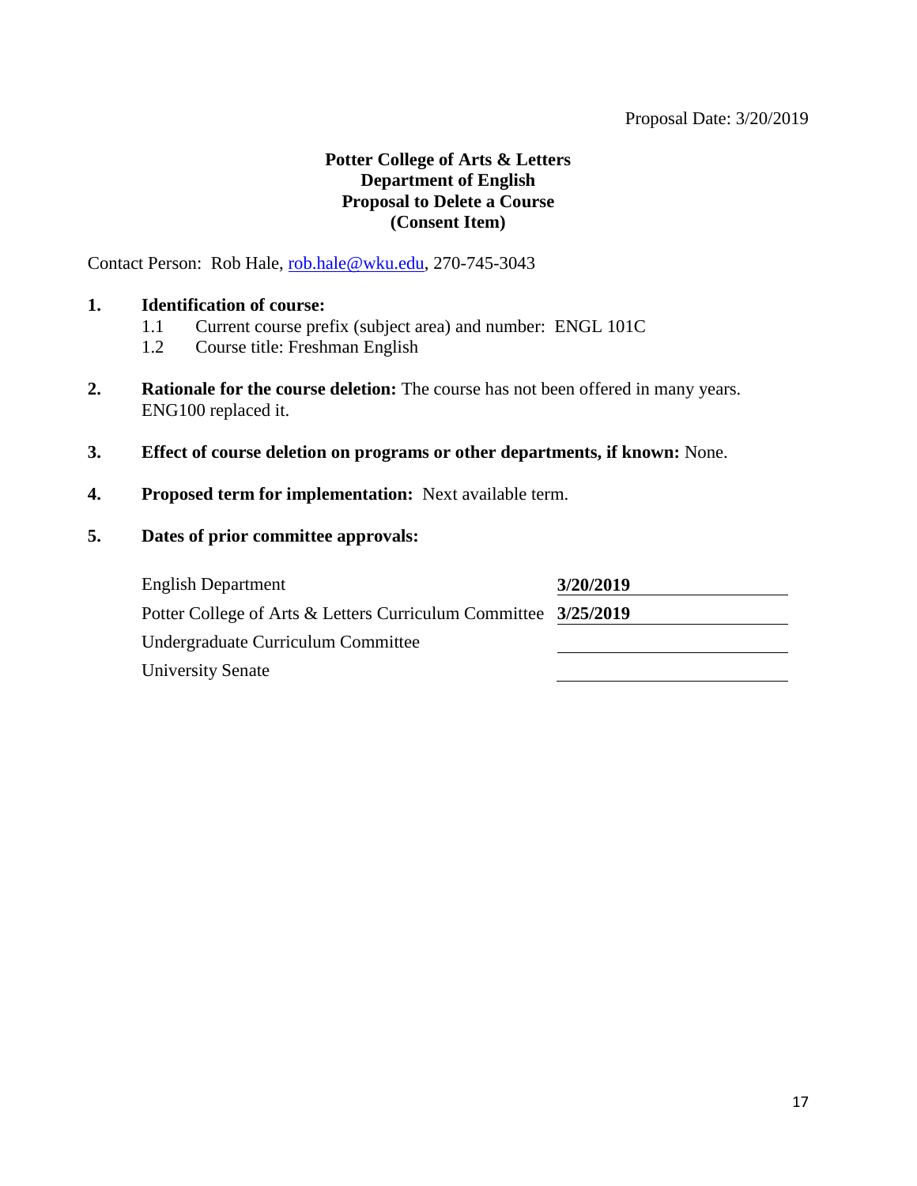Proposal Date: 3/20/2019

**Potter College of Arts & Letters**
**Department of English**
**Proposal to Delete a Course**
**(Consent Item)**

Contact Person: Rob Hale, rob.hale@wku.edu, 270-745-3043

**1. Identification of course:**

1.1 Current course prefix (subject area) and number: ENGL 101C

1.2 Course title: Freshman English

**2. Rationale for the course deletion:** The course has not been offered in many years. ENG100 replaced it.

**3. Effect of course deletion on programs or other departments, if known:** None.

**4. Proposed term for implementation:** Next available term.

**5. Dates of prior committee approvals:**

| | |
|---|---|
| English Department | **3/20/2019** |
| Potter College of Arts & Letters Curriculum Committee | **3/25/2019** |
| Undergraduate Curriculum Committee | |
| University Senate | |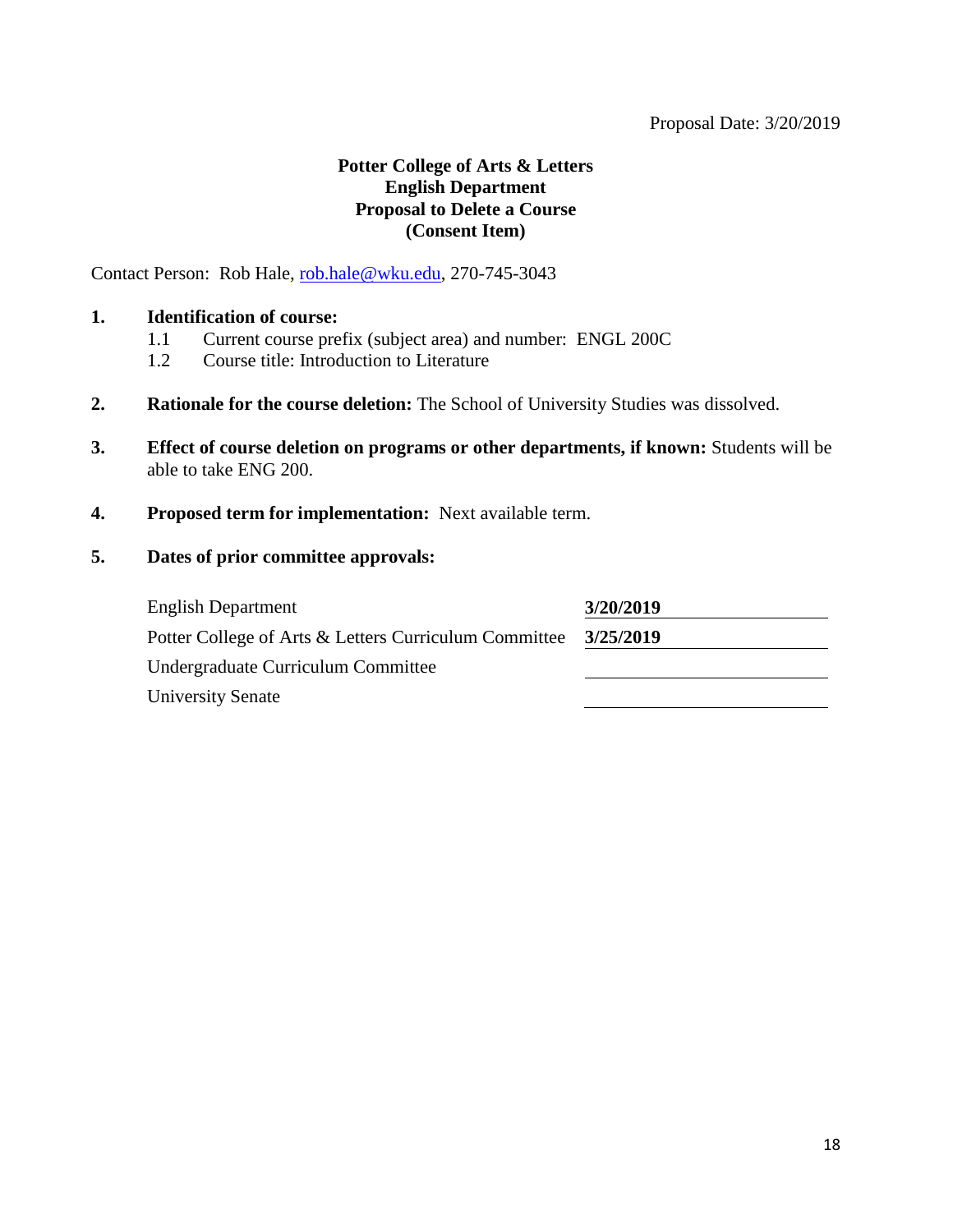Proposal Date: 3/20/2019

**Potter College of Arts & Letters**
**English Department**
**Proposal to Delete a Course**
**(Consent Item)**

Contact Person: Rob Hale, rob.hale@wku.edu, 270-745-3043

**1. Identification of course:**

1.1 Current course prefix (subject area) and number: ENGL 200C

1.2 Course title: Introduction to Literature

**2. Rationale for the course deletion:** The School of University Studies was dissolved.

**3. Effect of course deletion on programs or other departments, if known:** Students will be able to take ENG 200.

**4. Proposed term for implementation:** Next available term.

**5. Dates of prior committee approvals:**

| | |
|---|---|
| English Department | **3/20/2019** |
| Potter College of Arts & Letters Curriculum Committee | **3/25/2019** |
| Undergraduate Curriculum Committee | |
| University Senate | |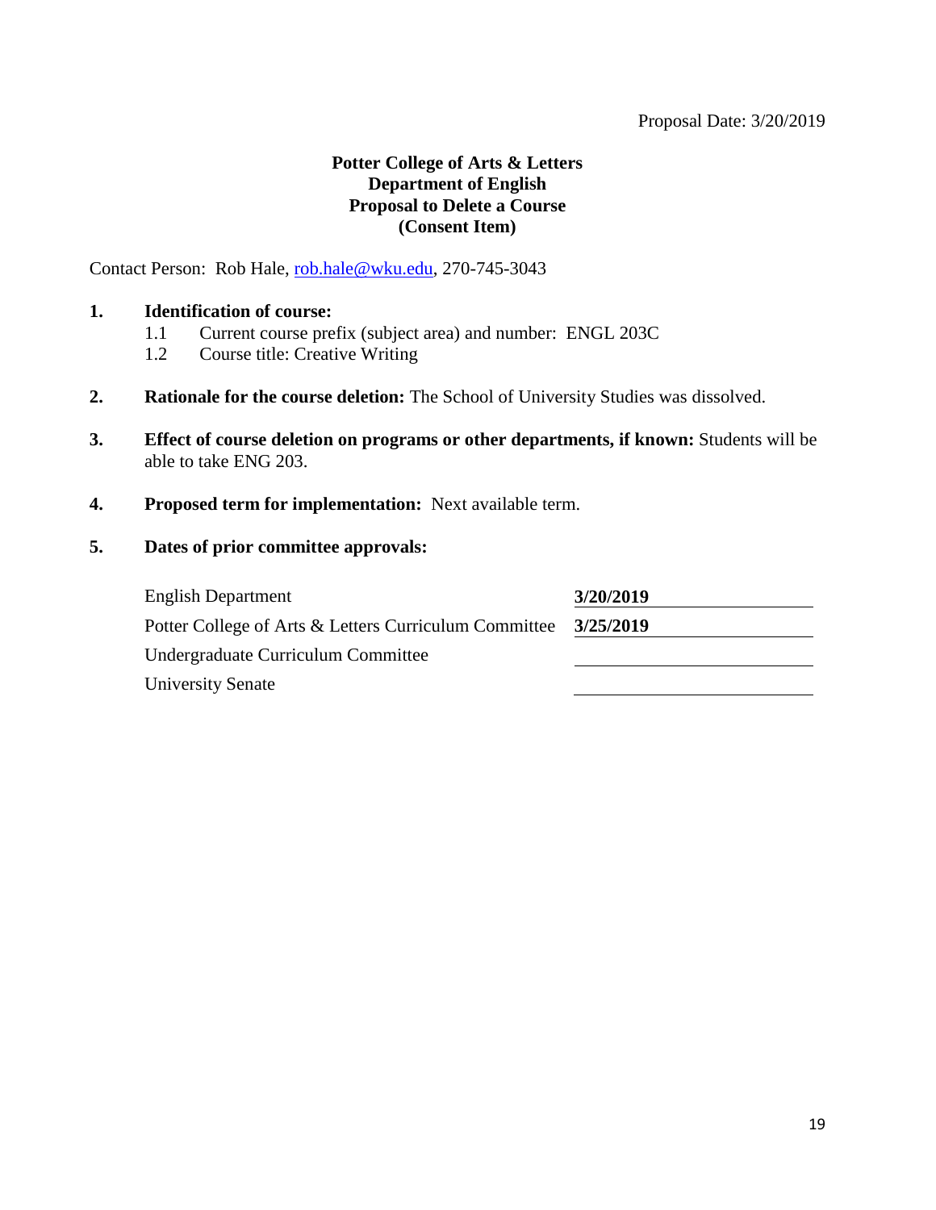Proposal Date: 3/20/2019

**Potter College of Arts & Letters**
**Department of English**
**Proposal to Delete a Course**
**(Consent Item)**

Contact Person: Rob Hale, rob.hale@wku.edu, 270-745-3043

**1. Identification of course:**

1.1 Current course prefix (subject area) and number: ENGL 203C

1.2 Course title: Creative Writing

**2. Rationale for the course deletion:** The School of University Studies was dissolved.

**3. Effect of course deletion on programs or other departments, if known:** Students will be able to take ENG 203.

**4. Proposed term for implementation:** Next available term.

**5. Dates of prior committee approvals:**

| | |
|---|---|
| English Department | **3/20/2019** |
| Potter College of Arts & Letters Curriculum Committee | **3/25/2019** |
| Undergraduate Curriculum Committee | |
| University Senate | |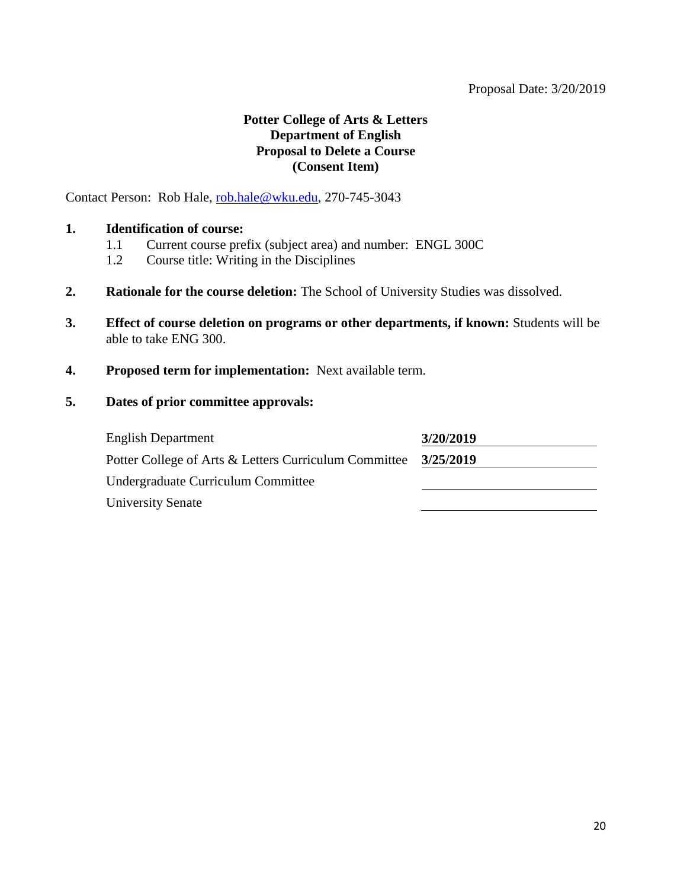Proposal Date: 3/20/2019

**Potter College of Arts & Letters**
**Department of English**
**Proposal to Delete a Course**
**(Consent Item)**

Contact Person: Rob Hale, rob.hale@wku.edu, 270-745-3043

**1. Identification of course:**

1.1 Current course prefix (subject area) and number: ENGL 300C

1.2 Course title: Writing in the Disciplines

**2. Rationale for the course deletion:** The School of University Studies was dissolved.

**3. Effect of course deletion on programs or other departments, if known:** Students will be able to take ENG 300.

**4. Proposed term for implementation:** Next available term.

**5. Dates of prior committee approvals:**

| | |
|---|---|
| English Department | **3/20/2019** |
| Potter College of Arts & Letters Curriculum Committee | **3/25/2019** |
| Undergraduate Curriculum Committee | |
| University Senate | |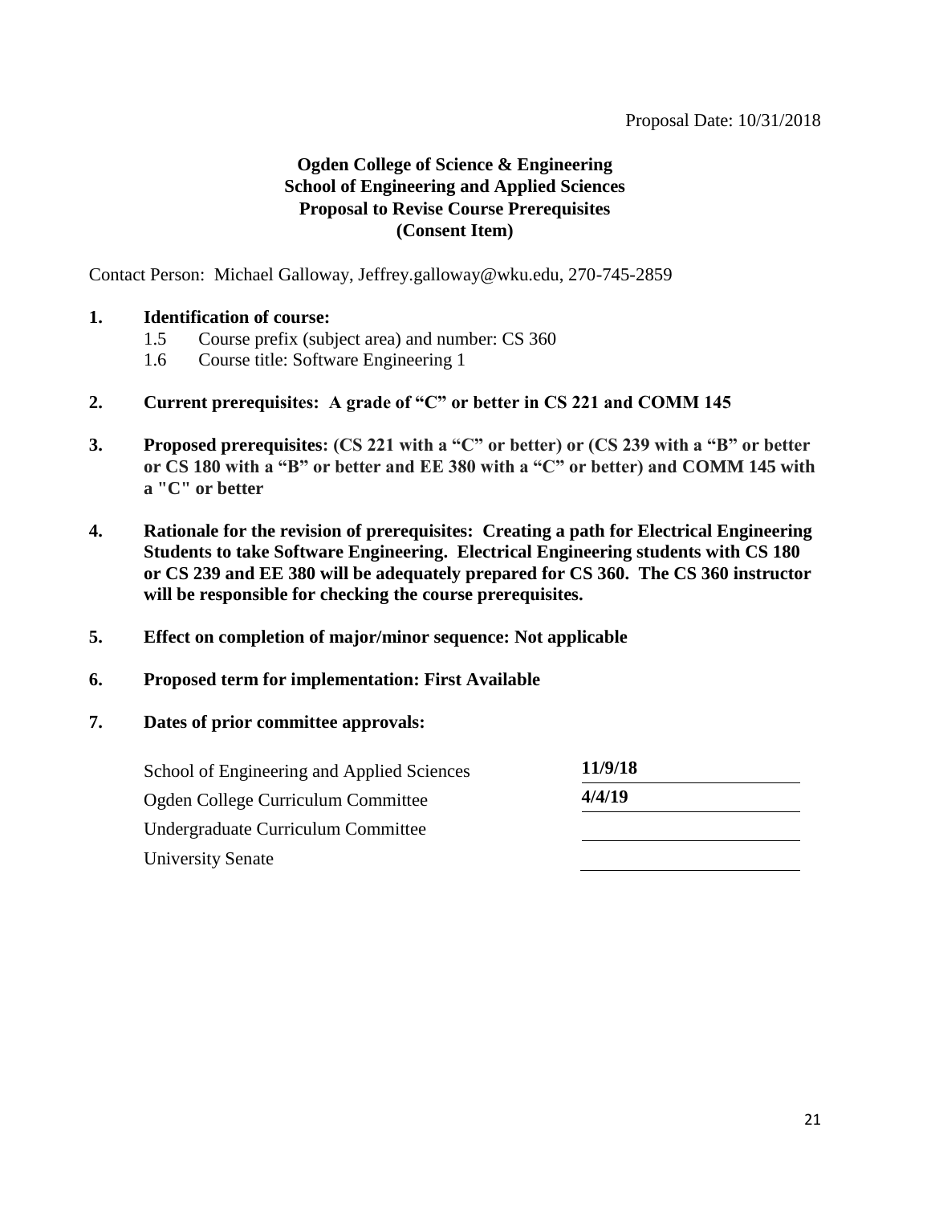Proposal Date: 10/31/2018

**Ogden College of Science & Engineering**
**School of Engineering and Applied Sciences**
**Proposal to Revise Course Prerequisites**
**(Consent Item)**

Contact Person: Michael Galloway, Jeffrey.galloway@wku.edu, 270-745-2859

**1. Identification of course:**

1.5 Course prefix (subject area) and number: CS 360

1.6 Course title: Software Engineering 1

**2. Current prerequisites: A grade of "C" or better in CS 221 and COMM 145**

**3. Proposed prerequisites: (CS 221 with a "C" or better) or (CS 239 with a "B" or better or CS 180 with a "B" or better and EE 380 with a "C" or better) and COMM 145 with a "C" or better**

**4. Rationale for the revision of prerequisites: Creating a path for Electrical Engineering Students to take Software Engineering. Electrical Engineering students with CS 180 or CS 239 and EE 380 will be adequately prepared for CS 360. The CS 360 instructor will be responsible for checking the course prerequisites.**

**5. Effect on completion of major/minor sequence: Not applicable**

**6. Proposed term for implementation: First Available**

**7. Dates of prior committee approvals:**

| | |
|---|---|
| School of Engineering and Applied Sciences | **11/9/18** |
| Ogden College Curriculum Committee | **4/4/19** |
| Undergraduate Curriculum Committee | |
| University Senate | |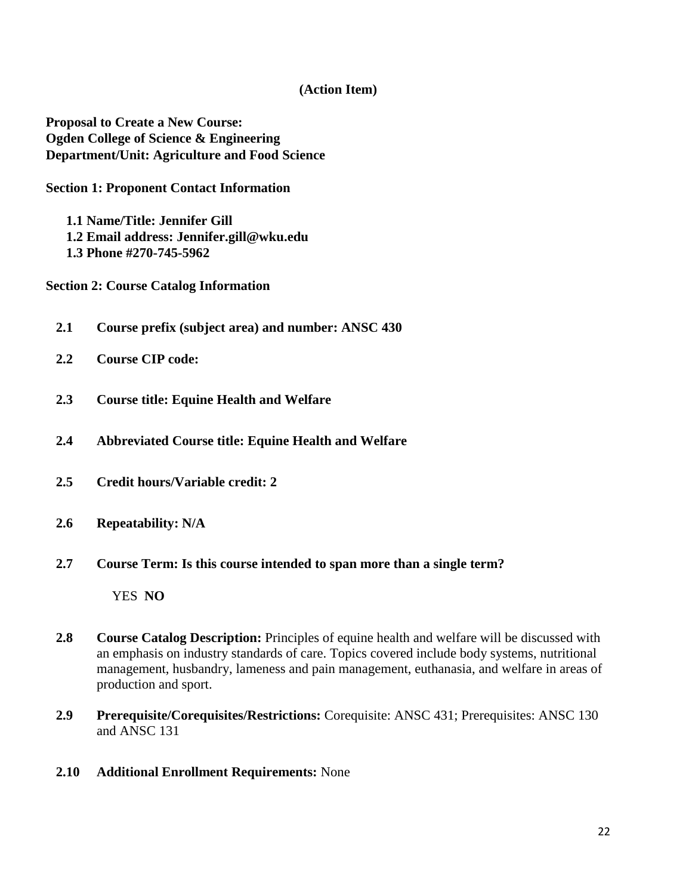**(Action Item)**

**Proposal to Create a New Course:**
**Ogden College of Science & Engineering**
**Department/Unit: Agriculture and Food Science**

**Section 1: Proponent Contact Information**

**1.1 Name/Title: Jennifer Gill**
**1.2 Email address: Jennifer.gill@wku.edu**
**1.3 Phone #270-745-5962**

**Section 2: Course Catalog Information**

**2.1 Course prefix (subject area) and number: ANSC 430**

**2.2 Course CIP code:**

**2.3 Course title: Equine Health and Welfare**

**2.4 Abbreviated Course title: Equine Health and Welfare**

**2.5 Credit hours/Variable credit: 2**

**2.6 Repeatability: N/A**

**2.7 Course Term: Is this course intended to span more than a single term?**

YES **NO**

**2.8 Course Catalog Description:** Principles of equine health and welfare will be discussed with an emphasis on industry standards of care. Topics covered include body systems, nutritional management, husbandry, lameness and pain management, euthanasia, and welfare in areas of production and sport.

**2.9 Prerequisite/Corequisites/Restrictions:** Corequisite: ANSC 431; Prerequisites: ANSC 130 and ANSC 131

**2.10 Additional Enrollment Requirements:** None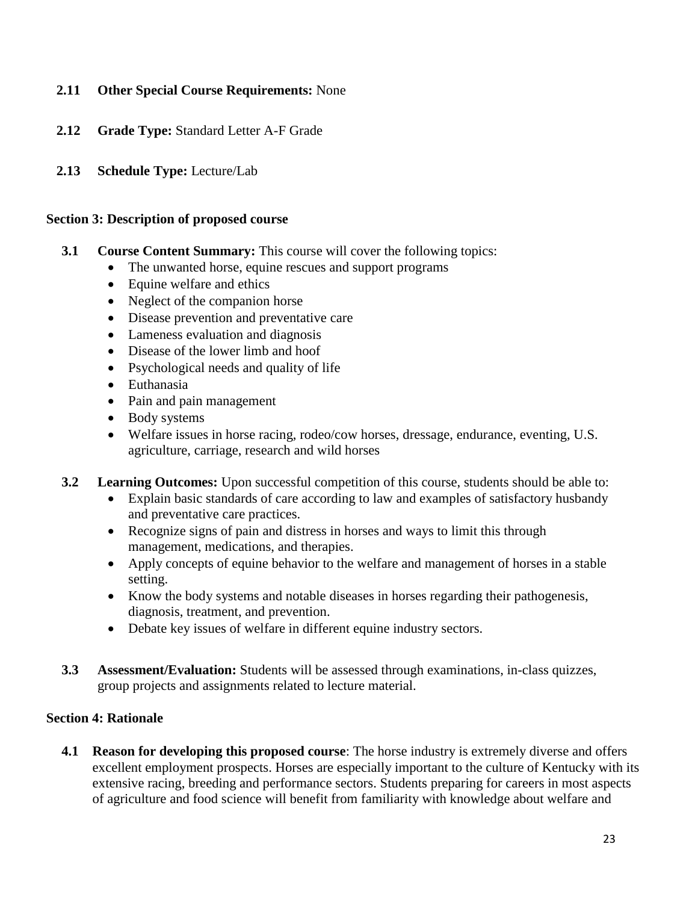**2.11 Other Special Course Requirements:** None

**2.12 Grade Type:** Standard Letter A-F Grade

**2.13 Schedule Type:** Lecture/Lab

**Section 3: Description of proposed course**

**3.1 Course Content Summary:** This course will cover the following topics:

- The unwanted horse, equine rescues and support programs
- Equine welfare and ethics
- Neglect of the companion horse
- Disease prevention and preventative care
- Lameness evaluation and diagnosis
- Disease of the lower limb and hoof
- Psychological needs and quality of life
- Euthanasia
- Pain and pain management
- Body systems
- Welfare issues in horse racing, rodeo/cow horses, dressage, endurance, eventing, U.S. agriculture, carriage, research and wild horses

**3.2 Learning Outcomes:** Upon successful competition of this course, students should be able to:

- Explain basic standards of care according to law and examples of satisfactory husbandy and preventative care practices.
- Recognize signs of pain and distress in horses and ways to limit this through management, medications, and therapies.
- Apply concepts of equine behavior to the welfare and management of horses in a stable setting.
- Know the body systems and notable diseases in horses regarding their pathogenesis, diagnosis, treatment, and prevention.
- Debate key issues of welfare in different equine industry sectors.

**3.3 Assessment/Evaluation:** Students will be assessed through examinations, in-class quizzes, group projects and assignments related to lecture material.

**Section 4: Rationale**

**4.1 Reason for developing this proposed course**: The horse industry is extremely diverse and offers excellent employment prospects. Horses are especially important to the culture of Kentucky with its extensive racing, breeding and performance sectors. Students preparing for careers in most aspects of agriculture and food science will benefit from familiarity with knowledge about welfare and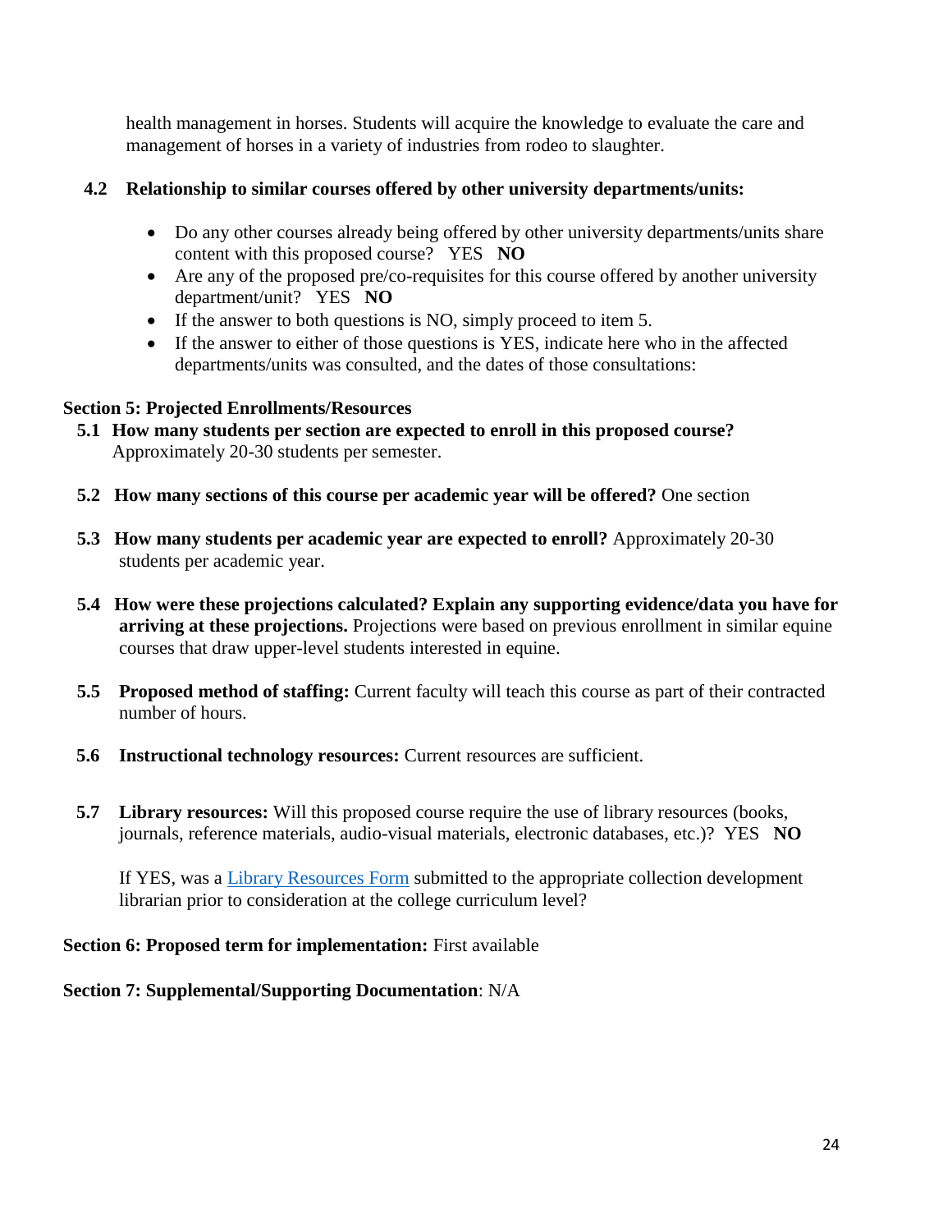health management in horses. Students will acquire the knowledge to evaluate the care and management of horses in a variety of industries from rodeo to slaughter.

**4.2 Relationship to similar courses offered by other university departments/units:**

- Do any other courses already being offered by other university departments/units share content with this proposed course? YES **NO**
- Are any of the proposed pre/co-requisites for this course offered by another university department/unit? YES **NO**
- If the answer to both questions is NO, simply proceed to item 5.
- If the answer to either of those questions is YES, indicate here who in the affected departments/units was consulted, and the dates of those consultations:

**Section 5: Projected Enrollments/Resources**

**5.1 How many students per section are expected to enroll in this proposed course?** Approximately 20-30 students per semester.

**5.2 How many sections of this course per academic year will be offered?** One section

**5.3 How many students per academic year are expected to enroll?** Approximately 20-30 students per academic year.

**5.4 How were these projections calculated? Explain any supporting evidence/data you have for arriving at these projections.** Projections were based on previous enrollment in similar equine courses that draw upper-level students interested in equine.

**5.5 Proposed method of staffing:** Current faculty will teach this course as part of their contracted number of hours.

**5.6 Instructional technology resources:** Current resources are sufficient.

**5.7 Library resources:** Will this proposed course require the use of library resources (books, journals, reference materials, audio-visual materials, electronic databases, etc.)? YES **NO**

If YES, was a Library Resources Form submitted to the appropriate collection development librarian prior to consideration at the college curriculum level?

**Section 6: Proposed term for implementation:** First available

**Section 7: Supplemental/Supporting Documentation**: N/A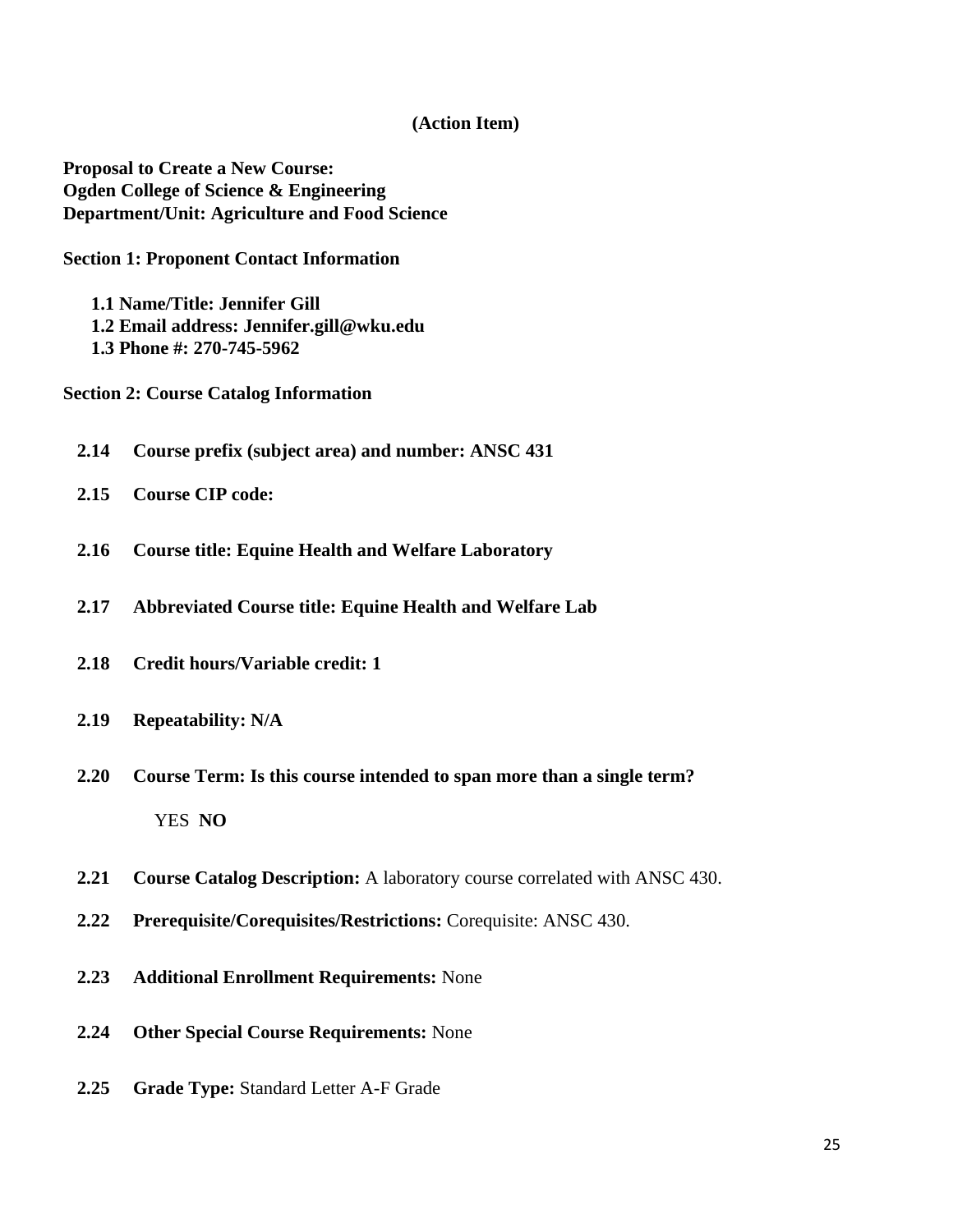**(Action Item)**

**Proposal to Create a New Course:**
**Ogden College of Science & Engineering**
**Department/Unit: Agriculture and Food Science**

**Section 1: Proponent Contact Information**

- **1.1 Name/Title: Jennifer Gill**
- **1.2 Email address: Jennifer.gill@wku.edu**
- **1.3 Phone #: 270-745-5962**

**Section 2: Course Catalog Information**

**2.14 Course prefix (subject area) and number: ANSC 431**

**2.15 Course CIP code:**

**2.16 Course title: Equine Health and Welfare Laboratory**

**2.17 Abbreviated Course title: Equine Health and Welfare Lab**

**2.18 Credit hours/Variable credit: 1**

**2.19 Repeatability: N/A**

**2.20 Course Term: Is this course intended to span more than a single term?**

YES **NO**

**2.21 Course Catalog Description:** A laboratory course correlated with ANSC 430.

**2.22 Prerequisite/Corequisites/Restrictions:** Corequisite: ANSC 430.

**2.23 Additional Enrollment Requirements:** None

**2.24 Other Special Course Requirements:** None

**2.25 Grade Type:** Standard Letter A-F Grade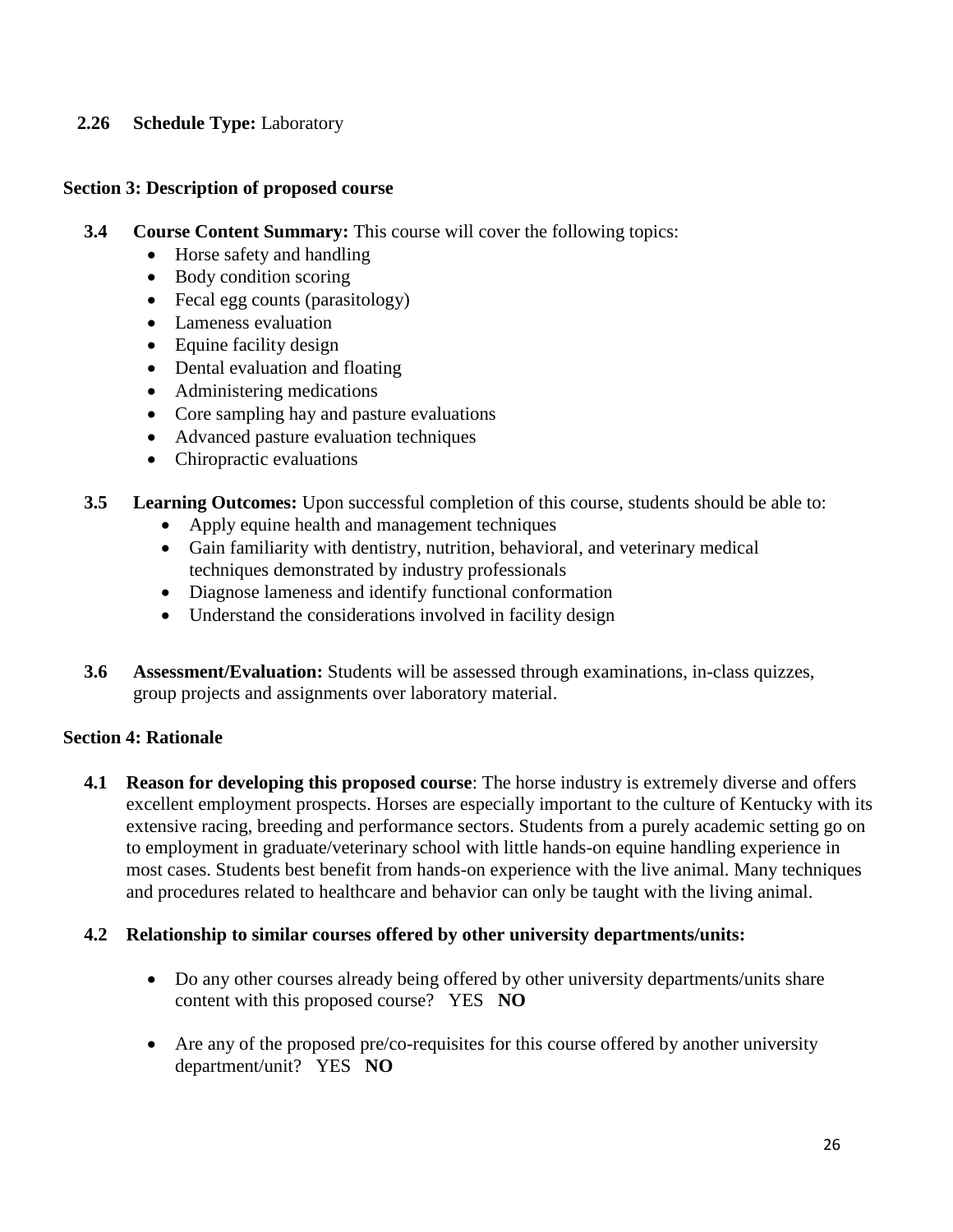**2.26 Schedule Type:** Laboratory

**Section 3: Description of proposed course**

**3.4 Course Content Summary:** This course will cover the following topics:

- Horse safety and handling
- Body condition scoring
- Fecal egg counts (parasitology)
- Lameness evaluation
- Equine facility design
- Dental evaluation and floating
- Administering medications
- Core sampling hay and pasture evaluations
- Advanced pasture evaluation techniques
- Chiropractic evaluations

**3.5 Learning Outcomes:** Upon successful completion of this course, students should be able to:

- Apply equine health and management techniques
- Gain familiarity with dentistry, nutrition, behavioral, and veterinary medical techniques demonstrated by industry professionals
- Diagnose lameness and identify functional conformation
- Understand the considerations involved in facility design

**3.6 Assessment/Evaluation:** Students will be assessed through examinations, in-class quizzes, group projects and assignments over laboratory material.

**Section 4: Rationale**

**4.1 Reason for developing this proposed course**: The horse industry is extremely diverse and offers excellent employment prospects. Horses are especially important to the culture of Kentucky with its extensive racing, breeding and performance sectors. Students from a purely academic setting go on to employment in graduate/veterinary school with little hands-on equine handling experience in most cases. Students best benefit from hands-on experience with the live animal. Many techniques and procedures related to healthcare and behavior can only be taught with the living animal.

**4.2 Relationship to similar courses offered by other university departments/units:**

- Do any other courses already being offered by other university departments/units share content with this proposed course? YES **NO**
- Are any of the proposed pre/co-requisites for this course offered by another university department/unit? YES **NO**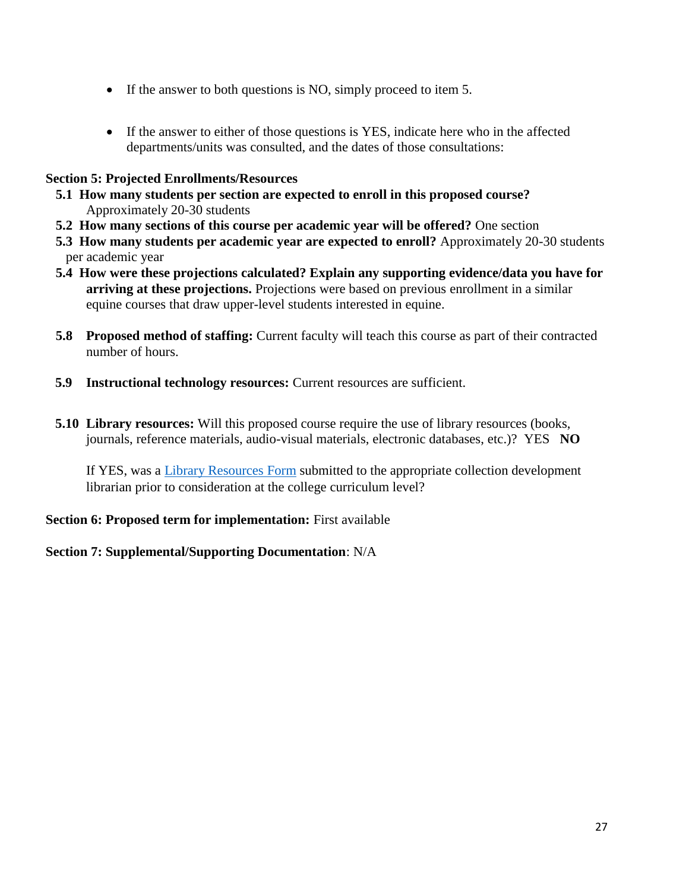- If the answer to both questions is NO, simply proceed to item 5.

- If the answer to either of those questions is YES, indicate here who in the affected departments/units was consulted, and the dates of those consultations:

**Section 5: Projected Enrollments/Resources**

**5.1 How many students per section are expected to enroll in this proposed course?** Approximately 20-30 students

**5.2 How many sections of this course per academic year will be offered?** One section

**5.3 How many students per academic year are expected to enroll?** Approximately 20-30 students per academic year

**5.4 How were these projections calculated? Explain any supporting evidence/data you have for arriving at these projections.** Projections were based on previous enrollment in a similar equine courses that draw upper-level students interested in equine.

**5.8 Proposed method of staffing:** Current faculty will teach this course as part of their contracted number of hours.

**5.9 Instructional technology resources:** Current resources are sufficient.

**5.10 Library resources:** Will this proposed course require the use of library resources (books, journals, reference materials, audio-visual materials, electronic databases, etc.)? YES **NO**

If YES, was a Library Resources Form submitted to the appropriate collection development librarian prior to consideration at the college curriculum level?

**Section 6: Proposed term for implementation:** First available

**Section 7: Supplemental/Supporting Documentation**: N/A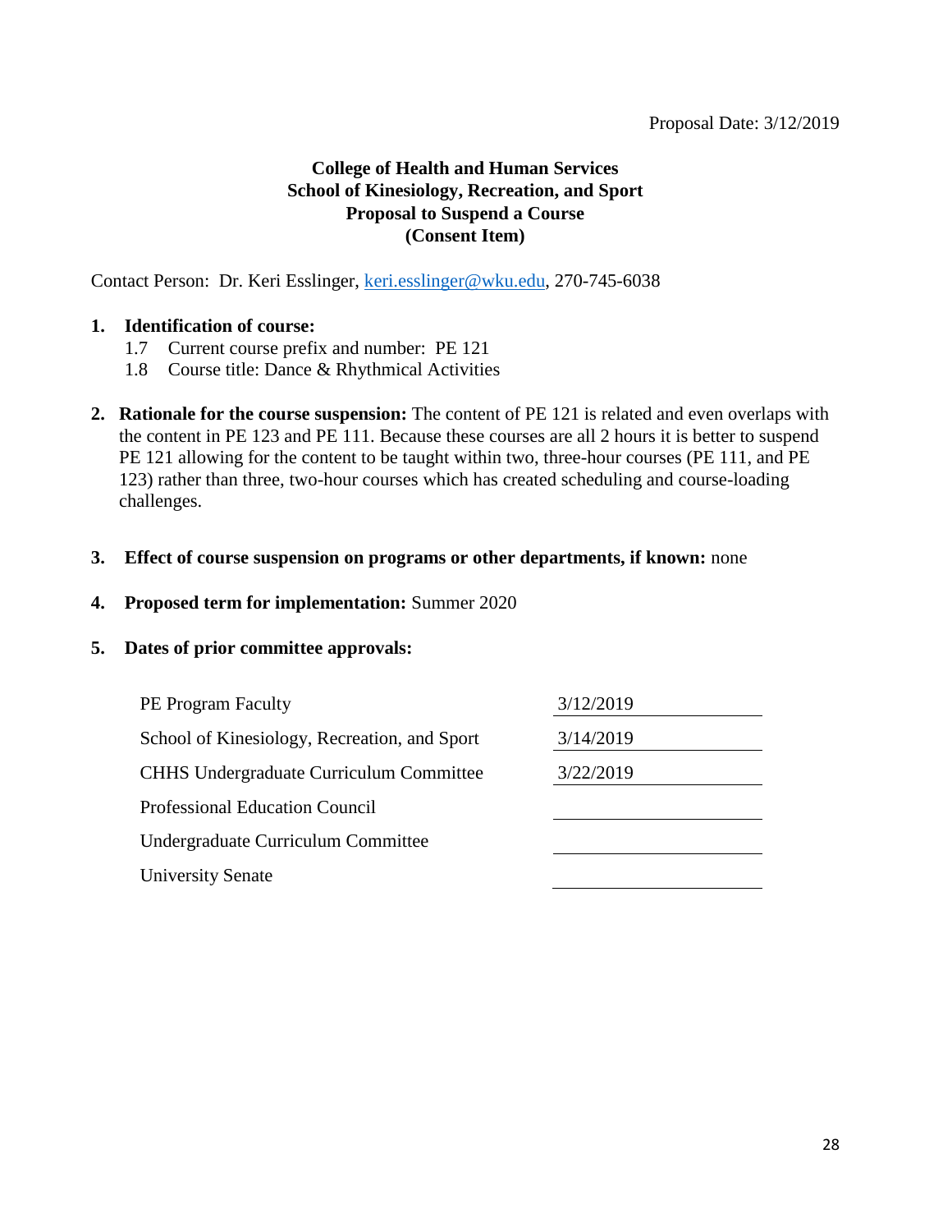Proposal Date: 3/12/2019

**College of Health and Human Services**
**School of Kinesiology, Recreation, and Sport**
**Proposal to Suspend a Course**
**(Consent Item)**

Contact Person: Dr. Keri Esslinger, keri.esslinger@wku.edu, 270-745-6038

1. **Identification of course:**
   1.7 Current course prefix and number: PE 121
   1.8 Course title: Dance & Rhythmical Activities

2. **Rationale for the course suspension:** The content of PE 121 is related and even overlaps with the content in PE 123 and PE 111. Because these courses are all 2 hours it is better to suspend PE 121 allowing for the content to be taught within two, three-hour courses (PE 111, and PE 123) rather than three, two-hour courses which has created scheduling and course-loading challenges.

3. **Effect of course suspension on programs or other departments, if known:** none

4. **Proposed term for implementation:** Summer 2020

5. **Dates of prior committee approvals:**

| | |
|---|---|
| PE Program Faculty | 3/12/2019 |
| School of Kinesiology, Recreation, and Sport | 3/14/2019 |
| CHHS Undergraduate Curriculum Committee | 3/22/2019 |
| Professional Education Council | |
| Undergraduate Curriculum Committee | |
| University Senate | |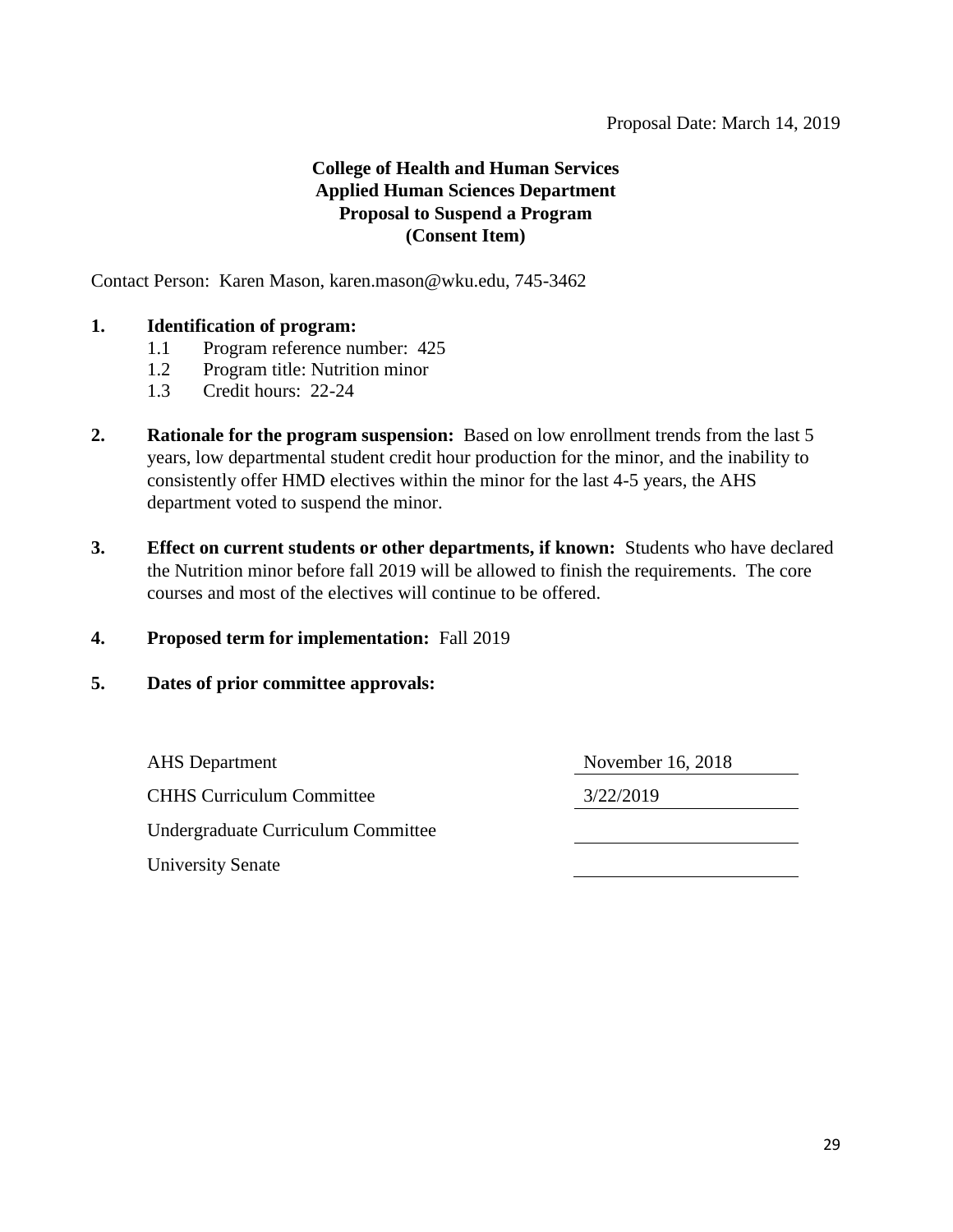Proposal Date: March 14, 2019

**College of Health and Human Services**
**Applied Human Sciences Department**
**Proposal to Suspend a Program**
**(Consent Item)**

Contact Person: Karen Mason, karen.mason@wku.edu, 745-3462

**1. Identification of program:**

- 1.1 Program reference number: 425
- 1.2 Program title: Nutrition minor
- 1.3 Credit hours: 22-24

**2. Rationale for the program suspension:** Based on low enrollment trends from the last 5 years, low departmental student credit hour production for the minor, and the inability to consistently offer HMD electives within the minor for the last 4-5 years, the AHS department voted to suspend the minor.

**3. Effect on current students or other departments, if known:** Students who have declared the Nutrition minor before fall 2019 will be allowed to finish the requirements. The core courses and most of the electives will continue to be offered.

**4. Proposed term for implementation:** Fall 2019

**5. Dates of prior committee approvals:**

| | |
|---|---|
| AHS Department | November 16, 2018 |
| CHHS Curriculum Committee | 3/22/2019 |
| Undergraduate Curriculum Committee | |
| University Senate | |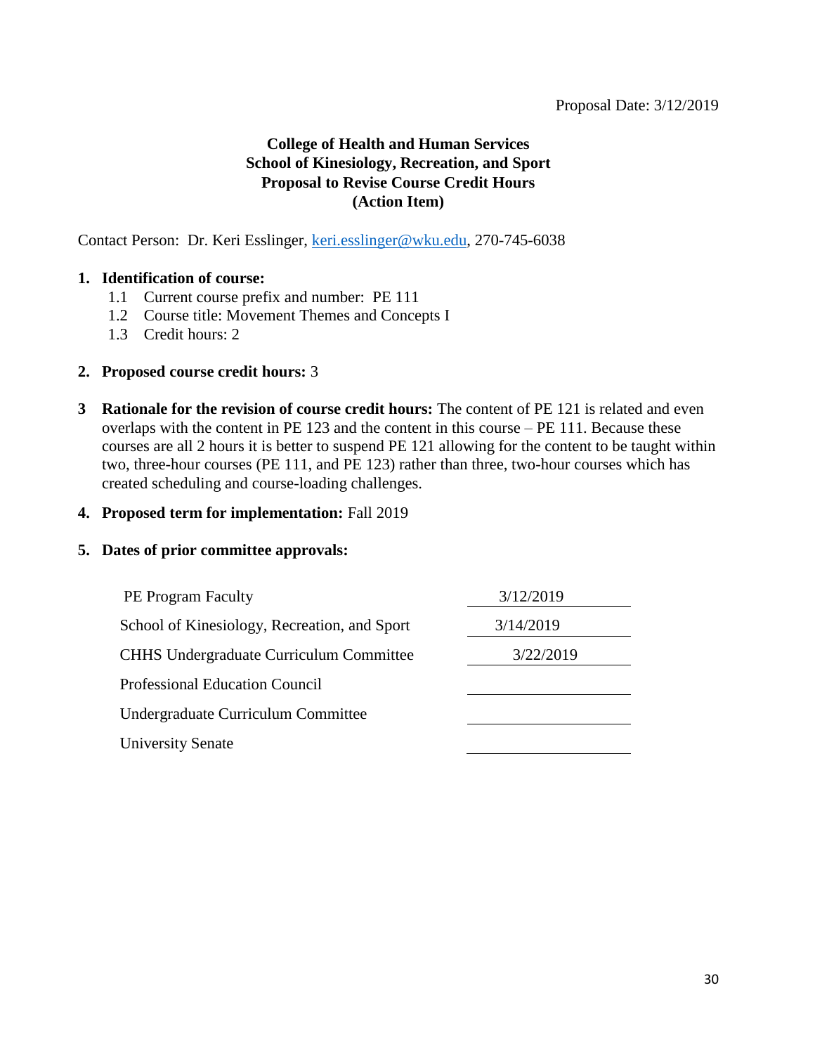Proposal Date: 3/12/2019

**College of Health and Human Services**
**School of Kinesiology, Recreation, and Sport**
**Proposal to Revise Course Credit Hours**
**(Action Item)**

Contact Person: Dr. Keri Esslinger, keri.esslinger@wku.edu, 270-745-6038

1. **Identification of course:**
   - 1.1 Current course prefix and number: PE 111
   - 1.2 Course title: Movement Themes and Concepts I
   - 1.3 Credit hours: 2

2. **Proposed course credit hours:** 3

3. **Rationale for the revision of course credit hours:** The content of PE 121 is related and even overlaps with the content in PE 123 and the content in this course – PE 111. Because these courses are all 2 hours it is better to suspend PE 121 allowing for the content to be taught within two, three-hour courses (PE 111, and PE 123) rather than three, two-hour courses which has created scheduling and course-loading challenges.

4. **Proposed term for implementation:** Fall 2019

5. **Dates of prior committee approvals:**

| | |
|---|---|
| PE Program Faculty | 3/12/2019 |
| School of Kinesiology, Recreation, and Sport | 3/14/2019 |
| CHHS Undergraduate Curriculum Committee | 3/22/2019 |
| Professional Education Council | |
| Undergraduate Curriculum Committee | |
| University Senate | |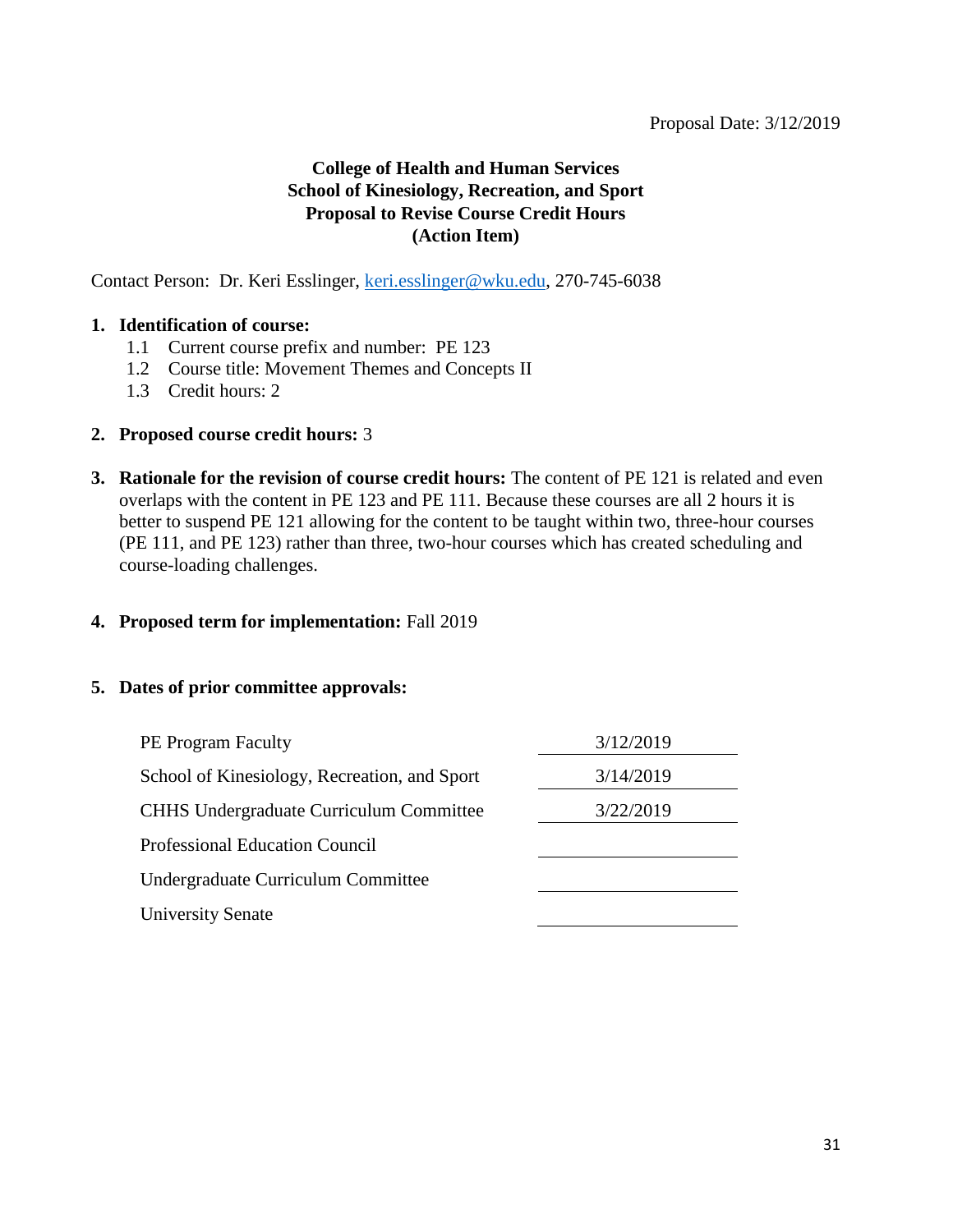Proposal Date: 3/12/2019

**College of Health and Human Services**
**School of Kinesiology, Recreation, and Sport**
**Proposal to Revise Course Credit Hours**
**(Action Item)**

Contact Person: Dr. Keri Esslinger, keri.esslinger@wku.edu, 270-745-6038

1. **Identification of course:**
   - 1.1 Current course prefix and number: PE 123
   - 1.2 Course title: Movement Themes and Concepts II
   - 1.3 Credit hours: 2

2. **Proposed course credit hours:** 3

3. **Rationale for the revision of course credit hours:** The content of PE 121 is related and even overlaps with the content in PE 123 and PE 111. Because these courses are all 2 hours it is better to suspend PE 121 allowing for the content to be taught within two, three-hour courses (PE 111, and PE 123) rather than three, two-hour courses which has created scheduling and course-loading challenges.

4. **Proposed term for implementation:** Fall 2019

5. **Dates of prior committee approvals:**

| | |
|---|---|
| PE Program Faculty | 3/12/2019 |
| School of Kinesiology, Recreation, and Sport | 3/14/2019 |
| CHHS Undergraduate Curriculum Committee | 3/22/2019 |
| Professional Education Council | |
| Undergraduate Curriculum Committee | |
| University Senate | |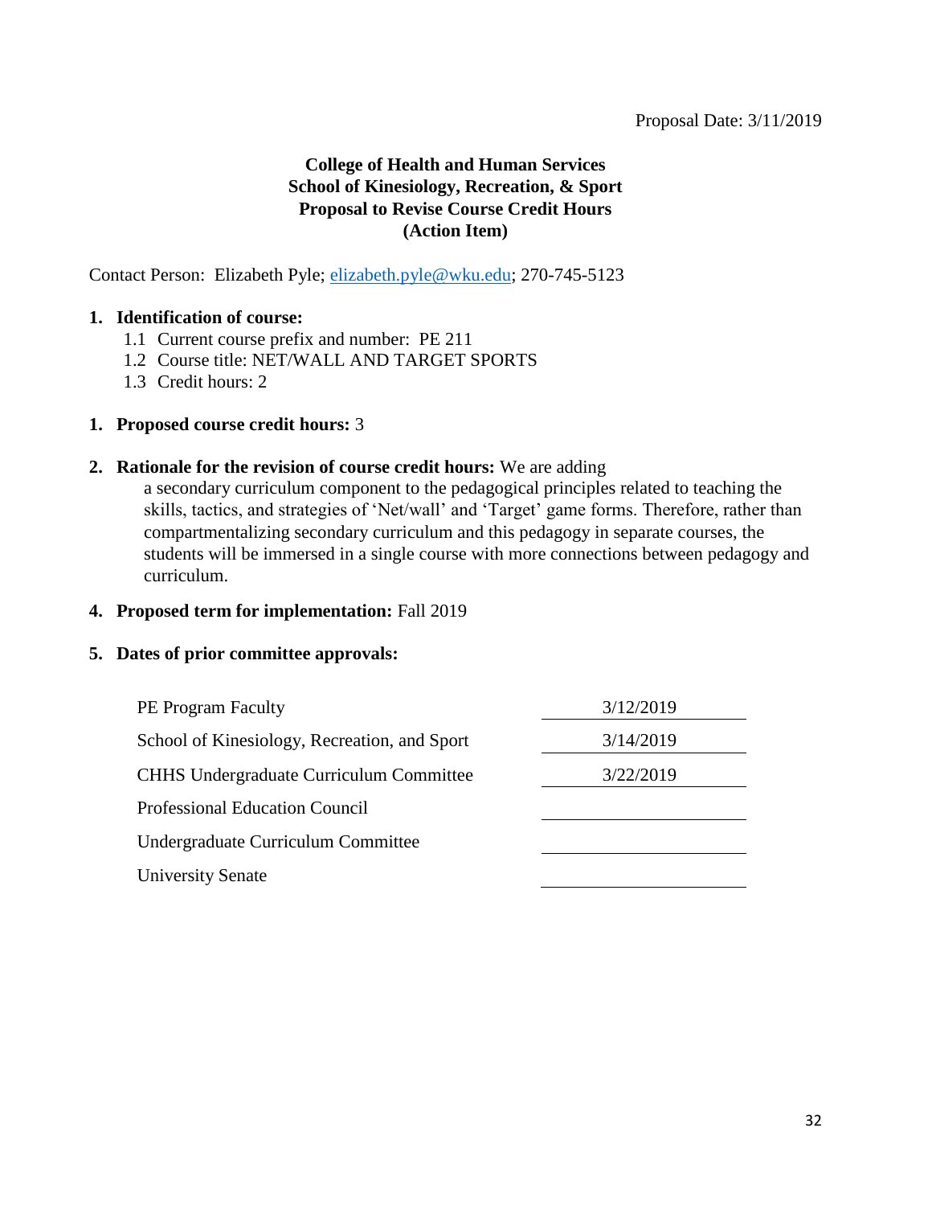Proposal Date: 3/11/2019

**College of Health and Human Services**
**School of Kinesiology, Recreation, & Sport**
**Proposal to Revise Course Credit Hours**
**(Action Item)**

Contact Person: Elizabeth Pyle; elizabeth.pyle@wku.edu; 270-745-5123

1. **Identification of course:**
   - 1.1 Current course prefix and number: PE 211
   - 1.2 Course title: NET/WALL AND TARGET SPORTS
   - 1.3 Credit hours: 2

1. **Proposed course credit hours:** 3

2. **Rationale for the revision of course credit hours:** We are adding a secondary curriculum component to the pedagogical principles related to teaching the skills, tactics, and strategies of 'Net/wall' and 'Target' game forms. Therefore, rather than compartmentalizing secondary curriculum and this pedagogy in separate courses, the students will be immersed in a single course with more connections between pedagogy and curriculum.

4. **Proposed term for implementation:** Fall 2019

5. **Dates of prior committee approvals:**

| | |
|---|---|
| PE Program Faculty | 3/12/2019 |
| School of Kinesiology, Recreation, and Sport | 3/14/2019 |
| CHHS Undergraduate Curriculum Committee | 3/22/2019 |
| Professional Education Council | |
| Undergraduate Curriculum Committee | |
| University Senate | |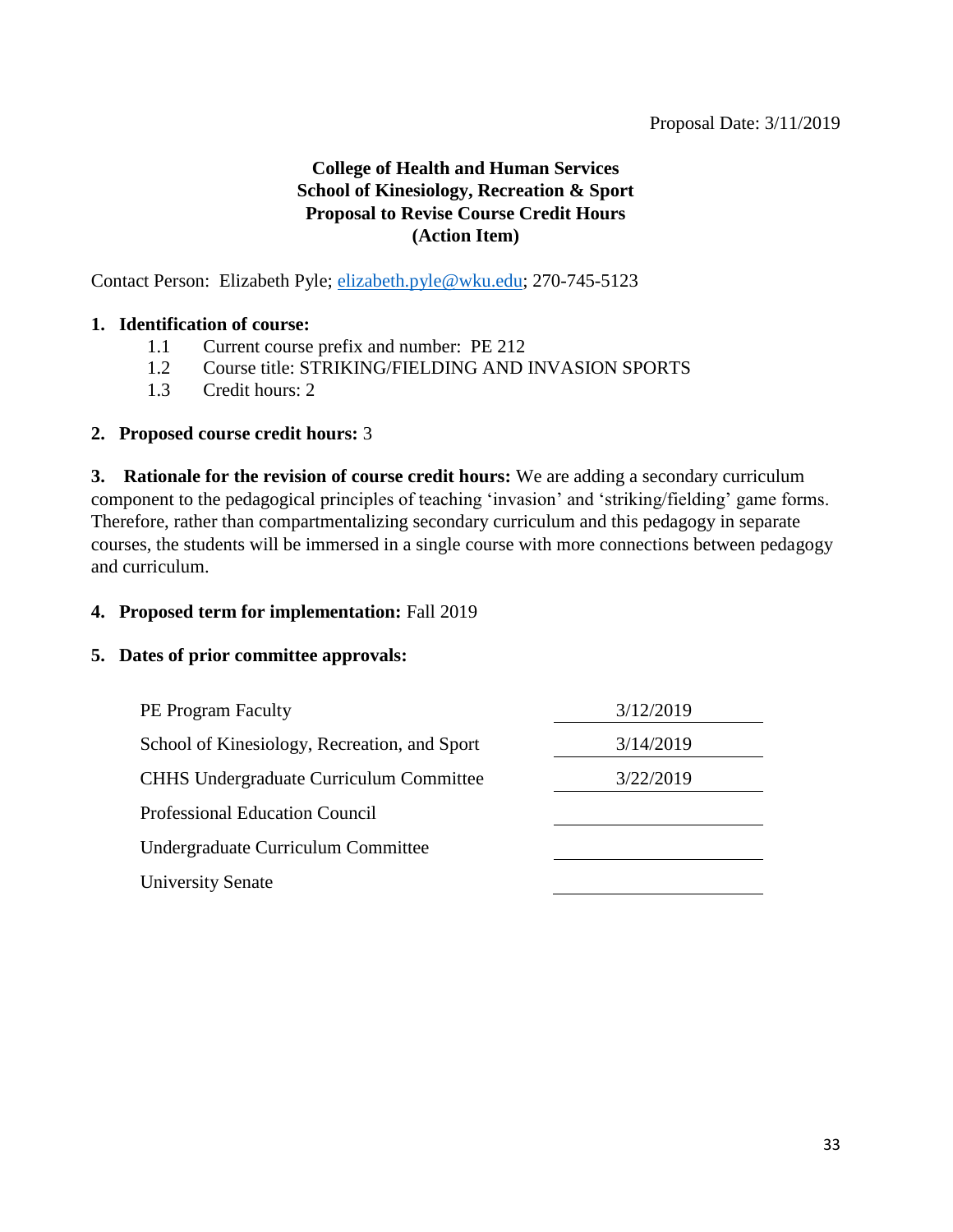Proposal Date: 3/11/2019

**College of Health and Human Services**
**School of Kinesiology, Recreation & Sport**
**Proposal to Revise Course Credit Hours**
**(Action Item)**

Contact Person: Elizabeth Pyle; elizabeth.pyle@wku.edu; 270-745-5123

**1. Identification of course:**

- 1.1 Current course prefix and number: PE 212
- 1.2 Course title: STRIKING/FIELDING AND INVASION SPORTS
- 1.3 Credit hours: 2

**2. Proposed course credit hours:** 3

**3. Rationale for the revision of course credit hours:** We are adding a secondary curriculum component to the pedagogical principles of teaching 'invasion' and 'striking/fielding' game forms. Therefore, rather than compartmentalizing secondary curriculum and this pedagogy in separate courses, the students will be immersed in a single course with more connections between pedagogy and curriculum.

**4. Proposed term for implementation:** Fall 2019

**5. Dates of prior committee approvals:**

| | |
|---|---|
| PE Program Faculty | 3/12/2019 |
| School of Kinesiology, Recreation, and Sport | 3/14/2019 |
| CHHS Undergraduate Curriculum Committee | 3/22/2019 |
| Professional Education Council | |
| Undergraduate Curriculum Committee | |
| University Senate | |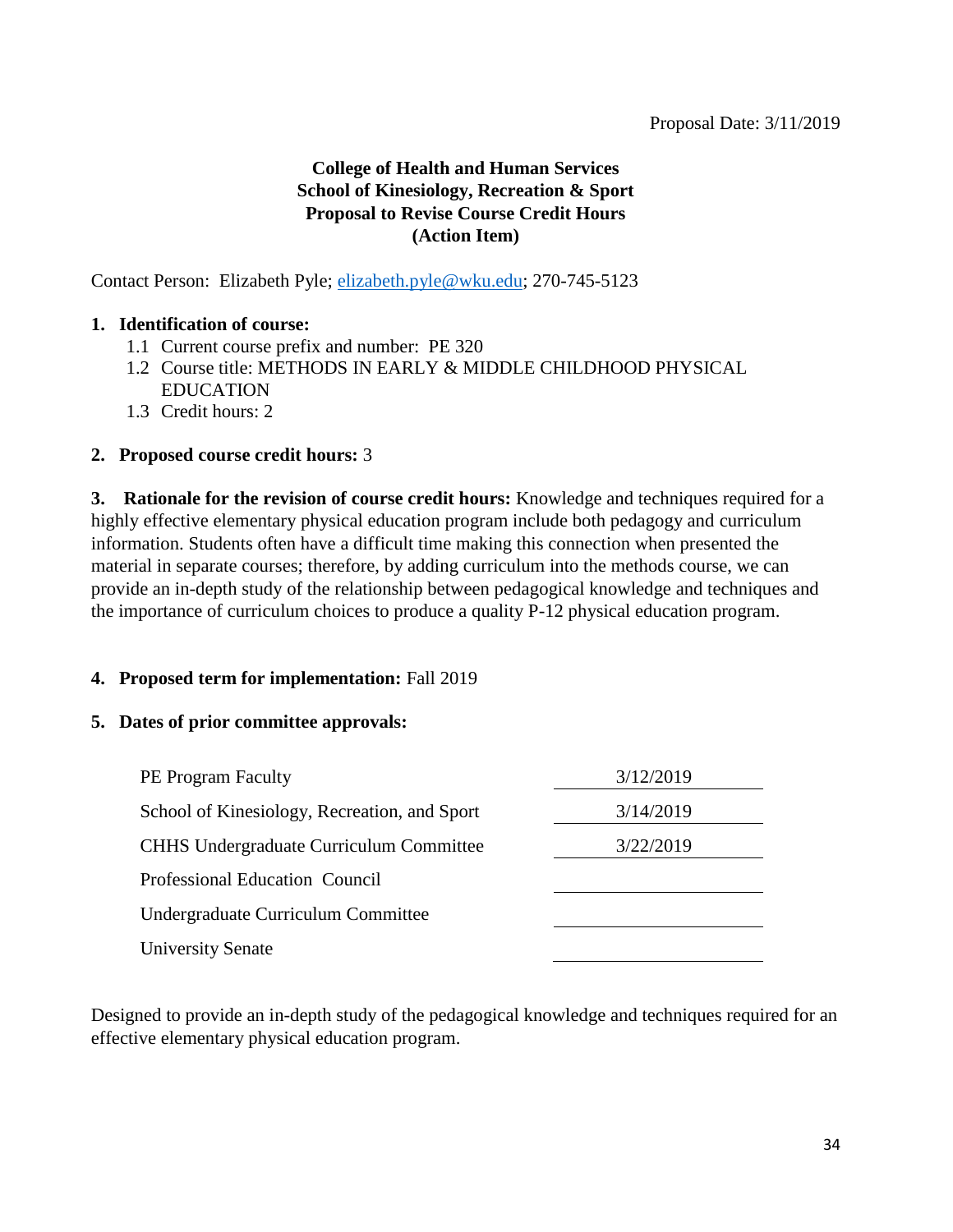Proposal Date: 3/11/2019

**College of Health and Human Services**
**School of Kinesiology, Recreation & Sport**
**Proposal to Revise Course Credit Hours**
**(Action Item)**

Contact Person: Elizabeth Pyle; elizabeth.pyle@wku.edu; 270-745-5123

**1. Identification of course:**

1.1 Current course prefix and number: PE 320
1.2 Course title: METHODS IN EARLY & MIDDLE CHILDHOOD PHYSICAL EDUCATION
1.3 Credit hours: 2

**2. Proposed course credit hours:** 3

**3. Rationale for the revision of course credit hours:** Knowledge and techniques required for a highly effective elementary physical education program include both pedagogy and curriculum information. Students often have a difficult time making this connection when presented the material in separate courses; therefore, by adding curriculum into the methods course, we can provide an in-depth study of the relationship between pedagogical knowledge and techniques and the importance of curriculum choices to produce a quality P-12 physical education program.

**4. Proposed term for implementation:** Fall 2019

**5. Dates of prior committee approvals:**

| Committee | Date |
|---|---|
| PE Program Faculty | 3/12/2019 |
| School of Kinesiology, Recreation, and Sport | 3/14/2019 |
| CHHS Undergraduate Curriculum Committee | 3/22/2019 |
| Professional Education Council | |
| Undergraduate Curriculum Committee | |
| University Senate | |

Designed to provide an in-depth study of the pedagogical knowledge and techniques required for an effective elementary physical education program.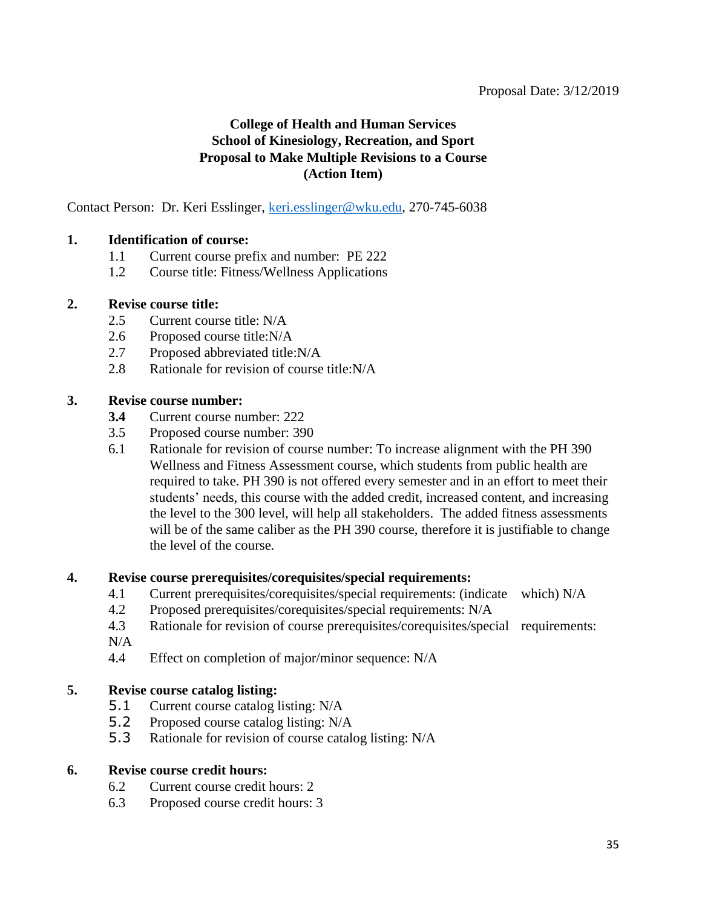Proposal Date: 3/12/2019

**College of Health and Human Services**
**School of Kinesiology, Recreation, and Sport**
**Proposal to Make Multiple Revisions to a Course**
**(Action Item)**

Contact Person: Dr. Keri Esslinger, keri.esslinger@wku.edu, 270-745-6038

**1. Identification of course:**

1.1 Current course prefix and number: PE 222
1.2 Course title: Fitness/Wellness Applications

**2. Revise course title:**

2.5 Current course title: N/A
2.6 Proposed course title:N/A
2.7 Proposed abbreviated title:N/A
2.8 Rationale for revision of course title:N/A

**3. Revise course number:**

**3.4** Current course number: 222
3.5 Proposed course number: 390
6.1 Rationale for revision of course number: To increase alignment with the PH 390 Wellness and Fitness Assessment course, which students from public health are required to take. PH 390 is not offered every semester and in an effort to meet their students' needs, this course with the added credit, increased content, and increasing the level to the 300 level, will help all stakeholders. The added fitness assessments will be of the same caliber as the PH 390 course, therefore it is justifiable to change the level of the course.

**4. Revise course prerequisites/corequisites/special requirements:**

4.1 Current prerequisites/corequisites/special requirements: (indicate which) N/A
4.2 Proposed prerequisites/corequisites/special requirements: N/A
4.3 Rationale for revision of course prerequisites/corequisites/special requirements: N/A
4.4 Effect on completion of major/minor sequence: N/A

**5. Revise course catalog listing:**

5.1 Current course catalog listing: N/A
5.2 Proposed course catalog listing: N/A
5.3 Rationale for revision of course catalog listing: N/A

**6. Revise course credit hours:**

6.2 Current course credit hours: 2
6.3 Proposed course credit hours: 3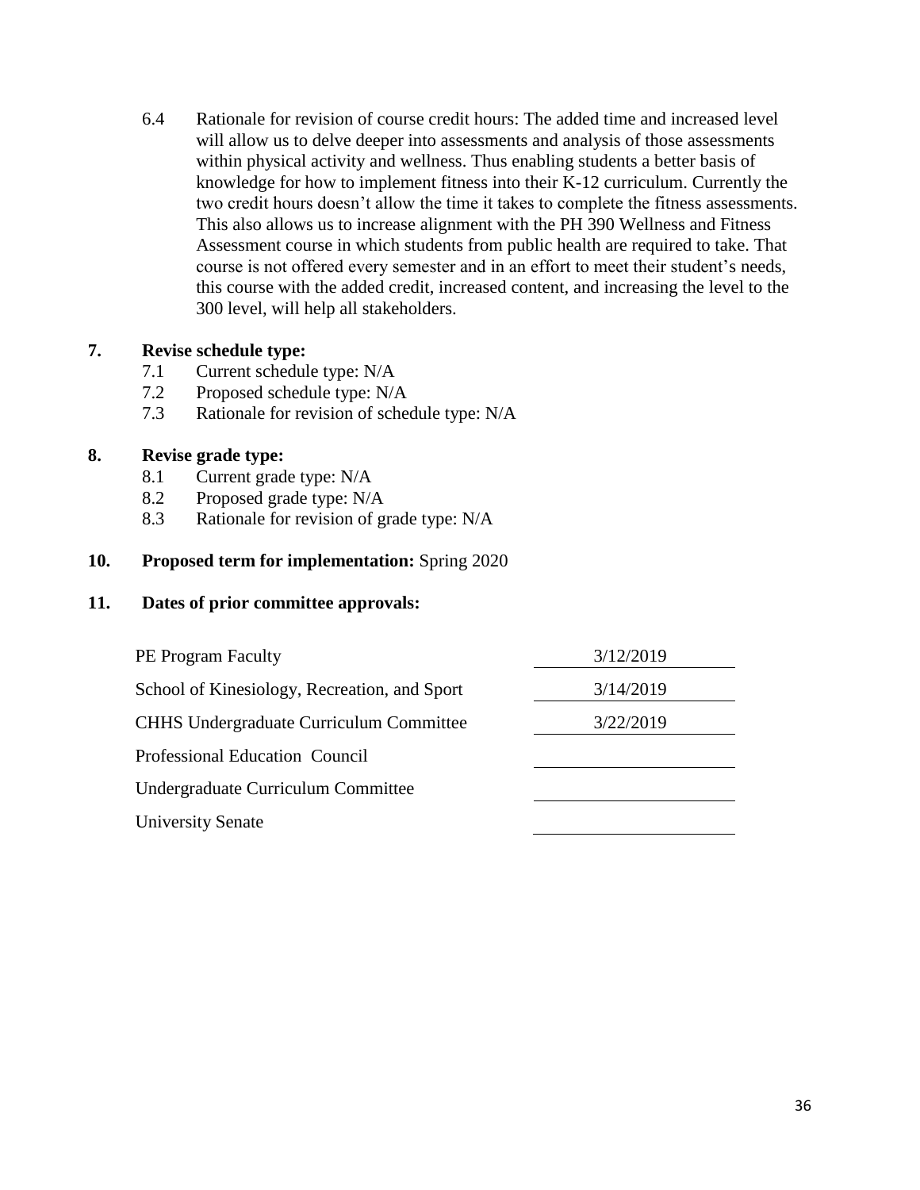6.4 Rationale for revision of course credit hours: The added time and increased level will allow us to delve deeper into assessments and analysis of those assessments within physical activity and wellness. Thus enabling students a better basis of knowledge for how to implement fitness into their K-12 curriculum. Currently the two credit hours doesn't allow the time it takes to complete the fitness assessments. This also allows us to increase alignment with the PH 390 Wellness and Fitness Assessment course in which students from public health are required to take. That course is not offered every semester and in an effort to meet their student's needs, this course with the added credit, increased content, and increasing the level to the 300 level, will help all stakeholders.

**7. Revise schedule type:**

- 7.1 Current schedule type: N/A
- 7.2 Proposed schedule type: N/A
- 7.3 Rationale for revision of schedule type: N/A

**8. Revise grade type:**

- 8.1 Current grade type: N/A
- 8.2 Proposed grade type: N/A
- 8.3 Rationale for revision of grade type: N/A

**10. Proposed term for implementation:** Spring 2020

**11. Dates of prior committee approvals:**

| Committee | Date |
|---|---|
| PE Program Faculty | 3/12/2019 |
| School of Kinesiology, Recreation, and Sport | 3/14/2019 |
| CHHS Undergraduate Curriculum Committee | 3/22/2019 |
| Professional Education Council | |
| Undergraduate Curriculum Committee | |
| University Senate | |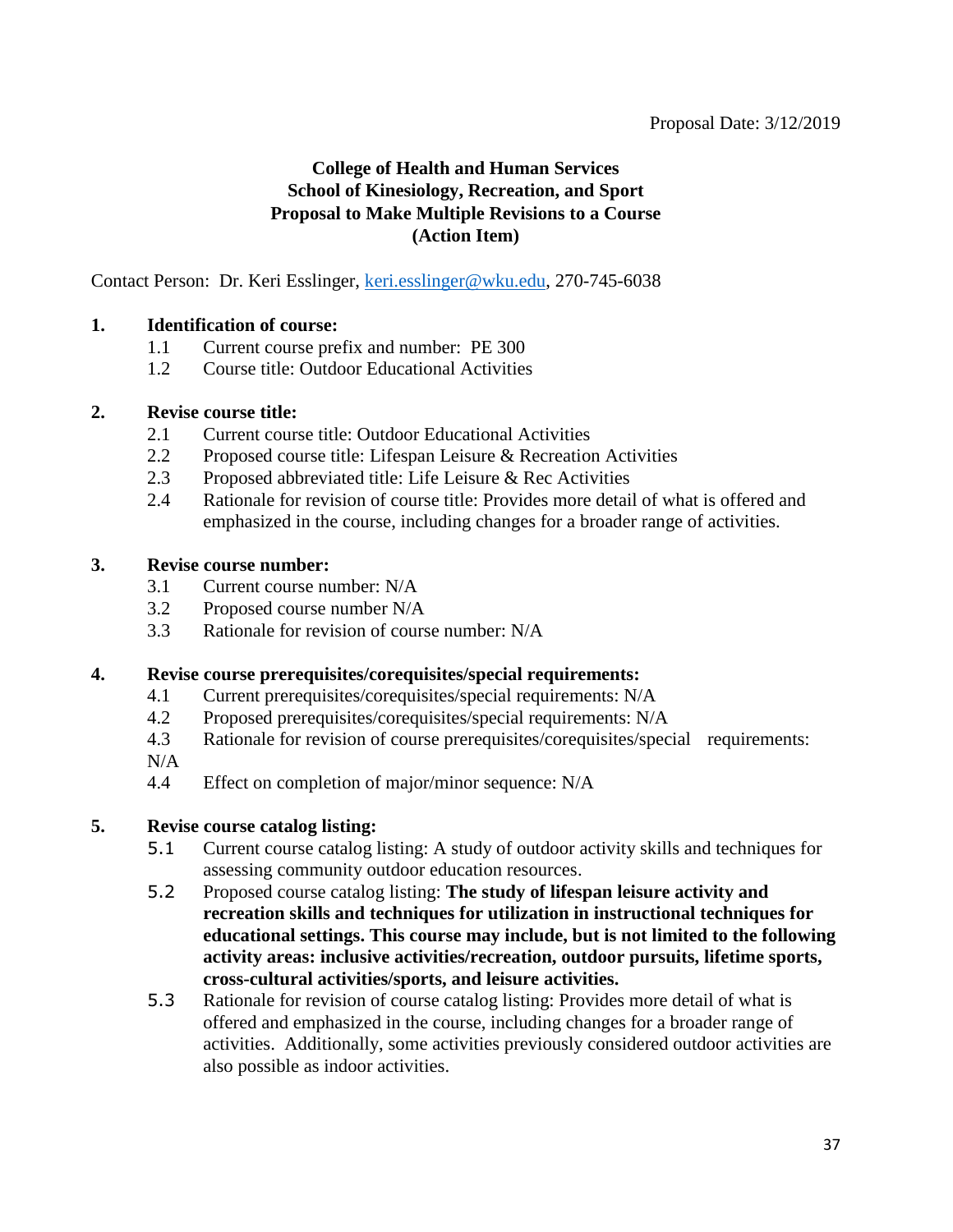Proposal Date: 3/12/2019

**College of Health and Human Services**
**School of Kinesiology, Recreation, and Sport**
**Proposal to Make Multiple Revisions to a Course**
**(Action Item)**

Contact Person: Dr. Keri Esslinger, keri.esslinger@wku.edu, 270-745-6038

**1. Identification of course:**

1.1 Current course prefix and number: PE 300

1.2 Course title: Outdoor Educational Activities

**2. Revise course title:**

2.1 Current course title: Outdoor Educational Activities

2.2 Proposed course title: Lifespan Leisure & Recreation Activities

2.3 Proposed abbreviated title: Life Leisure & Rec Activities

2.4 Rationale for revision of course title: Provides more detail of what is offered and emphasized in the course, including changes for a broader range of activities.

**3. Revise course number:**

3.1 Current course number: N/A

3.2 Proposed course number N/A

3.3 Rationale for revision of course number: N/A

**4. Revise course prerequisites/corequisites/special requirements:**

4.1 Current prerequisites/corequisites/special requirements: N/A

4.2 Proposed prerequisites/corequisites/special requirements: N/A

4.3 Rationale for revision of course prerequisites/corequisites/special requirements: N/A

4.4 Effect on completion of major/minor sequence: N/A

**5. Revise course catalog listing:**

5.1 Current course catalog listing: A study of outdoor activity skills and techniques for assessing community outdoor education resources.

5.2 Proposed course catalog listing: **The study of lifespan leisure activity and recreation skills and techniques for utilization in instructional techniques for educational settings. This course may include, but is not limited to the following activity areas: inclusive activities/recreation, outdoor pursuits, lifetime sports, cross-cultural activities/sports, and leisure activities.**

5.3 Rationale for revision of course catalog listing: Provides more detail of what is offered and emphasized in the course, including changes for a broader range of activities. Additionally, some activities previously considered outdoor activities are also possible as indoor activities.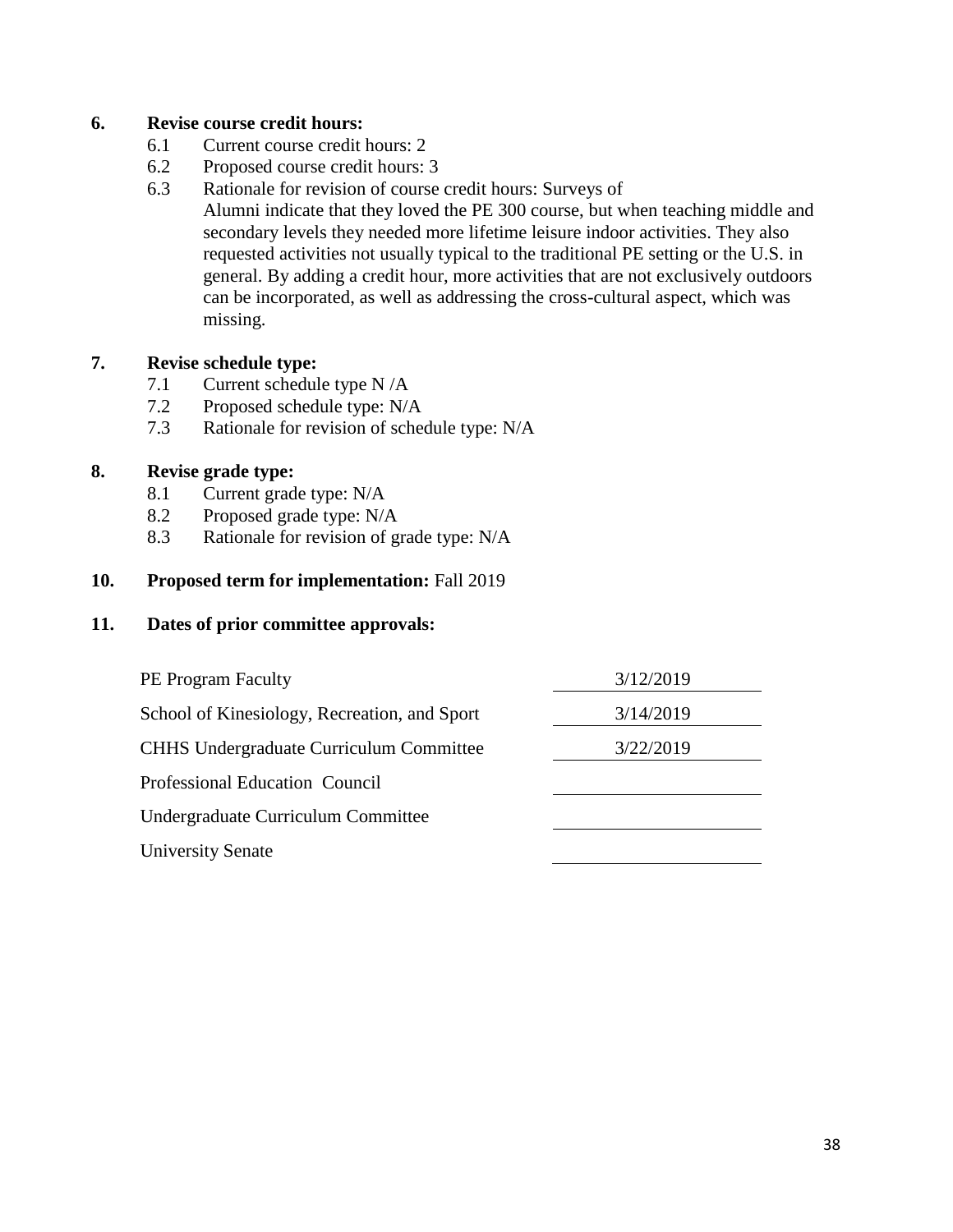**6. Revise course credit hours:**

6.1 Current course credit hours: 2

6.2 Proposed course credit hours: 3

6.3 Rationale for revision of course credit hours: Surveys of Alumni indicate that they loved the PE 300 course, but when teaching middle and secondary levels they needed more lifetime leisure indoor activities. They also requested activities not usually typical to the traditional PE setting or the U.S. in general. By adding a credit hour, more activities that are not exclusively outdoors can be incorporated, as well as addressing the cross-cultural aspect, which was missing.

**7. Revise schedule type:**

7.1 Current schedule type N /A

7.2 Proposed schedule type: N/A

7.3 Rationale for revision of schedule type: N/A

**8. Revise grade type:**

8.1 Current grade type: N/A

8.2 Proposed grade type: N/A

8.3 Rationale for revision of grade type: N/A

**10. Proposed term for implementation:** Fall 2019

**11. Dates of prior committee approvals:**

| | |
|---|---|
| PE Program Faculty | 3/12/2019 |
| School of Kinesiology, Recreation, and Sport | 3/14/2019 |
| CHHS Undergraduate Curriculum Committee | 3/22/2019 |
| Professional Education Council | |
| Undergraduate Curriculum Committee | |
| University Senate | |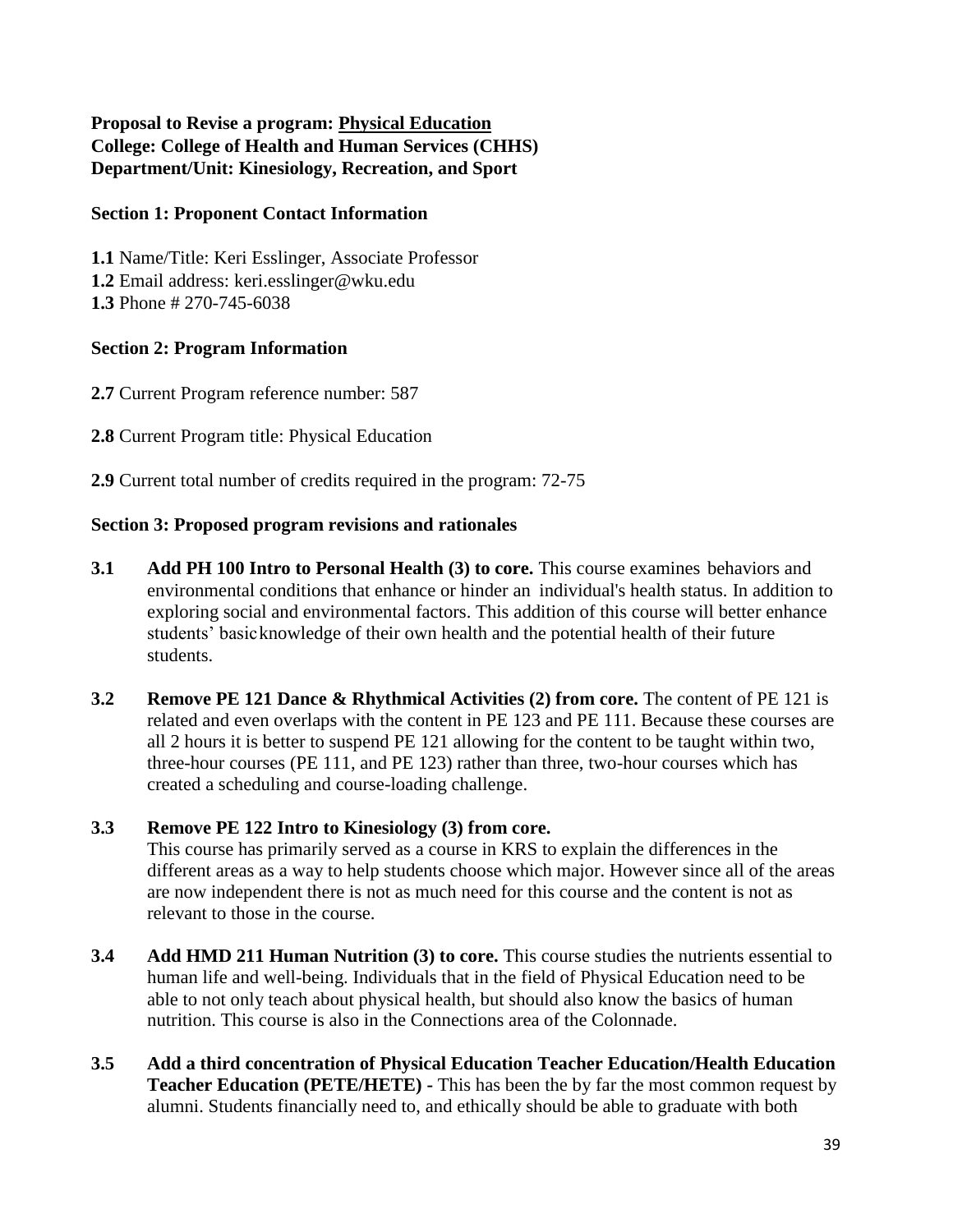**Proposal to Revise a program: <u>Physical Education</u>**
**College: College of Health and Human Services (CHHS)**
**Department/Unit: Kinesiology, Recreation, and Sport**

**Section 1: Proponent Contact Information**

**1.1** Name/Title: Keri Esslinger, Associate Professor
**1.2** Email address: keri.esslinger@wku.edu
**1.3** Phone # 270-745-6038

**Section 2: Program Information**

**2.7** Current Program reference number: 587

**2.8** Current Program title: Physical Education

**2.9** Current total number of credits required in the program: 72-75

**Section 3: Proposed program revisions and rationales**

**3.1** **Add PH 100 Intro to Personal Health (3) to core.** This course examines behaviors and environmental conditions that enhance or hinder an individual's health status. In addition to exploring social and environmental factors. This addition of this course will better enhance students' basicknowledge of their own health and the potential health of their future students.

**3.2** **Remove PE 121 Dance & Rhythmical Activities (2) from core.** The content of PE 121 is related and even overlaps with the content in PE 123 and PE 111. Because these courses are all 2 hours it is better to suspend PE 121 allowing for the content to be taught within two, three-hour courses (PE 111, and PE 123) rather than three, two-hour courses which has created a scheduling and course-loading challenge.

**3.3** **Remove PE 122 Intro to Kinesiology (3) from core.**
This course has primarily served as a course in KRS to explain the differences in the different areas as a way to help students choose which major. However since all of the areas are now independent there is not as much need for this course and the content is not as relevant to those in the course.

**3.4** **Add HMD 211 Human Nutrition (3) to core.** This course studies the nutrients essential to human life and well-being. Individuals that in the field of Physical Education need to be able to not only teach about physical health, but should also know the basics of human nutrition. This course is also in the Connections area of the Colonnade.

**3.5** **Add a third concentration of Physical Education Teacher Education/Health Education Teacher Education (PETE/HETE) -** This has been the by far the most common request by alumni. Students financially need to, and ethically should be able to graduate with both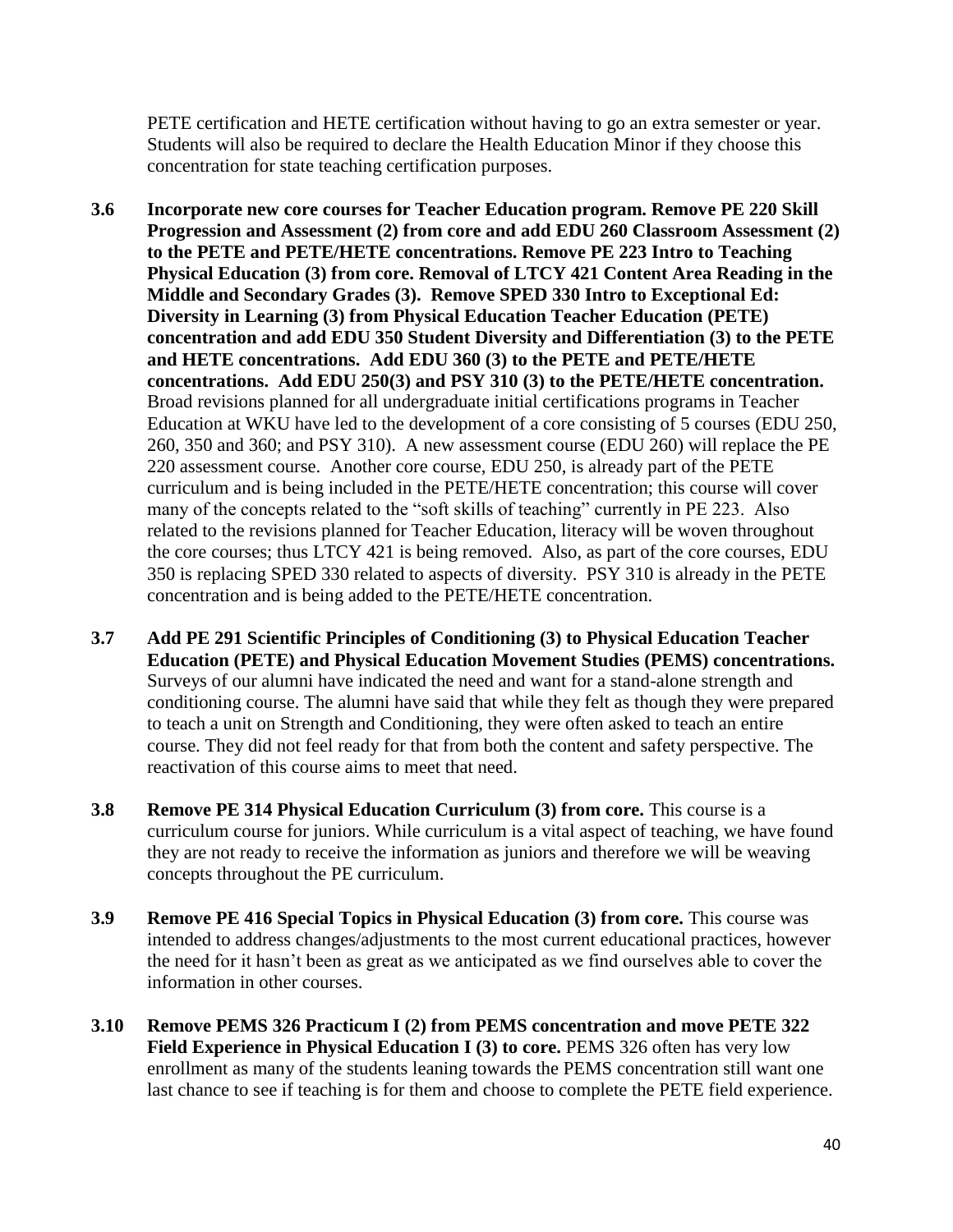PETE certification and HETE certification without having to go an extra semester or year. Students will also be required to declare the Health Education Minor if they choose this concentration for state teaching certification purposes.

**3.6 Incorporate new core courses for Teacher Education program. Remove PE 220 Skill Progression and Assessment (2) from core and add EDU 260 Classroom Assessment (2) to the PETE and PETE/HETE concentrations. Remove PE 223 Intro to Teaching Physical Education (3) from core. Removal of LTCY 421 Content Area Reading in the Middle and Secondary Grades (3). Remove SPED 330 Intro to Exceptional Ed: Diversity in Learning (3) from Physical Education Teacher Education (PETE) concentration and add EDU 350 Student Diversity and Differentiation (3) to the PETE and HETE concentrations. Add EDU 360 (3) to the PETE and PETE/HETE concentrations. Add EDU 250(3) and PSY 310 (3) to the PETE/HETE concentration.** Broad revisions planned for all undergraduate initial certifications programs in Teacher Education at WKU have led to the development of a core consisting of 5 courses (EDU 250, 260, 350 and 360; and PSY 310). A new assessment course (EDU 260) will replace the PE 220 assessment course. Another core course, EDU 250, is already part of the PETE curriculum and is being included in the PETE/HETE concentration; this course will cover many of the concepts related to the "soft skills of teaching" currently in PE 223. Also related to the revisions planned for Teacher Education, literacy will be woven throughout the core courses; thus LTCY 421 is being removed. Also, as part of the core courses, EDU 350 is replacing SPED 330 related to aspects of diversity. PSY 310 is already in the PETE concentration and is being added to the PETE/HETE concentration.

**3.7 Add PE 291 Scientific Principles of Conditioning (3) to Physical Education Teacher Education (PETE) and Physical Education Movement Studies (PEMS) concentrations.** Surveys of our alumni have indicated the need and want for a stand-alone strength and conditioning course. The alumni have said that while they felt as though they were prepared to teach a unit on Strength and Conditioning, they were often asked to teach an entire course. They did not feel ready for that from both the content and safety perspective. The reactivation of this course aims to meet that need.

**3.8 Remove PE 314 Physical Education Curriculum (3) from core.** This course is a curriculum course for juniors. While curriculum is a vital aspect of teaching, we have found they are not ready to receive the information as juniors and therefore we will be weaving concepts throughout the PE curriculum.

**3.9 Remove PE 416 Special Topics in Physical Education (3) from core.** This course was intended to address changes/adjustments to the most current educational practices, however the need for it hasn't been as great as we anticipated as we find ourselves able to cover the information in other courses.

**3.10 Remove PEMS 326 Practicum I (2) from PEMS concentration and move PETE 322 Field Experience in Physical Education I (3) to core.** PEMS 326 often has very low enrollment as many of the students leaning towards the PEMS concentration still want one last chance to see if teaching is for them and choose to complete the PETE field experience.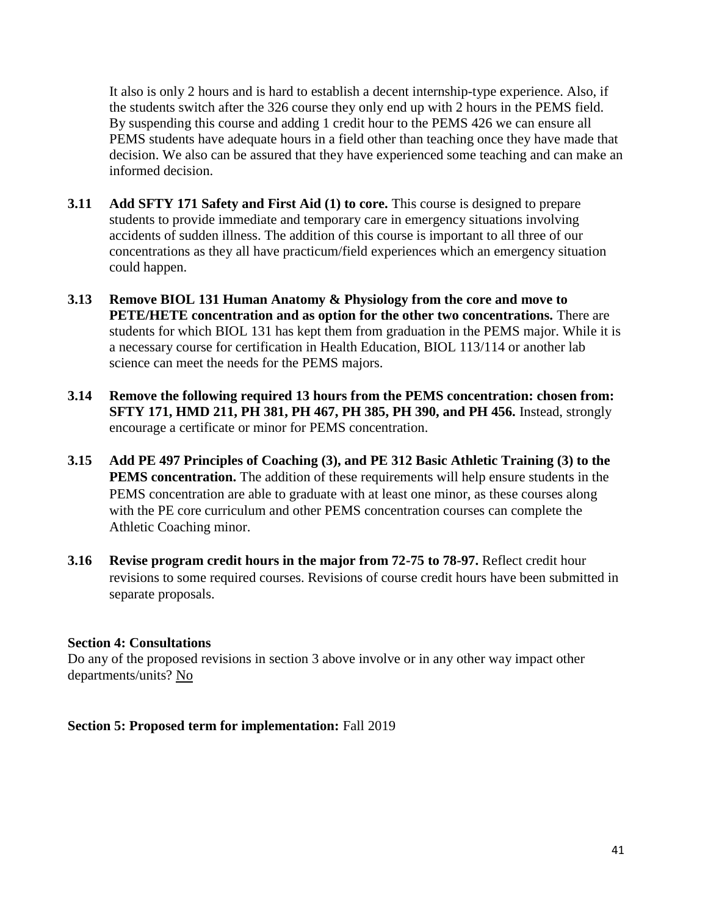It also is only 2 hours and is hard to establish a decent internship-type experience. Also, if the students switch after the 326 course they only end up with 2 hours in the PEMS field. By suspending this course and adding 1 credit hour to the PEMS 426 we can ensure all PEMS students have adequate hours in a field other than teaching once they have made that decision. We also can be assured that they have experienced some teaching and can make an informed decision.

**3.11 Add SFTY 171 Safety and First Aid (1) to core.** This course is designed to prepare students to provide immediate and temporary care in emergency situations involving accidents of sudden illness. The addition of this course is important to all three of our concentrations as they all have practicum/field experiences which an emergency situation could happen.

**3.13 Remove BIOL 131 Human Anatomy & Physiology from the core and move to PETE/HETE concentration and as option for the other two concentrations.** There are students for which BIOL 131 has kept them from graduation in the PEMS major. While it is a necessary course for certification in Health Education, BIOL 113/114 or another lab science can meet the needs for the PEMS majors.

**3.14 Remove the following required 13 hours from the PEMS concentration: chosen from: SFTY 171, HMD 211, PH 381, PH 467, PH 385, PH 390, and PH 456.** Instead, strongly encourage a certificate or minor for PEMS concentration.

**3.15 Add PE 497 Principles of Coaching (3), and PE 312 Basic Athletic Training (3) to the PEMS concentration.** The addition of these requirements will help ensure students in the PEMS concentration are able to graduate with at least one minor, as these courses along with the PE core curriculum and other PEMS concentration courses can complete the Athletic Coaching minor.

**3.16 Revise program credit hours in the major from 72-75 to 78-97.** Reflect credit hour revisions to some required courses. Revisions of course credit hours have been submitted in separate proposals.

**Section 4: Consultations**

Do any of the proposed revisions in section 3 above involve or in any other way impact other departments/units? No

**Section 5: Proposed term for implementation:** Fall 2019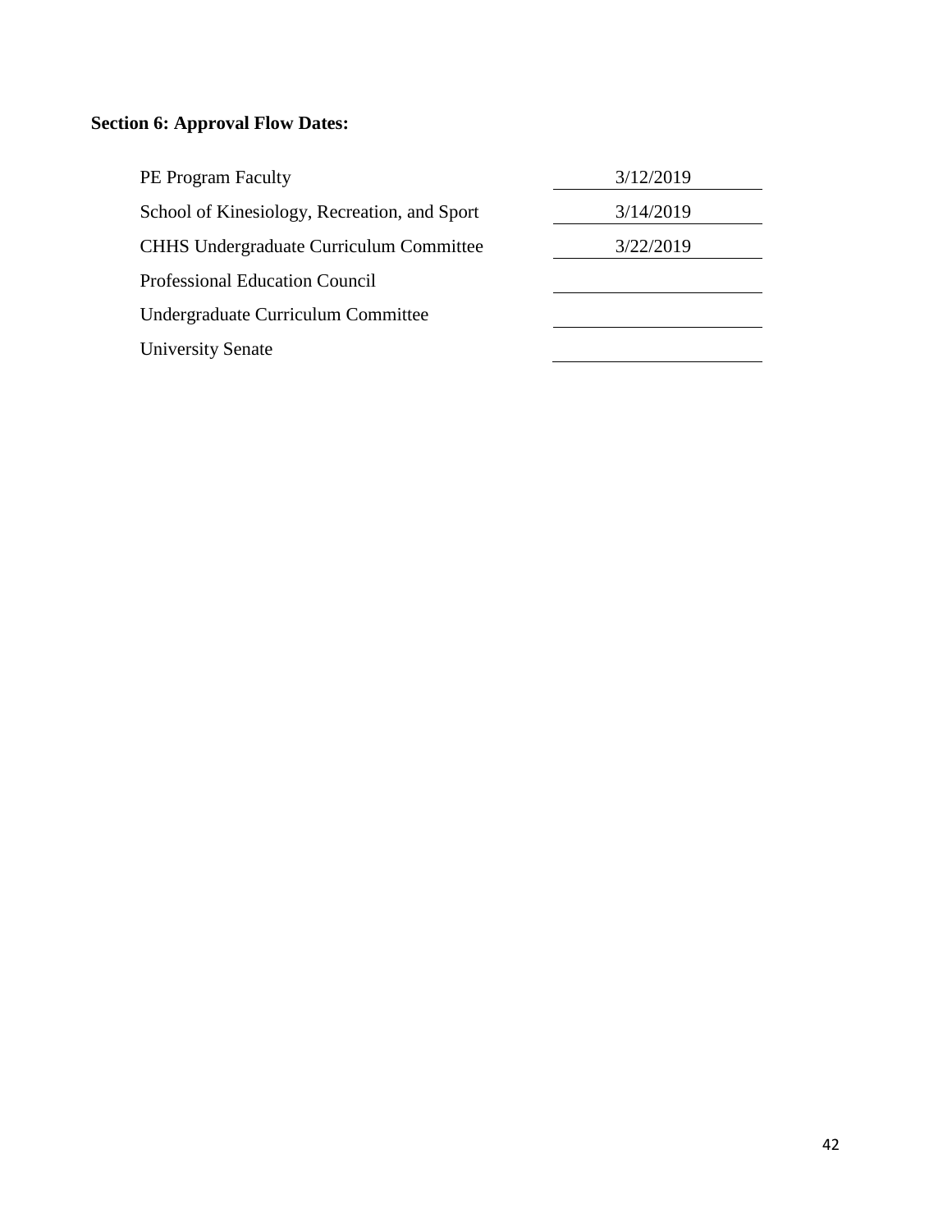**Section 6: Approval Flow Dates:**

| | |
|---|---|
| PE Program Faculty | 3/12/2019 |
| School of Kinesiology, Recreation, and Sport | 3/14/2019 |
| CHHS Undergraduate Curriculum Committee | 3/22/2019 |
| Professional Education Council | |
| Undergraduate Curriculum Committee | |
| University Senate | |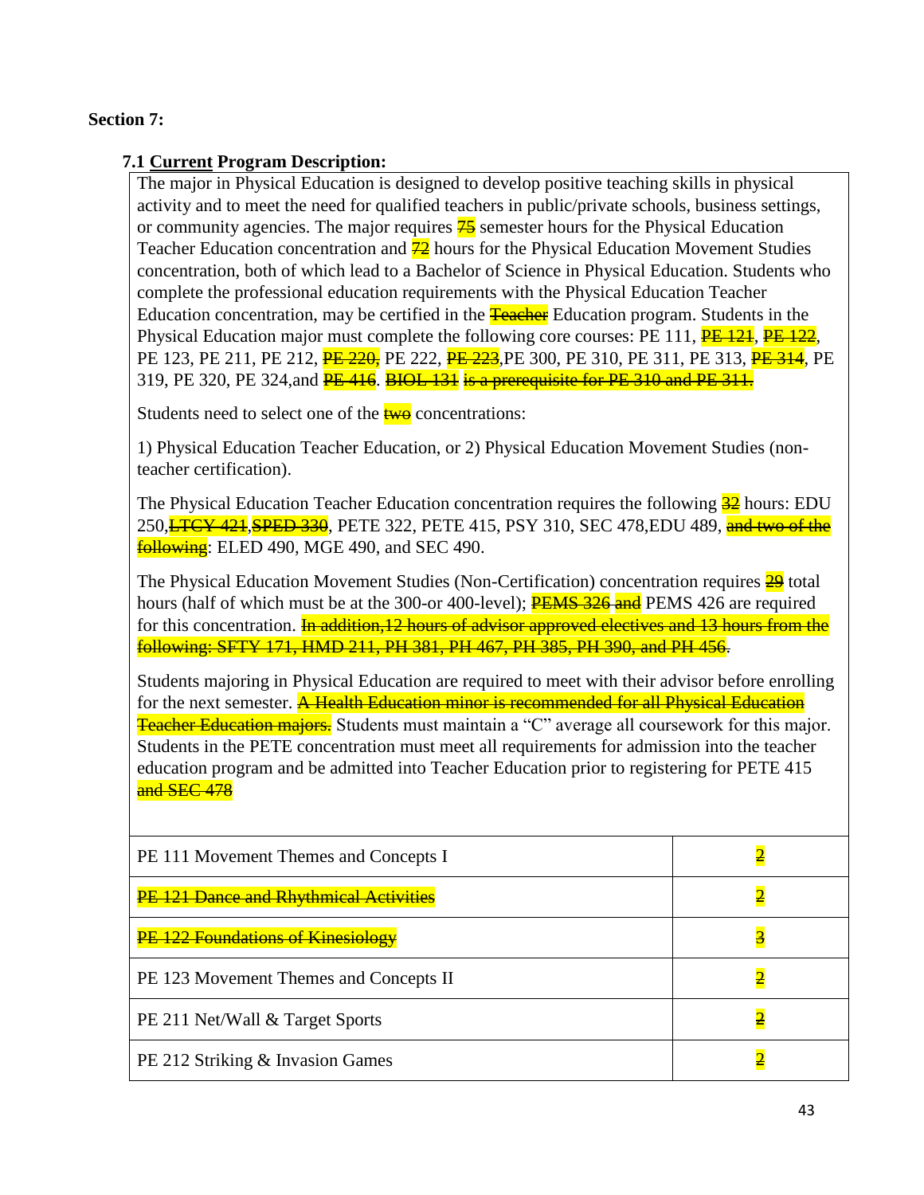**Section 7:**

**7.1 <u>Current</u> Program Description:**

The major in Physical Education is designed to develop positive teaching skills in physical activity and to meet the need for qualified teachers in public/private schools, business settings, or community agencies. The major requires ~~75~~ semester hours for the Physical Education Teacher Education concentration and ~~72~~ hours for the Physical Education Movement Studies concentration, both of which lead to a Bachelor of Science in Physical Education. Students who complete the professional education requirements with the Physical Education Teacher Education concentration, may be certified in the ~~Teacher~~ Education program. Students in the Physical Education major must complete the following core courses: PE 111, ~~PE 121~~, ~~PE 122~~, PE 123, PE 211, PE 212, ~~PE 220,~~ PE 222, ~~PE 223~~,PE 300, PE 310, PE 311, PE 313, ~~PE 314~~, PE 319, PE 320, PE 324,and ~~PE 416~~. ~~BIOL 131~~ ~~is a prerequisite for PE 310 and PE 311.~~

Students need to select one of the ~~two~~ concentrations:

1) Physical Education Teacher Education, or 2) Physical Education Movement Studies (non-teacher certification).

The Physical Education Teacher Education concentration requires the following ~~32~~ hours: EDU 250,~~LTCY 421~~,~~SPED 330~~, PETE 322, PETE 415, PSY 310, SEC 478,EDU 489, ~~and two of the following~~: ELED 490, MGE 490, and SEC 490.

The Physical Education Movement Studies (Non-Certification) concentration requires ~~29~~ total hours (half of which must be at the 300-or 400-level); ~~PEMS 326~~ ~~and~~ PEMS 426 are required for this concentration. ~~In addition,12 hours of advisor approved electives and 13 hours from the following: SFTY 171, HMD 211, PH 381, PH 467, PH 385, PH 390, and PH 456~~.

Students majoring in Physical Education are required to meet with their advisor before enrolling for the next semester. ~~A Health Education minor is recommended for all Physical Education Teacher Education majors.~~ Students must maintain a "C" average all coursework for this major. Students in the PETE concentration must meet all requirements for admission into the teacher education program and be admitted into Teacher Education prior to registering for PETE 415 ~~and SEC 478~~

| | |
|---|---|
| PE 111 Movement Themes and Concepts I | ~~2~~ |
| ~~PE 121 Dance and Rhythmical Activities~~ | ~~2~~ |
| ~~PE 122 Foundations of Kinesiology~~ | ~~3~~ |
| PE 123 Movement Themes and Concepts II | ~~2~~ |
| PE 211 Net/Wall & Target Sports | ~~2~~ |
| PE 212 Striking & Invasion Games | ~~2~~ |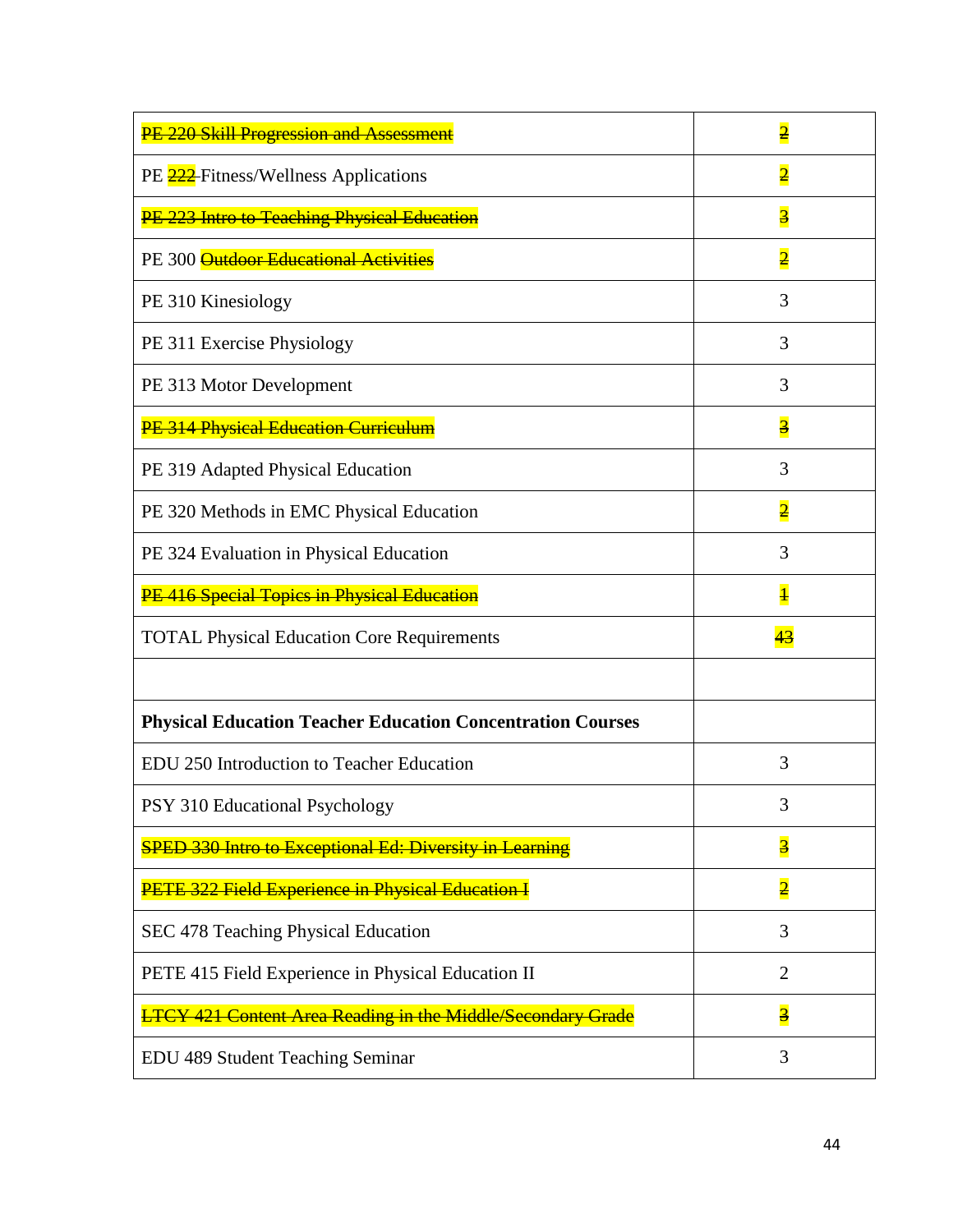| ~~PE 220 Skill Progression and Assessment~~ | ~~2~~ |
|---|---|
| PE ~~222~~ Fitness/Wellness Applications | ~~2~~ |
| ~~PE 223 Intro to Teaching Physical Education~~ | ~~3~~ |
| PE 300 ~~Outdoor Educational Activities~~ | ~~2~~ |
| PE 310 Kinesiology | 3 |
| PE 311 Exercise Physiology | 3 |
| PE 313 Motor Development | 3 |
| ~~PE 314 Physical Education Curriculum~~ | ~~3~~ |
| PE 319 Adapted Physical Education | 3 |
| PE 320 Methods in EMC Physical Education | ~~2~~ |
| PE 324 Evaluation in Physical Education | 3 |
| ~~PE 416 Special Topics in Physical Education~~ | ~~1~~ |
| TOTAL Physical Education Core Requirements | ~~43~~ |
| | |
| **Physical Education Teacher Education Concentration Courses** | |
| EDU 250 Introduction to Teacher Education | 3 |
| PSY 310 Educational Psychology | 3 |
| ~~SPED 330 Intro to Exceptional Ed: Diversity in Learning~~ | ~~3~~ |
| ~~PETE 322 Field Experience in Physical Education I~~ | ~~2~~ |
| SEC 478 Teaching Physical Education | 3 |
| PETE 415 Field Experience in Physical Education II | 2 |
| ~~LTCY 421 Content Area Reading in the Middle/Secondary Grade~~ | ~~3~~ |
| EDU 489 Student Teaching Seminar | 3 |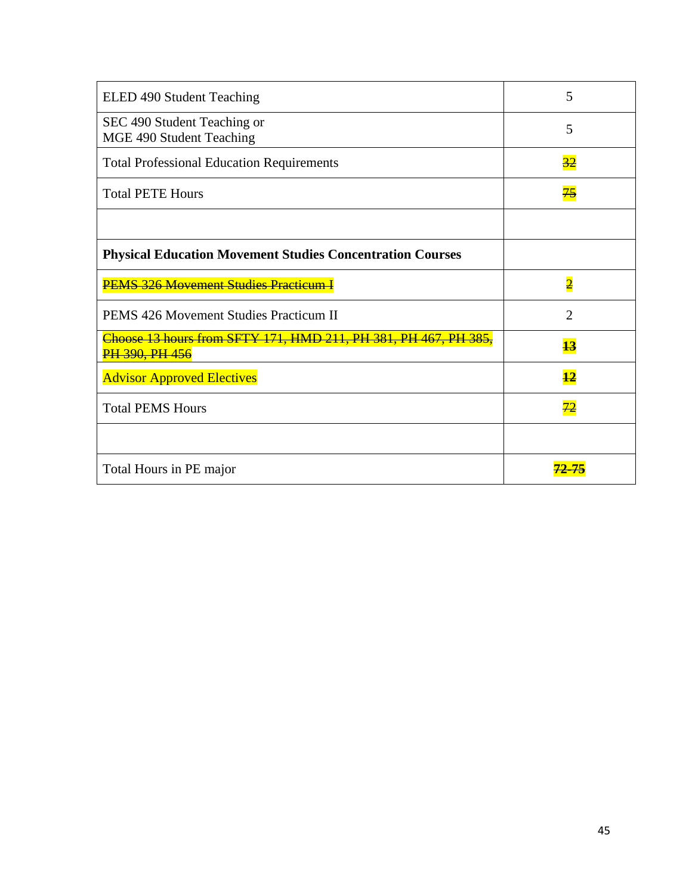| | |
|---|---|
| ELED 490 Student Teaching | 5 |
| SEC 490 Student Teaching or<br>MGE 490 Student Teaching | 5 |
| Total Professional Education Requirements | ~~32~~ |
| Total PETE Hours | ~~75~~ |
| | |
| **Physical Education Movement Studies Concentration Courses** | |
| ~~PEMS 326 Movement Studies Practicum I~~ | ~~2~~ |
| PEMS 426 Movement Studies Practicum II | 2 |
| ~~Choose 13 hours from SFTY 171, HMD 211, PH 381, PH 467, PH 385, PH 390, PH 456~~ | **~~13~~** |
| Advisor Approved Electives | **~~12~~** |
| Total PEMS Hours | ~~72~~ |
| | |
| Total Hours in PE major | **~~72-75~~** |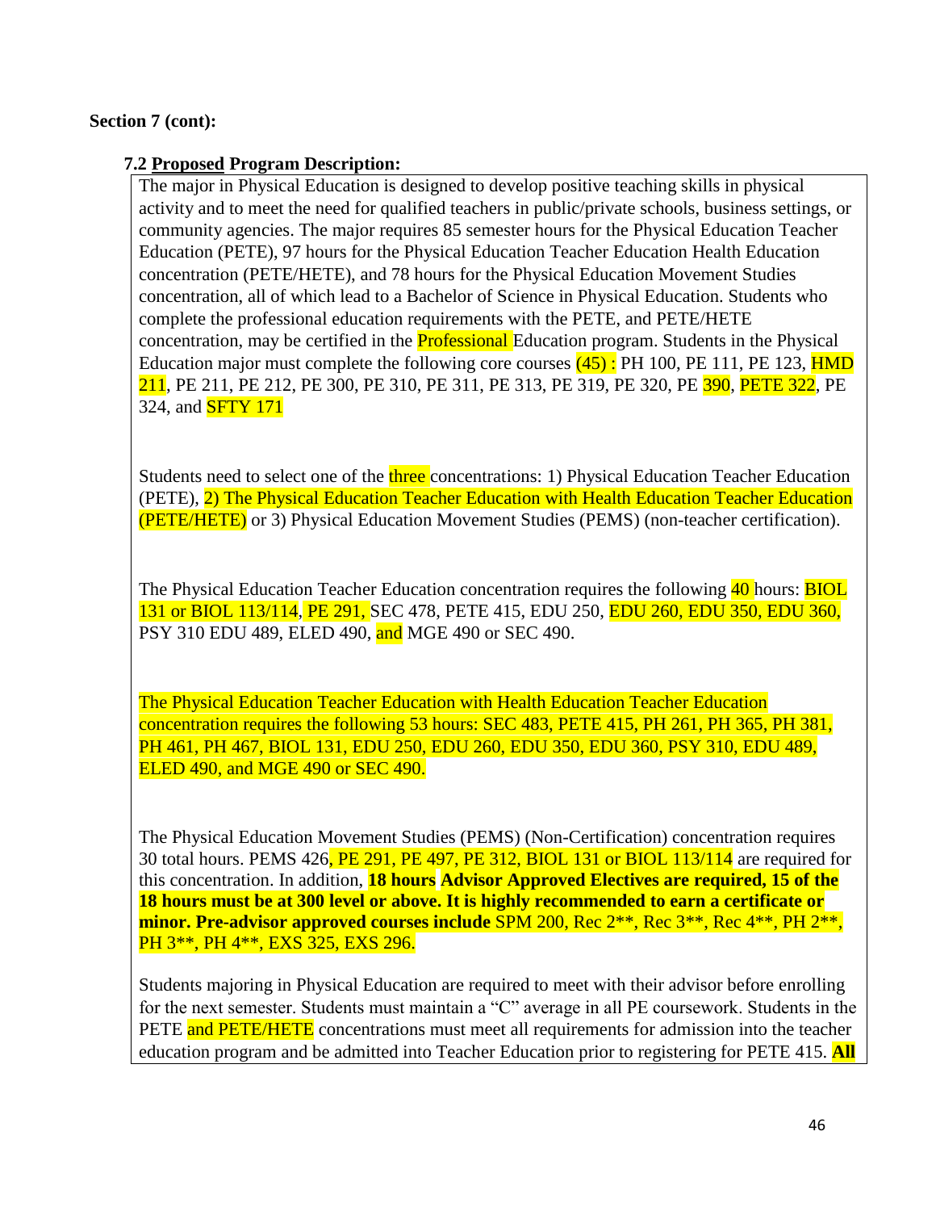**Section 7 (cont):**

**7.2 Proposed Program Description:**

The major in Physical Education is designed to develop positive teaching skills in physical activity and to meet the need for qualified teachers in public/private schools, business settings, or community agencies. The major requires 85 semester hours for the Physical Education Teacher Education (PETE), 97 hours for the Physical Education Teacher Education Health Education concentration (PETE/HETE), and 78 hours for the Physical Education Movement Studies concentration, all of which lead to a Bachelor of Science in Physical Education. Students who complete the professional education requirements with the PETE, and PETE/HETE concentration, may be certified in the Professional Education program. Students in the Physical Education major must complete the following core courses (45) : PH 100, PE 111, PE 123, HMD 211, PE 211, PE 212, PE 300, PE 310, PE 311, PE 313, PE 319, PE 320, PE 390, PETE 322, PE 324, and SFTY 171

Students need to select one of the three concentrations: 1) Physical Education Teacher Education (PETE), 2) The Physical Education Teacher Education with Health Education Teacher Education (PETE/HETE) or 3) Physical Education Movement Studies (PEMS) (non-teacher certification).

The Physical Education Teacher Education concentration requires the following 40 hours: BIOL 131 or BIOL 113/114, PE 291, SEC 478, PETE 415, EDU 250, EDU 260, EDU 350, EDU 360, PSY 310 EDU 489, ELED 490, and MGE 490 or SEC 490.

The Physical Education Teacher Education with Health Education Teacher Education concentration requires the following 53 hours: SEC 483, PETE 415, PH 261, PH 365, PH 381, PH 461, PH 467, BIOL 131, EDU 250, EDU 260, EDU 350, EDU 360, PSY 310, EDU 489, ELED 490, and MGE 490 or SEC 490.

The Physical Education Movement Studies (PEMS) (Non-Certification) concentration requires 30 total hours. PEMS 426, PE 291, PE 497, PE 312, BIOL 131 or BIOL 113/114 are required for this concentration. In addition, **18 hours Advisor Approved Electives are required, 15 of the 18 hours must be at 300 level or above. It is highly recommended to earn a certificate or minor. Pre-advisor approved courses include** SPM 200, Rec 2**, Rec 3**, Rec 4**, PH 2**, PH 3**, PH 4**, EXS 325, EXS 296.

Students majoring in Physical Education are required to meet with their advisor before enrolling for the next semester. Students must maintain a "C" average in all PE coursework. Students in the PETE and PETE/HETE concentrations must meet all requirements for admission into the teacher education program and be admitted into Teacher Education prior to registering for PETE 415. **All**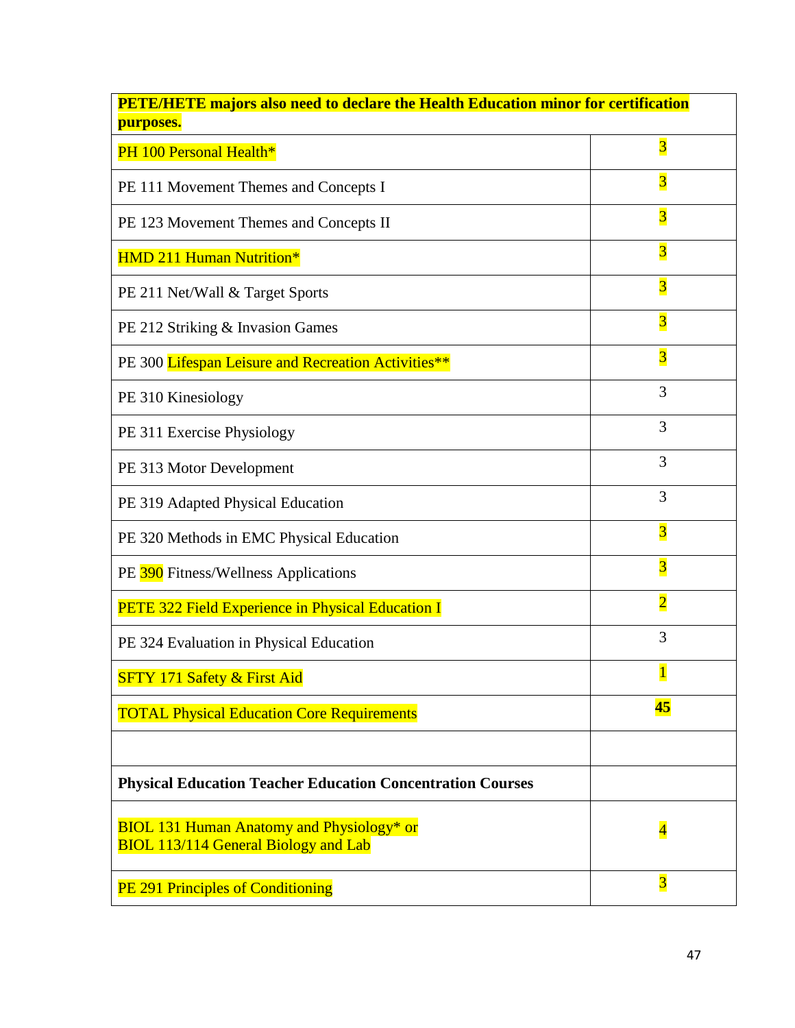| **PETE/HETE majors also need to declare the Health Education minor for certification purposes.** | |
|---|---|
| PH 100 Personal Health* | 3 |
| PE 111 Movement Themes and Concepts I | 3 |
| PE 123 Movement Themes and Concepts II | 3 |
| HMD 211 Human Nutrition* | 3 |
| PE 211 Net/Wall & Target Sports | 3 |
| PE 212 Striking & Invasion Games | 3 |
| PE 300 Lifespan Leisure and Recreation Activities** | 3 |
| PE 310 Kinesiology | 3 |
| PE 311 Exercise Physiology | 3 |
| PE 313 Motor Development | 3 |
| PE 319 Adapted Physical Education | 3 |
| PE 320 Methods in EMC Physical Education | 3 |
| PE 390 Fitness/Wellness Applications | 3 |
| PETE 322 Field Experience in Physical Education I | 2 |
| PE 324 Evaluation in Physical Education | 3 |
| SFTY 171 Safety & First Aid | 1 |
| TOTAL Physical Education Core Requirements | **45** |
| | |
| **Physical Education Teacher Education Concentration Courses** | |
| BIOL 131 Human Anatomy and Physiology* or BIOL 113/114 General Biology and Lab | 4 |
| PE 291 Principles of Conditioning | 3 |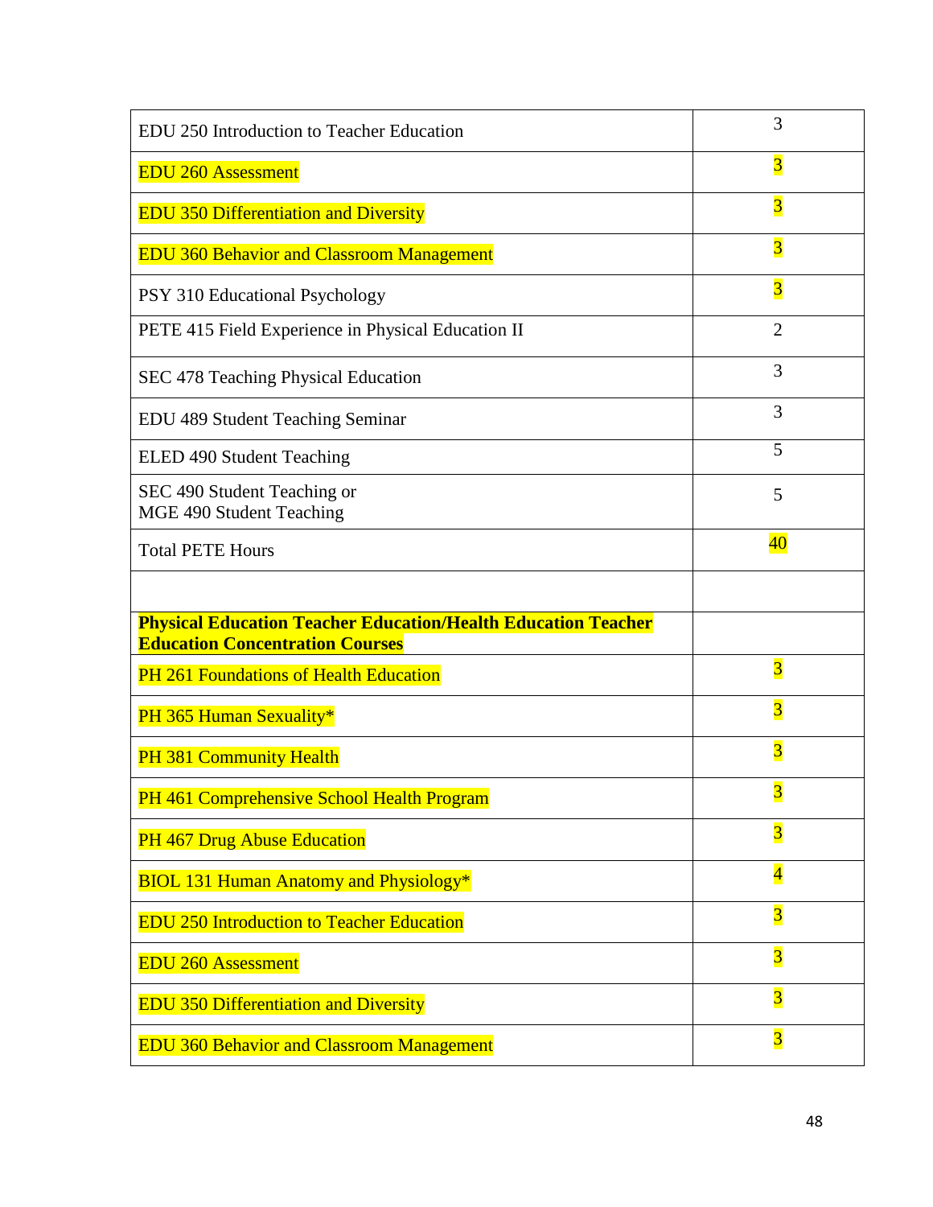| | |
|---|---|
| EDU 250 Introduction to Teacher Education | 3 |
| EDU 260 Assessment | 3 |
| EDU 350 Differentiation and Diversity | 3 |
| EDU 360 Behavior and Classroom Management | 3 |
| PSY 310 Educational Psychology | 3 |
| PETE 415 Field Experience in Physical Education II | 2 |
| SEC 478 Teaching Physical Education | 3 |
| EDU 489 Student Teaching Seminar | 3 |
| ELED 490 Student Teaching | 5 |
| SEC 490 Student Teaching or<br>MGE 490 Student Teaching | 5 |
| Total PETE Hours | 40 |
| | |
| **Physical Education Teacher Education/Health Education Teacher Education Concentration Courses** | |
| PH 261 Foundations of Health Education | 3 |
| PH 365 Human Sexuality* | 3 |
| PH 381 Community Health | 3 |
| PH 461 Comprehensive School Health Program | 3 |
| PH 467 Drug Abuse Education | 3 |
| BIOL 131 Human Anatomy and Physiology* | 4 |
| EDU 250 Introduction to Teacher Education | 3 |
| EDU 260 Assessment | 3 |
| EDU 350 Differentiation and Diversity | 3 |
| EDU 360 Behavior and Classroom Management | 3 |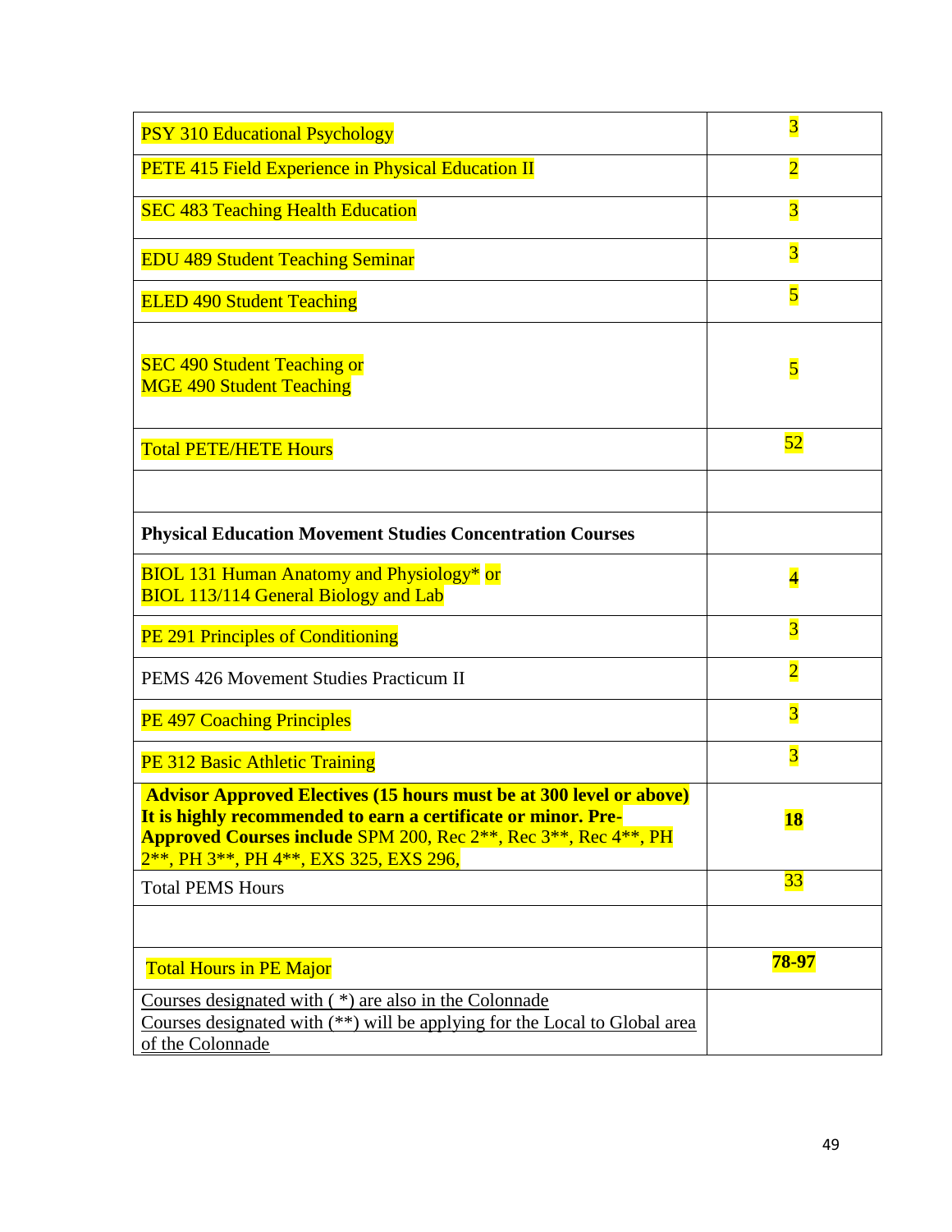| | |
|---|---|
| PSY 310 Educational Psychology | 3 |
| PETE 415 Field Experience in Physical Education II | 2 |
| SEC 483 Teaching Health Education | 3 |
| EDU 489 Student Teaching Seminar | 3 |
| ELED 490 Student Teaching | 5 |
| SEC 490 Student Teaching or<br>MGE 490 Student Teaching | 5 |
| Total PETE/HETE Hours | 52 |
| | |
| **Physical Education Movement Studies Concentration Courses** | |
| BIOL 131 Human Anatomy and Physiology* or<br>BIOL 113/114 General Biology and Lab | 4 |
| PE 291 Principles of Conditioning | 3 |
| PEMS 426 Movement Studies Practicum II | 2 |
| PE 497 Coaching Principles | 3 |
| PE 312 Basic Athletic Training | 3 |
| **Advisor Approved Electives (15 hours must be at 300 level or above) It is highly recommended to earn a certificate or minor. Pre-Approved Courses include** SPM 200, Rec 2**, Rec 3**, Rec 4**, PH 2**, PH 3**, PH 4**, EXS 325, EXS 296, | **18** |
| Total PEMS Hours | 33 |
| | |
| Total Hours in PE Major | **78-97** |
| Courses designated with ( *) are also in the Colonnade<br>Courses designated with (**) will be applying for the Local to Global area of the Colonnade | |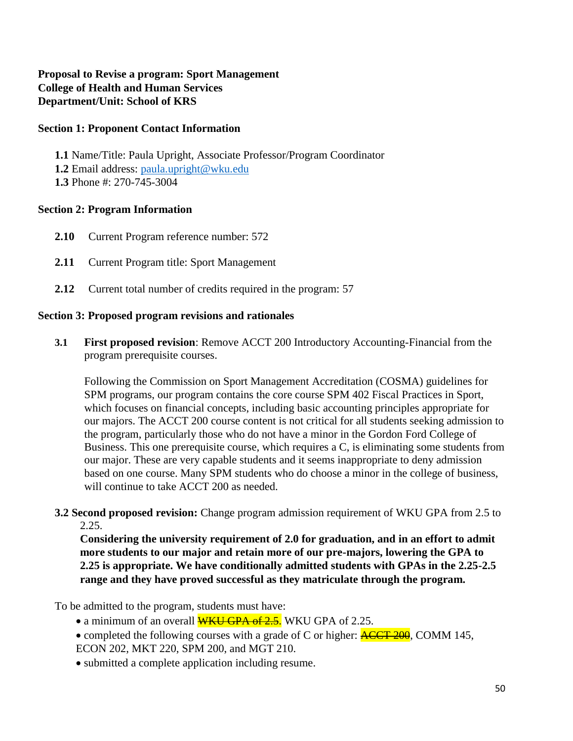**Proposal to Revise a program: Sport Management**
**College of Health and Human Services**
**Department/Unit: School of KRS**

**Section 1: Proponent Contact Information**

**1.1** Name/Title: Paula Upright, Associate Professor/Program Coordinator
**1.2** Email address: paula.upright@wku.edu
**1.3** Phone #: 270-745-3004

**Section 2: Program Information**

**2.10** Current Program reference number: 572

**2.11** Current Program title: Sport Management

**2.12** Current total number of credits required in the program: 57

**Section 3: Proposed program revisions and rationales**

**3.1** **First proposed revision**: Remove ACCT 200 Introductory Accounting-Financial from the program prerequisite courses.

Following the Commission on Sport Management Accreditation (COSMA) guidelines for SPM programs, our program contains the core course SPM 402 Fiscal Practices in Sport, which focuses on financial concepts, including basic accounting principles appropriate for our majors. The ACCT 200 course content is not critical for all students seeking admission to the program, particularly those who do not have a minor in the Gordon Ford College of Business. This one prerequisite course, which requires a C, is eliminating some students from our major. These are very capable students and it seems inappropriate to deny admission based on one course. Many SPM students who do choose a minor in the college of business, will continue to take ACCT 200 as needed.

**3.2 Second proposed revision:** Change program admission requirement of WKU GPA from 2.5 to 2.25.
**Considering the university requirement of 2.0 for graduation, and in an effort to admit more students to our major and retain more of our pre-majors, lowering the GPA to 2.25 is appropriate. We have conditionally admitted students with GPAs in the 2.25-2.5 range and they have proved successful as they matriculate through the program.**

To be admitted to the program, students must have:

- a minimum of an overall ~~WKU GPA of 2.5.~~ WKU GPA of 2.25.
- completed the following courses with a grade of C or higher: ~~ACCT 200~~, COMM 145, ECON 202, MKT 220, SPM 200, and MGT 210.
- submitted a complete application including resume.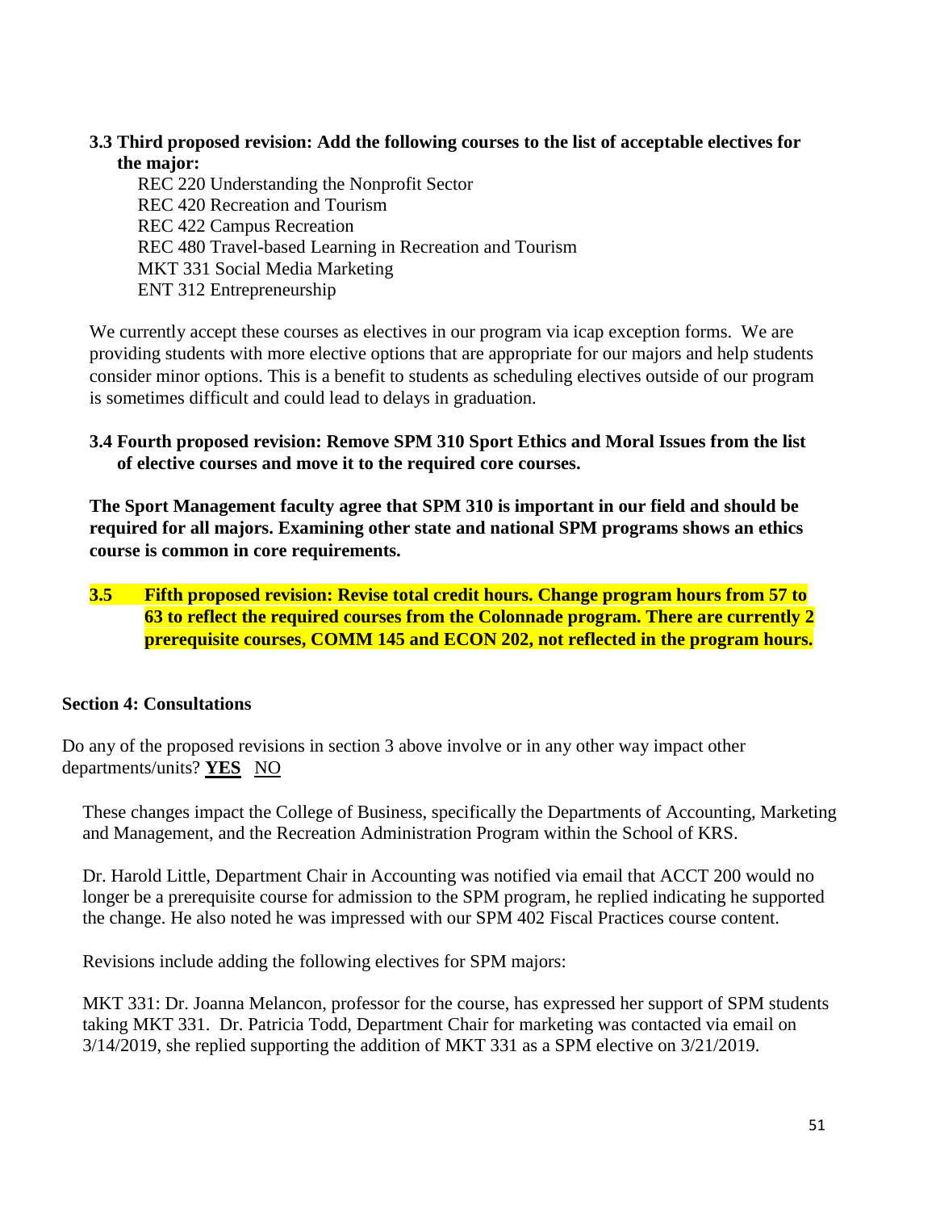**3.3 Third proposed revision: Add the following courses to the list of acceptable electives for the major:**

REC 220 Understanding the Nonprofit Sector
REC 420 Recreation and Tourism
REC 422 Campus Recreation
REC 480 Travel-based Learning in Recreation and Tourism
MKT 331 Social Media Marketing
ENT 312 Entrepreneurship

We currently accept these courses as electives in our program via icap exception forms. We are providing students with more elective options that are appropriate for our majors and help students consider minor options. This is a benefit to students as scheduling electives outside of our program is sometimes difficult and could lead to delays in graduation.

**3.4 Fourth proposed revision: Remove SPM 310 Sport Ethics and Moral Issues from the list of elective courses and move it to the required core courses.**

**The Sport Management faculty agree that SPM 310 is important in our field and should be required for all majors. Examining other state and national SPM programs shows an ethics course is common in core requirements.**

**3.5 Fifth proposed revision: Revise total credit hours. Change program hours from 57 to 63 to reflect the required courses from the Colonnade program. There are currently 2 prerequisite courses, COMM 145 and ECON 202, not reflected in the program hours.**

## Section 4: Consultations

Do any of the proposed revisions in section 3 above involve or in any other way impact other departments/units? **YES** NO

These changes impact the College of Business, specifically the Departments of Accounting, Marketing and Management, and the Recreation Administration Program within the School of KRS.

Dr. Harold Little, Department Chair in Accounting was notified via email that ACCT 200 would no longer be a prerequisite course for admission to the SPM program, he replied indicating he supported the change. He also noted he was impressed with our SPM 402 Fiscal Practices course content.

Revisions include adding the following electives for SPM majors:

MKT 331: Dr. Joanna Melancon, professor for the course, has expressed her support of SPM students taking MKT 331. Dr. Patricia Todd, Department Chair for marketing was contacted via email on 3/14/2019, she replied supporting the addition of MKT 331 as a SPM elective on 3/21/2019.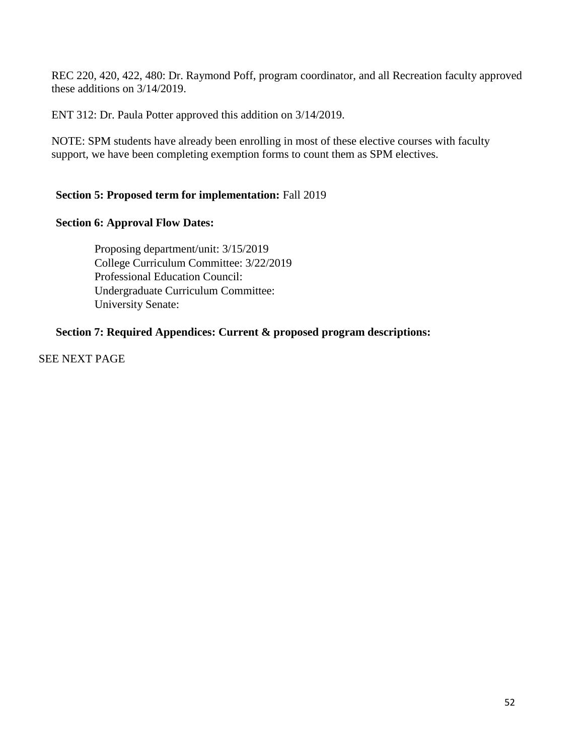REC 220, 420, 422, 480: Dr. Raymond Poff, program coordinator, and all Recreation faculty approved these additions on 3/14/2019.

ENT 312: Dr. Paula Potter approved this addition on 3/14/2019.

NOTE: SPM students have already been enrolling in most of these elective courses with faculty support, we have been completing exemption forms to count them as SPM electives.

**Section 5: Proposed term for implementation:** Fall 2019

**Section 6: Approval Flow Dates:**

Proposing department/unit: 3/15/2019
College Curriculum Committee: 3/22/2019
Professional Education Council:
Undergraduate Curriculum Committee:
University Senate:

**Section 7: Required Appendices: Current & proposed program descriptions:**

SEE NEXT PAGE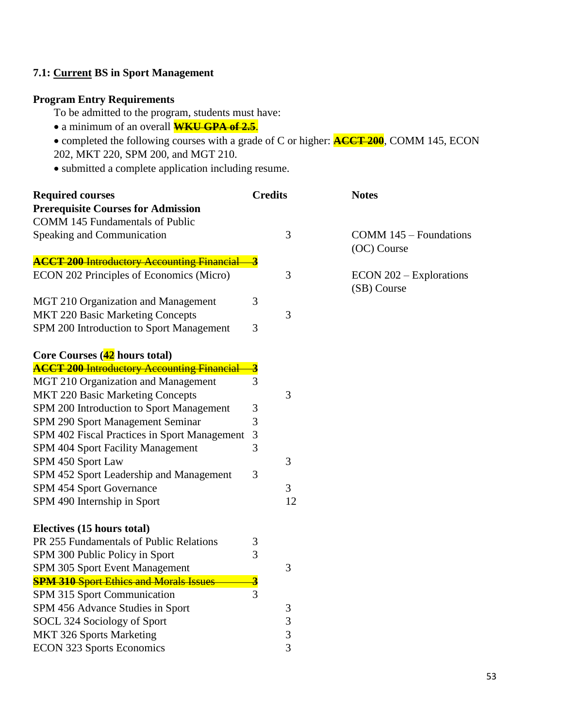### 7.1: Current BS in Sport Management

**Program Entry Requirements**

To be admitted to the program, students must have:

- a minimum of an overall ~~**WKU GPA of 2.5**~~.
- completed the following courses with a grade of C or higher: ~~**ACCT 200**~~, COMM 145, ECON 202, MKT 220, SPM 200, and MGT 210.
- submitted a complete application including resume.

| Required courses | Credits | | Notes |
|---|---|---|---|
| **Prerequisite Courses for Admission** | | | |
| COMM 145 Fundamentals of Public Speaking and Communication | | 3 | COMM 145 – Foundations (OC) Course |
| ~~**ACCT 200** Introductory Accounting Financial~~ | ~~3~~ | | |
| ECON 202 Principles of Economics (Micro) | | 3 | ECON 202 – Explorations (SB) Course |
| MGT 210 Organization and Management | 3 | | |
| MKT 220 Basic Marketing Concepts | | 3 | |
| SPM 200 Introduction to Sport Management | 3 | | |
| | | | |
| **Core Courses (42 hours total)** | | | |
| ~~**ACCT 200** Introductory Accounting Financial~~ | ~~3~~ | | |
| MGT 210 Organization and Management | 3 | | |
| MKT 220 Basic Marketing Concepts | | 3 | |
| SPM 200 Introduction to Sport Management | 3 | | |
| SPM 290 Sport Management Seminar | 3 | | |
| SPM 402 Fiscal Practices in Sport Management | 3 | | |
| SPM 404 Sport Facility Management | 3 | | |
| SPM 450 Sport Law | | 3 | |
| SPM 452 Sport Leadership and Management | 3 | | |
| SPM 454 Sport Governance | | 3 | |
| SPM 490 Internship in Sport | | 12 | |
| | | | |
| **Electives (15 hours total)** | | | |
| PR 255 Fundamentals of Public Relations | 3 | | |
| SPM 300 Public Policy in Sport | 3 | | |
| SPM 305 Sport Event Management | | 3 | |
| ~~**SPM 310** Sport Ethics and Morals Issues~~ | ~~3~~ | | |
| SPM 315 Sport Communication | 3 | | |
| SPM 456 Advance Studies in Sport | | 3 | |
| SOCL 324 Sociology of Sport | | 3 | |
| MKT 326 Sports Marketing | | 3 | |
| ECON 323 Sports Economics | | 3 | |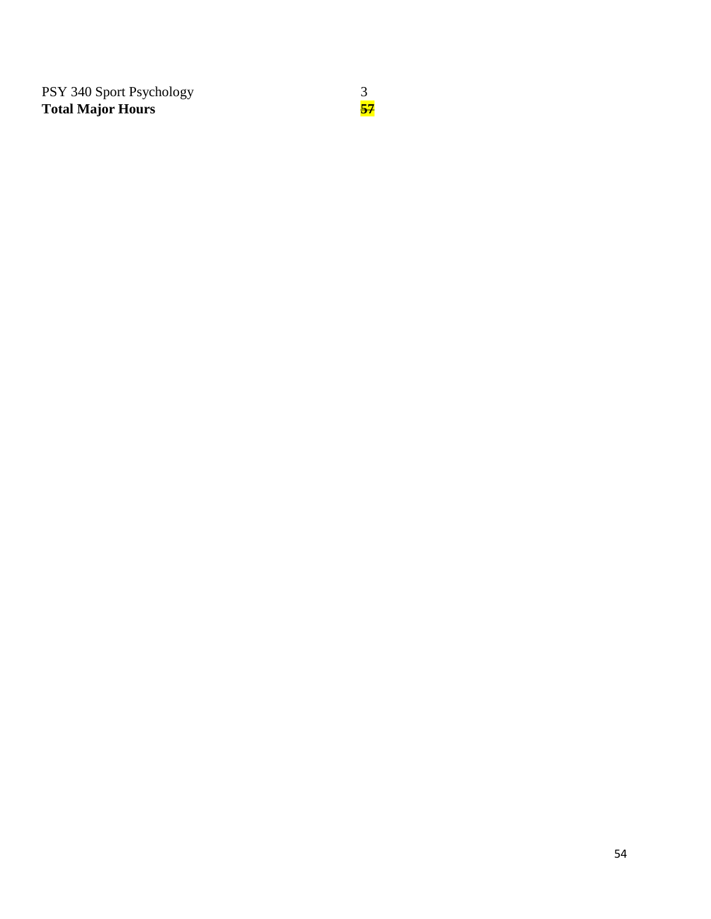| | |
|---|---|
| PSY 340 Sport Psychology | 3 |
| **Total Major Hours** | ~~**57**~~ |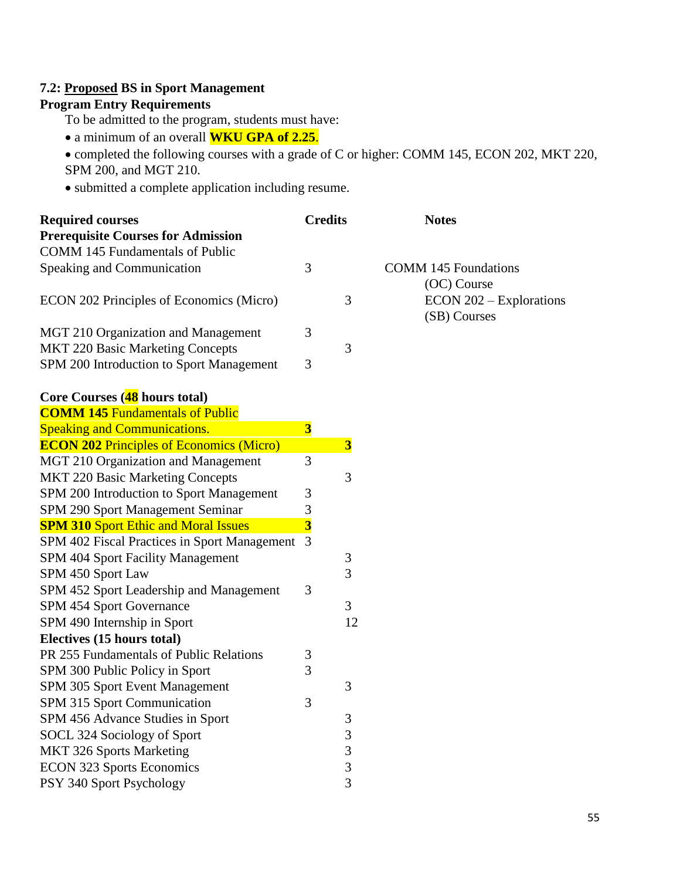**7.2: Proposed BS in Sport Management**

**Program Entry Requirements**

To be admitted to the program, students must have:

- a minimum of an overall **WKU GPA of 2.25**.
- completed the following courses with a grade of C or higher: COMM 145, ECON 202, MKT 220, SPM 200, and MGT 210.
- submitted a complete application including resume.

| Required courses | Credits | | Notes |
|---|---|---|---|
| **Prerequisite Courses for Admission** | | | |
| COMM 145 Fundamentals of Public Speaking and Communication | 3 | | COMM 145 Foundations (OC) Course |
| ECON 202 Principles of Economics (Micro) | | 3 | ECON 202 – Explorations (SB) Courses |
| MGT 210 Organization and Management | 3 | | |
| MKT 220 Basic Marketing Concepts | | 3 | |
| SPM 200 Introduction to Sport Management | 3 | | |
| **Core Courses (48 hours total)** | | | |
| **COMM 145** Fundamentals of Public Speaking and Communications. | **3** | | |
| **ECON 202** Principles of Economics (Micro) | | **3** | |
| MGT 210 Organization and Management | 3 | | |
| MKT 220 Basic Marketing Concepts | | 3 | |
| SPM 200 Introduction to Sport Management | 3 | | |
| SPM 290 Sport Management Seminar | 3 | | |
| **SPM 310** Sport Ethic and Moral Issues | **3** | | |
| SPM 402 Fiscal Practices in Sport Management | 3 | | |
| SPM 404 Sport Facility Management | | 3 | |
| SPM 450 Sport Law | | 3 | |
| SPM 452 Sport Leadership and Management | 3 | | |
| SPM 454 Sport Governance | | 3 | |
| SPM 490 Internship in Sport | | 12 | |
| **Electives (15 hours total)** | | | |
| PR 255 Fundamentals of Public Relations | 3 | | |
| SPM 300 Public Policy in Sport | 3 | | |
| SPM 305 Sport Event Management | | 3 | |
| SPM 315 Sport Communication | 3 | | |
| SPM 456 Advance Studies in Sport | | 3 | |
| SOCL 324 Sociology of Sport | | 3 | |
| MKT 326 Sports Marketing | | 3 | |
| ECON 323 Sports Economics | | 3 | |
| PSY 340 Sport Psychology | | 3 | |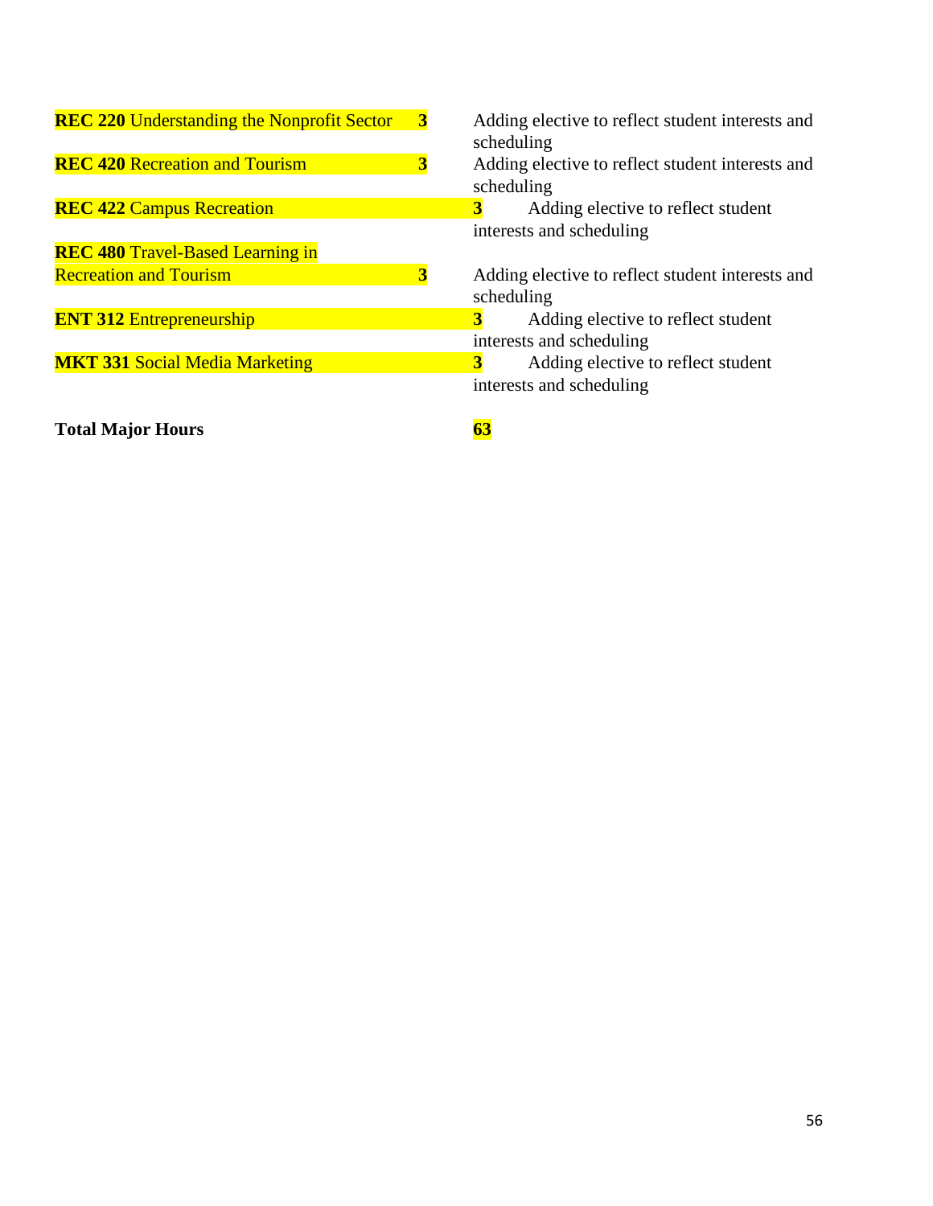| Course | Hours | Rationale |
|---|---|---|
| **REC 220** Understanding the Nonprofit Sector | **3** | Adding elective to reflect student interests and scheduling |
| **REC 420** Recreation and Tourism | **3** | Adding elective to reflect student interests and scheduling |
| **REC 422** Campus Recreation | **3** | Adding elective to reflect student interests and scheduling |
| **REC 480** Travel-Based Learning in Recreation and Tourism | **3** | Adding elective to reflect student interests and scheduling |
| **ENT 312** Entrepreneurship | **3** | Adding elective to reflect student interests and scheduling |
| **MKT 331** Social Media Marketing | **3** | Adding elective to reflect student interests and scheduling |
| **Total Major Hours** | **63** | |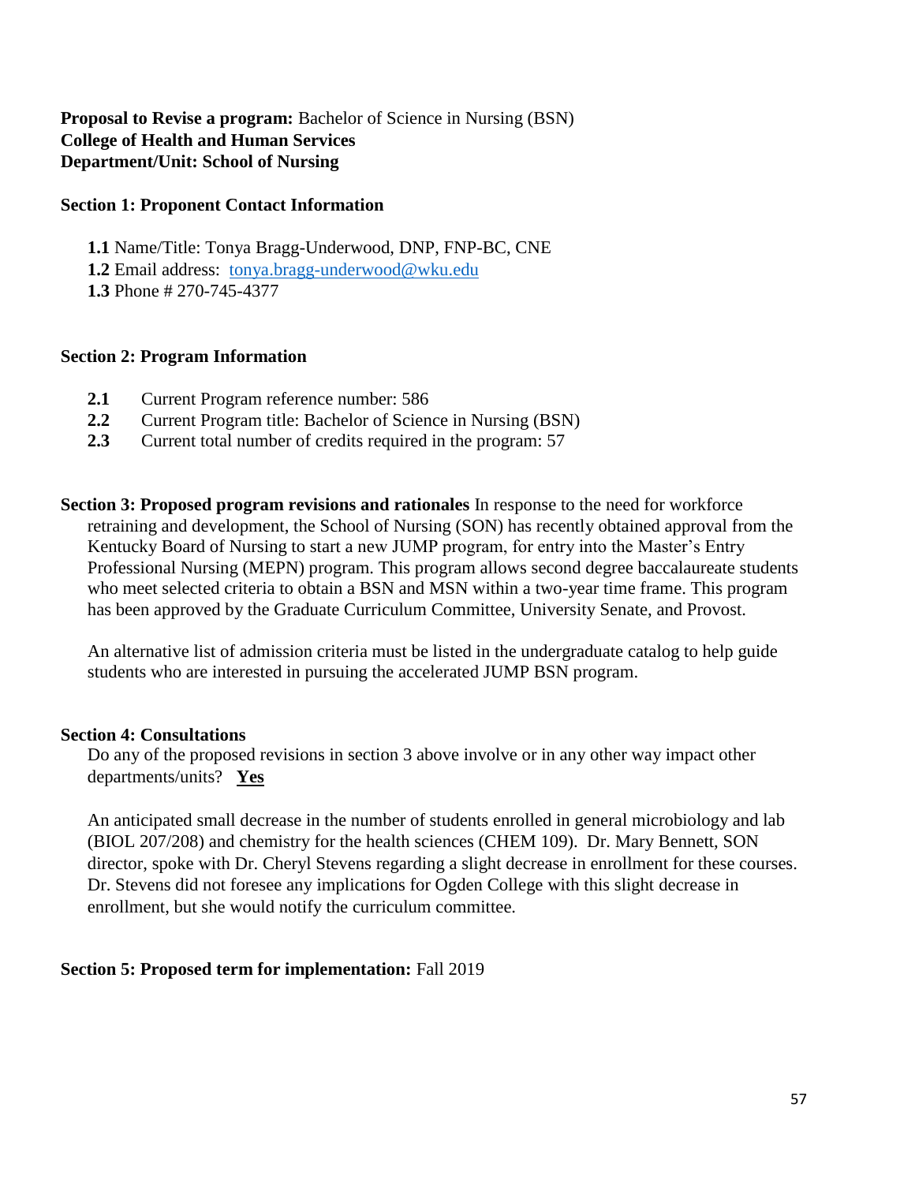**Proposal to Revise a program:** Bachelor of Science in Nursing (BSN)
**College of Health and Human Services**
**Department/Unit: School of Nursing**

**Section 1: Proponent Contact Information**

**1.1** Name/Title: Tonya Bragg-Underwood, DNP, FNP-BC, CNE
**1.2** Email address: tonya.bragg-underwood@wku.edu
**1.3** Phone # 270-745-4377

**Section 2: Program Information**

**2.1** Current Program reference number: 586
**2.2** Current Program title: Bachelor of Science in Nursing (BSN)
**2.3** Current total number of credits required in the program: 57

**Section 3: Proposed program revisions and rationales** In response to the need for workforce retraining and development, the School of Nursing (SON) has recently obtained approval from the Kentucky Board of Nursing to start a new JUMP program, for entry into the Master's Entry Professional Nursing (MEPN) program. This program allows second degree baccalaureate students who meet selected criteria to obtain a BSN and MSN within a two-year time frame. This program has been approved by the Graduate Curriculum Committee, University Senate, and Provost.

An alternative list of admission criteria must be listed in the undergraduate catalog to help guide students who are interested in pursuing the accelerated JUMP BSN program.

**Section 4: Consultations**

Do any of the proposed revisions in section 3 above involve or in any other way impact other departments/units? **Yes**

An anticipated small decrease in the number of students enrolled in general microbiology and lab (BIOL 207/208) and chemistry for the health sciences (CHEM 109). Dr. Mary Bennett, SON director, spoke with Dr. Cheryl Stevens regarding a slight decrease in enrollment for these courses. Dr. Stevens did not foresee any implications for Ogden College with this slight decrease in enrollment, but she would notify the curriculum committee.

**Section 5: Proposed term for implementation:** Fall 2019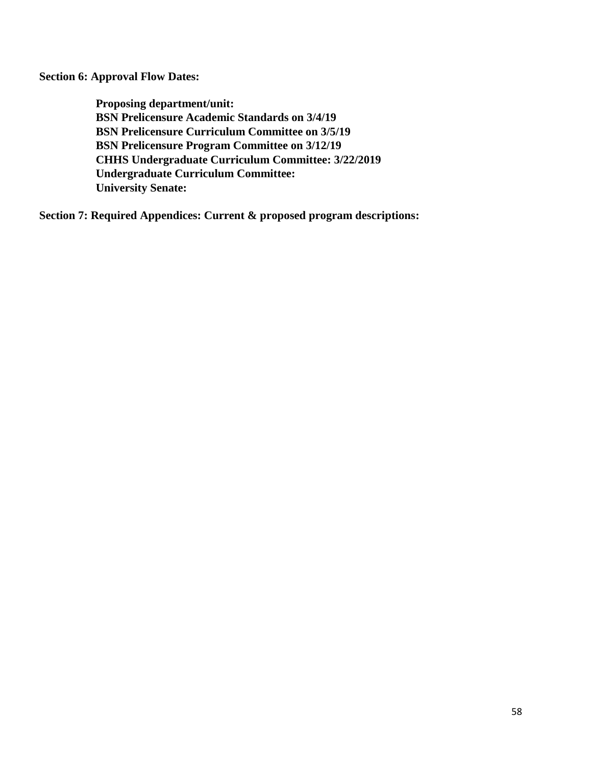**Section 6: Approval Flow Dates:**

**Proposing department/unit:**
**BSN Prelicensure Academic Standards on 3/4/19**
**BSN Prelicensure Curriculum Committee on 3/5/19**
**BSN Prelicensure Program Committee on 3/12/19**
**CHHS Undergraduate Curriculum Committee: 3/22/2019**
**Undergraduate Curriculum Committee:**
**University Senate:**

**Section 7: Required Appendices: Current & proposed program descriptions:**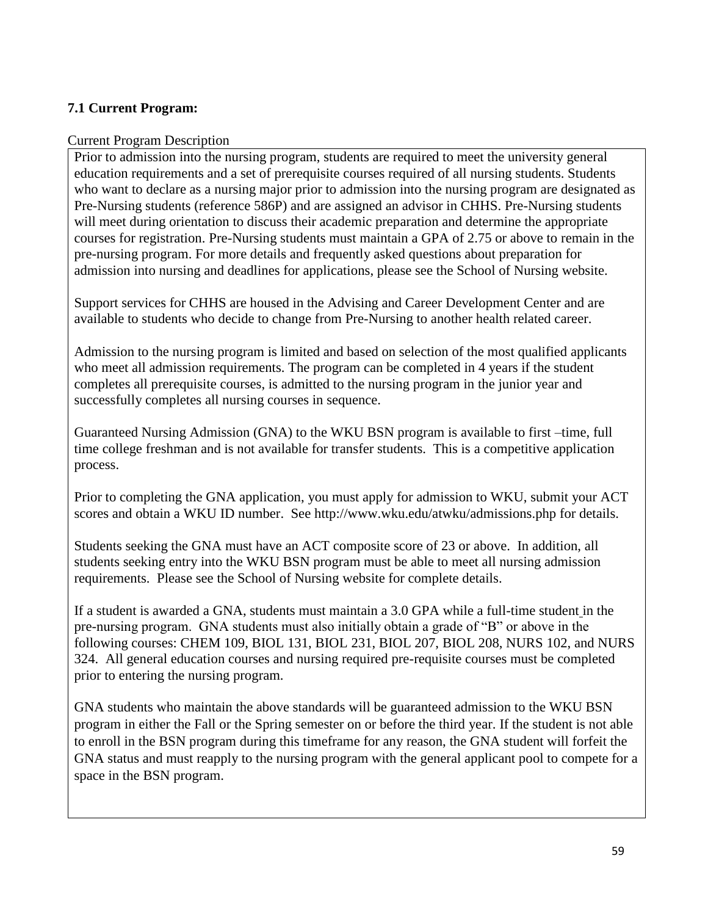### 7.1 Current Program:

Current Program Description

Prior to admission into the nursing program, students are required to meet the university general education requirements and a set of prerequisite courses required of all nursing students. Students who want to declare as a nursing major prior to admission into the nursing program are designated as Pre-Nursing students (reference 586P) and are assigned an advisor in CHHS. Pre-Nursing students will meet during orientation to discuss their academic preparation and determine the appropriate courses for registration. Pre-Nursing students must maintain a GPA of 2.75 or above to remain in the pre-nursing program. For more details and frequently asked questions about preparation for admission into nursing and deadlines for applications, please see the School of Nursing website.

Support services for CHHS are housed in the Advising and Career Development Center and are available to students who decide to change from Pre-Nursing to another health related career.

Admission to the nursing program is limited and based on selection of the most qualified applicants who meet all admission requirements. The program can be completed in 4 years if the student completes all prerequisite courses, is admitted to the nursing program in the junior year and successfully completes all nursing courses in sequence.

Guaranteed Nursing Admission (GNA) to the WKU BSN program is available to first –time, full time college freshman and is not available for transfer students. This is a competitive application process.

Prior to completing the GNA application, you must apply for admission to WKU, submit your ACT scores and obtain a WKU ID number. See http://www.wku.edu/atwku/admissions.php for details.

Students seeking the GNA must have an ACT composite score of 23 or above. In addition, all students seeking entry into the WKU BSN program must be able to meet all nursing admission requirements. Please see the School of Nursing website for complete details.

If a student is awarded a GNA, students must maintain a 3.0 GPA while a full-time student in the pre-nursing program. GNA students must also initially obtain a grade of "B" or above in the following courses: CHEM 109, BIOL 131, BIOL 231, BIOL 207, BIOL 208, NURS 102, and NURS 324. All general education courses and nursing required pre-requisite courses must be completed prior to entering the nursing program.

GNA students who maintain the above standards will be guaranteed admission to the WKU BSN program in either the Fall or the Spring semester on or before the third year. If the student is not able to enroll in the BSN program during this timeframe for any reason, the GNA student will forfeit the GNA status and must reapply to the nursing program with the general applicant pool to compete for a space in the BSN program.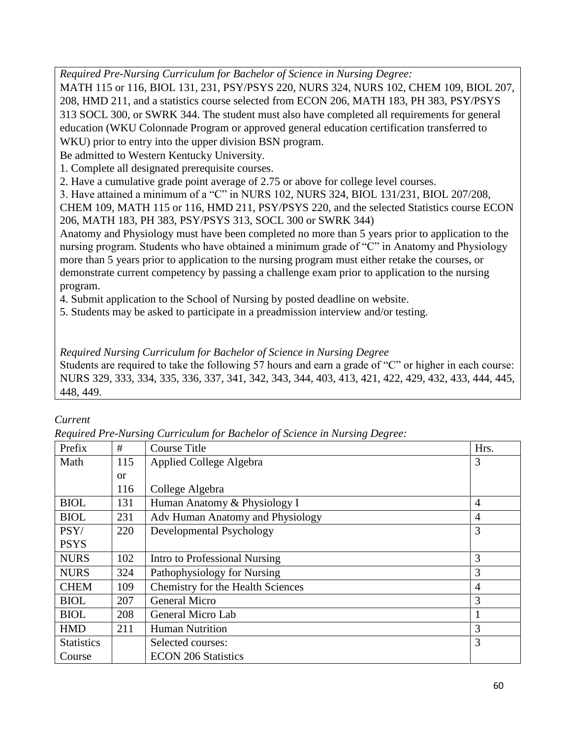*Required Pre-Nursing Curriculum for Bachelor of Science in Nursing Degree:*
MATH 115 or 116, BIOL 131, 231, PSY/PSYS 220, NURS 324, NURS 102, CHEM 109, BIOL 207, 208, HMD 211, and a statistics course selected from ECON 206, MATH 183, PH 383, PSY/PSYS 313 SOCL 300, or SWRK 344. The student must also have completed all requirements for general education (WKU Colonnade Program or approved general education certification transferred to WKU) prior to entry into the upper division BSN program.
Be admitted to Western Kentucky University.

1. Complete all designated prerequisite courses.
2. Have a cumulative grade point average of 2.75 or above for college level courses.
3. Have attained a minimum of a "C" in NURS 102, NURS 324, BIOL 131/231, BIOL 207/208, CHEM 109, MATH 115 or 116, HMD 211, PSY/PSYS 220, and the selected Statistics course ECON 206, MATH 183, PH 383, PSY/PSYS 313, SOCL 300 or SWRK 344)

Anatomy and Physiology must have been completed no more than 5 years prior to application to the nursing program. Students who have obtained a minimum grade of "C" in Anatomy and Physiology more than 5 years prior to application to the nursing program must either retake the courses, or demonstrate current competency by passing a challenge exam prior to application to the nursing program.

4. Submit application to the School of Nursing by posted deadline on website.
5. Students may be asked to participate in a preadmission interview and/or testing.

*Required Nursing Curriculum for Bachelor of Science in Nursing Degree*
Students are required to take the following 57 hours and earn a grade of "C" or higher in each course: NURS 329, 333, 334, 335, 336, 337, 341, 342, 343, 344, 403, 413, 421, 422, 429, 432, 433, 444, 445, 448, 449.

*Current*
*Required Pre-Nursing Curriculum for Bachelor of Science in Nursing Degree:*

| Prefix | # | Course Title | Hrs. |
|---|---|---|---|
| Math | 115 or 116 | Applied College Algebra<br>College Algebra | 3 |
| BIOL | 131 | Human Anatomy & Physiology I | 4 |
| BIOL | 231 | Adv Human Anatomy and Physiology | 4 |
| PSY/ PSYS | 220 | Developmental Psychology | 3 |
| NURS | 102 | Intro to Professional Nursing | 3 |
| NURS | 324 | Pathophysiology for Nursing | 3 |
| CHEM | 109 | Chemistry for the Health Sciences | 4 |
| BIOL | 207 | General Micro | 3 |
| BIOL | 208 | General Micro Lab | 1 |
| HMD | 211 | Human Nutrition | 3 |
| Statistics Course | | Selected courses:<br>ECON 206 Statistics | 3 |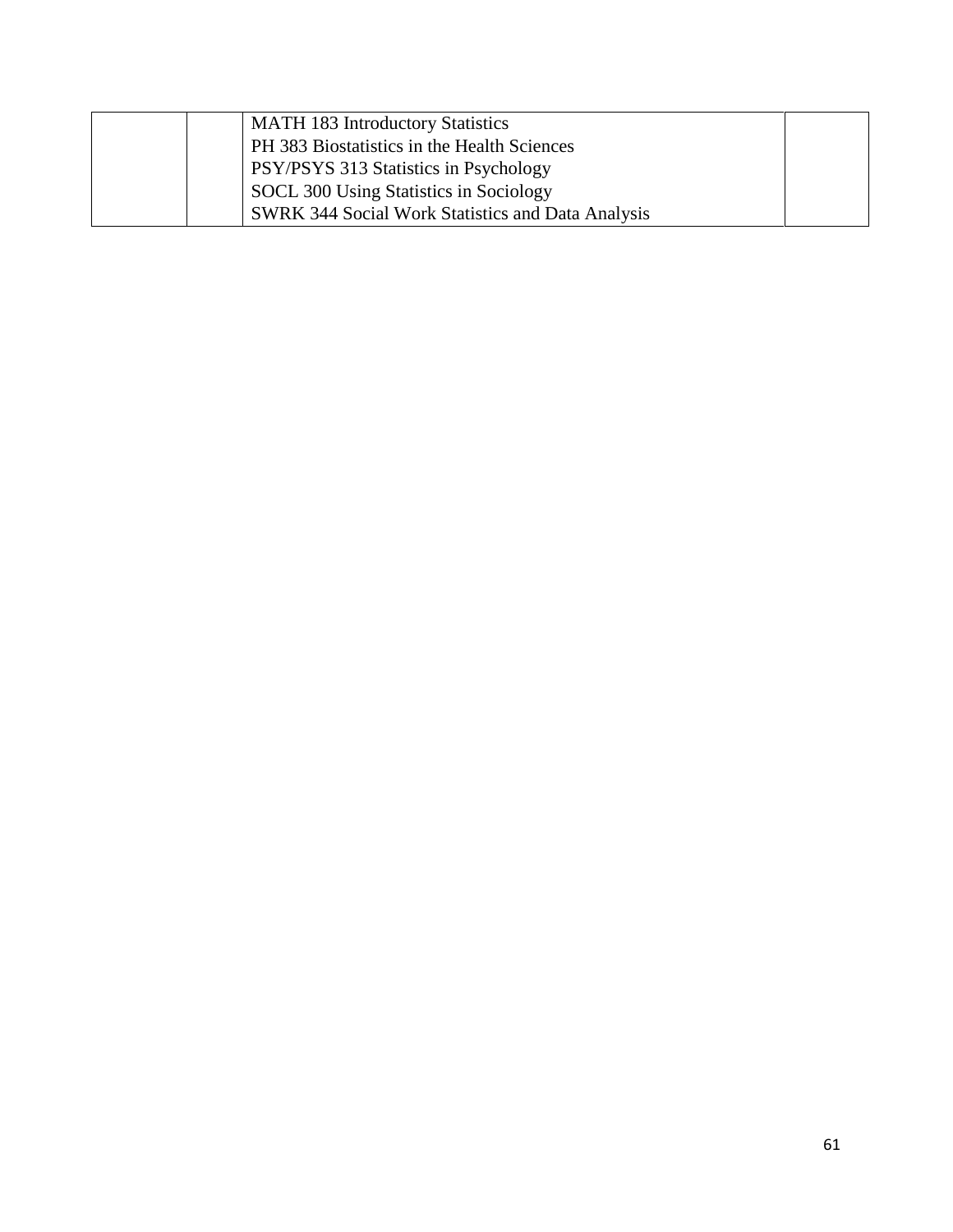|  |  |  |  |
|---|---|---|---|
|  |  | MATH 183 Introductory Statistics<br>PH 383 Biostatistics in the Health Sciences<br>PSY/PSYS 313 Statistics in Psychology<br>SOCL 300 Using Statistics in Sociology<br>SWRK 344 Social Work Statistics and Data Analysis |  |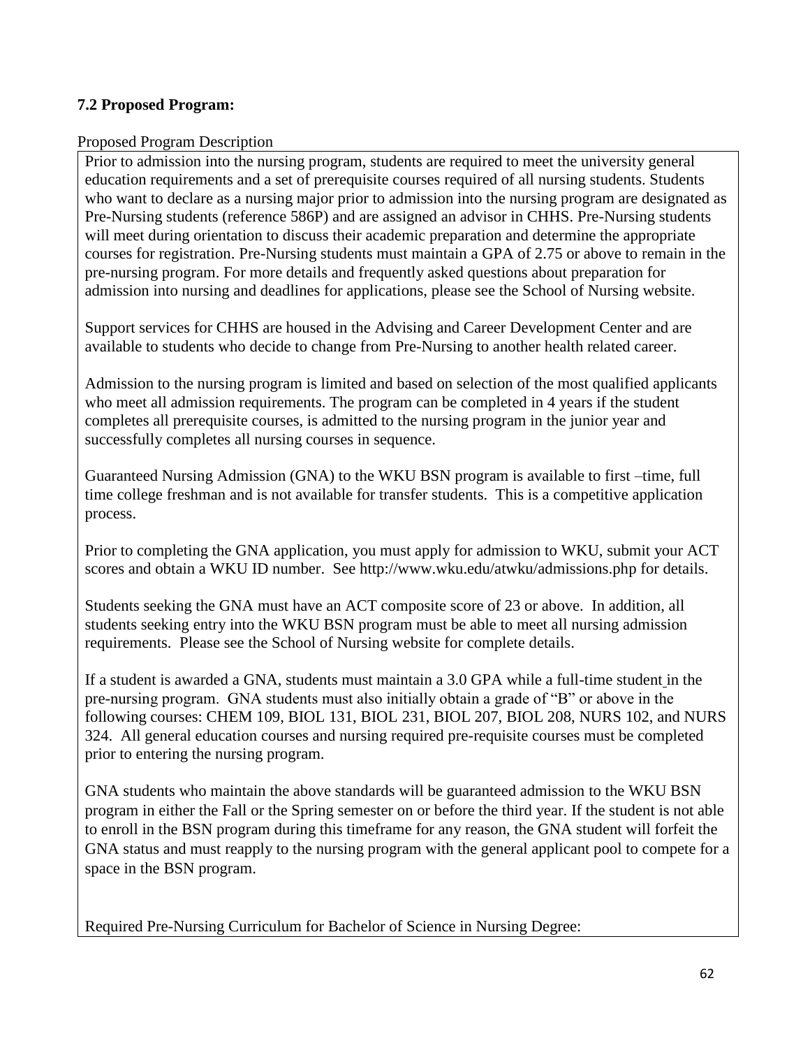**7.2 Proposed Program:**

Proposed Program Description

Prior to admission into the nursing program, students are required to meet the university general education requirements and a set of prerequisite courses required of all nursing students. Students who want to declare as a nursing major prior to admission into the nursing program are designated as Pre-Nursing students (reference 586P) and are assigned an advisor in CHHS. Pre-Nursing students will meet during orientation to discuss their academic preparation and determine the appropriate courses for registration. Pre-Nursing students must maintain a GPA of 2.75 or above to remain in the pre-nursing program. For more details and frequently asked questions about preparation for admission into nursing and deadlines for applications, please see the School of Nursing website.

Support services for CHHS are housed in the Advising and Career Development Center and are available to students who decide to change from Pre-Nursing to another health related career.

Admission to the nursing program is limited and based on selection of the most qualified applicants who meet all admission requirements. The program can be completed in 4 years if the student completes all prerequisite courses, is admitted to the nursing program in the junior year and successfully completes all nursing courses in sequence.

Guaranteed Nursing Admission (GNA) to the WKU BSN program is available to first –time, full time college freshman and is not available for transfer students. This is a competitive application process.

Prior to completing the GNA application, you must apply for admission to WKU, submit your ACT scores and obtain a WKU ID number. See http://www.wku.edu/atwku/admissions.php for details.

Students seeking the GNA must have an ACT composite score of 23 or above. In addition, all students seeking entry into the WKU BSN program must be able to meet all nursing admission requirements. Please see the School of Nursing website for complete details.

If a student is awarded a GNA, students must maintain a 3.0 GPA while a full-time student in the pre-nursing program. GNA students must also initially obtain a grade of "B" or above in the following courses: CHEM 109, BIOL 131, BIOL 231, BIOL 207, BIOL 208, NURS 102, and NURS 324. All general education courses and nursing required pre-requisite courses must be completed prior to entering the nursing program.

GNA students who maintain the above standards will be guaranteed admission to the WKU BSN program in either the Fall or the Spring semester on or before the third year. If the student is not able to enroll in the BSN program during this timeframe for any reason, the GNA student will forfeit the GNA status and must reapply to the nursing program with the general applicant pool to compete for a space in the BSN program.

Required Pre-Nursing Curriculum for Bachelor of Science in Nursing Degree: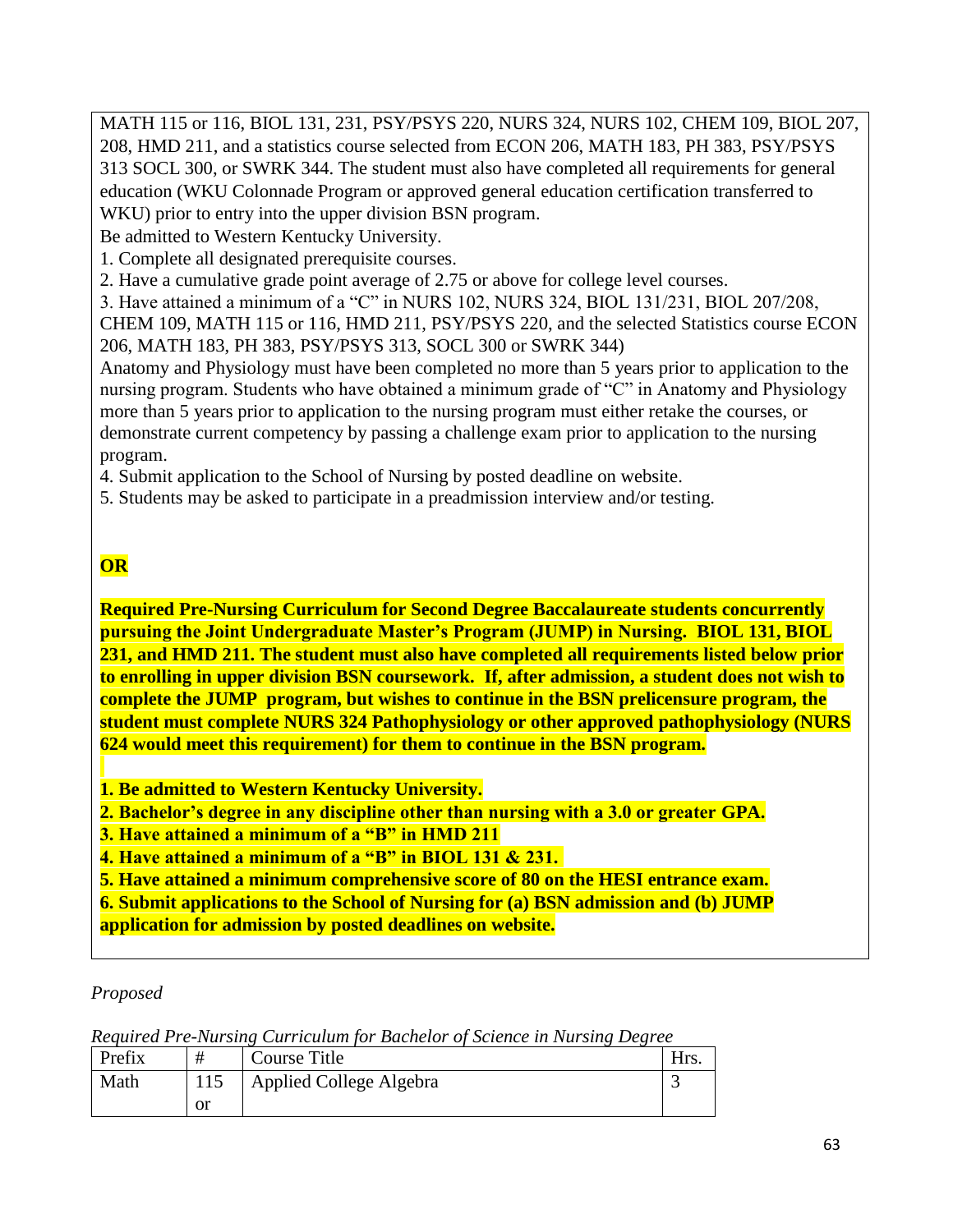MATH 115 or 116, BIOL 131, 231, PSY/PSYS 220, NURS 324, NURS 102, CHEM 109, BIOL 207, 208, HMD 211, and a statistics course selected from ECON 206, MATH 183, PH 383, PSY/PSYS 313 SOCL 300, or SWRK 344. The student must also have completed all requirements for general education (WKU Colonnade Program or approved general education certification transferred to WKU) prior to entry into the upper division BSN program.

Be admitted to Western Kentucky University.

1. Complete all designated prerequisite courses.
2. Have a cumulative grade point average of 2.75 or above for college level courses.
3. Have attained a minimum of a "C" in NURS 102, NURS 324, BIOL 131/231, BIOL 207/208, CHEM 109, MATH 115 or 116, HMD 211, PSY/PSYS 220, and the selected Statistics course ECON 206, MATH 183, PH 383, PSY/PSYS 313, SOCL 300 or SWRK 344)

Anatomy and Physiology must have been completed no more than 5 years prior to application to the nursing program. Students who have obtained a minimum grade of "C" in Anatomy and Physiology more than 5 years prior to application to the nursing program must either retake the courses, or demonstrate current competency by passing a challenge exam prior to application to the nursing program.

4. Submit application to the School of Nursing by posted deadline on website.
5. Students may be asked to participate in a preadmission interview and/or testing.

**OR**

**Required Pre-Nursing Curriculum for Second Degree Baccalaureate students concurrently pursuing the Joint Undergraduate Master's Program (JUMP) in Nursing. BIOL 131, BIOL 231, and HMD 211. The student must also have completed all requirements listed below prior to enrolling in upper division BSN coursework. If, after admission, a student does not wish to complete the JUMP program, but wishes to continue in the BSN prelicensure program, the student must complete NURS 324 Pathophysiology or other approved pathophysiology (NURS 624 would meet this requirement) for them to continue in the BSN program.**

**1. Be admitted to Western Kentucky University.**
**2. Bachelor's degree in any discipline other than nursing with a 3.0 or greater GPA.**
**3. Have attained a minimum of a "B" in HMD 211**
**4. Have attained a minimum of a "B" in BIOL 131 & 231.**
**5. Have attained a minimum comprehensive score of 80 on the HESI entrance exam.**
**6. Submit applications to the School of Nursing for (a) BSN admission and (b) JUMP application for admission by posted deadlines on website.**

*Proposed*

*Required Pre-Nursing Curriculum for Bachelor of Science in Nursing Degree*

| Prefix | # | Course Title | Hrs. |
|---|---|---|---|
| Math | 115 or | Applied College Algebra | 3 |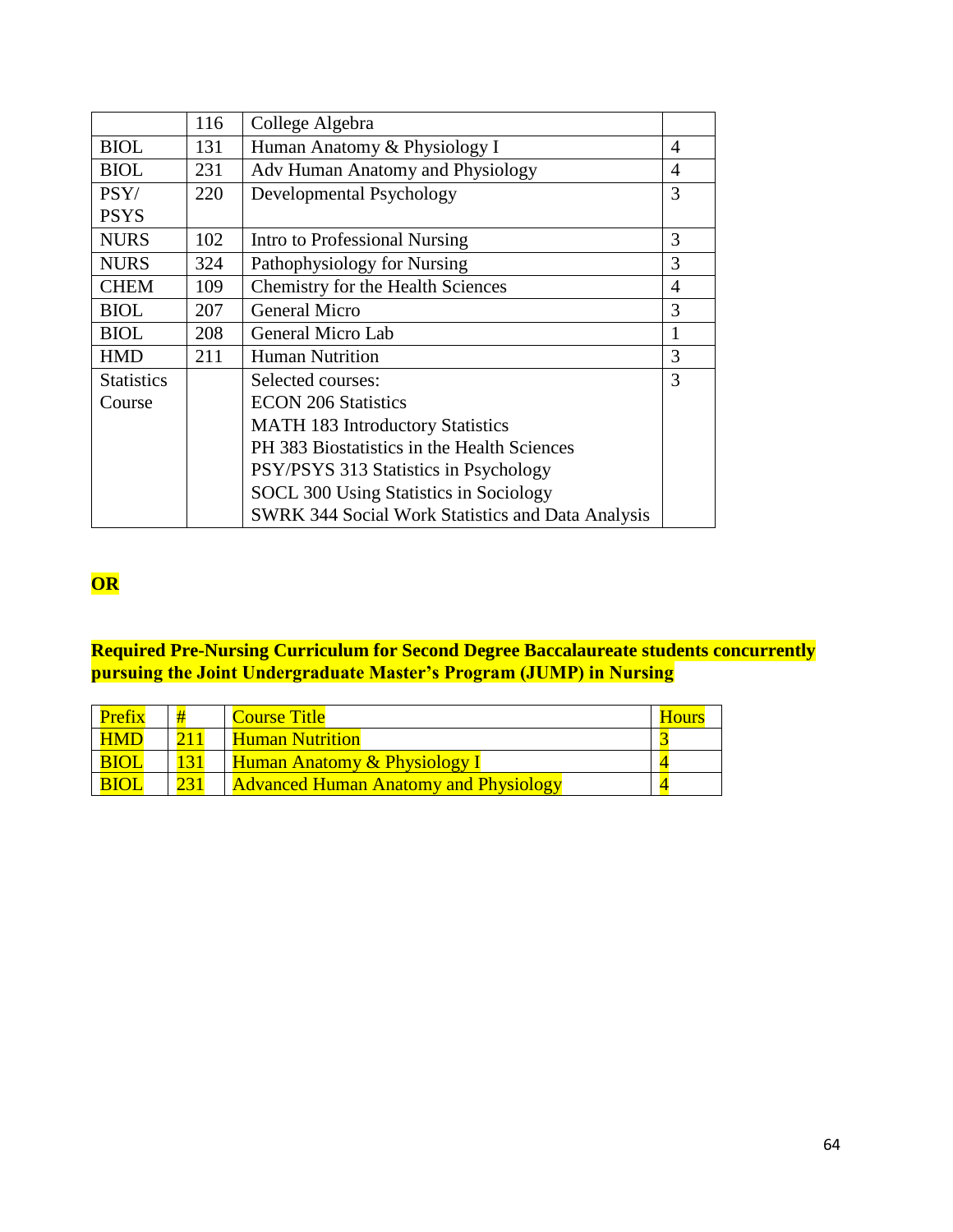|  | 116 | College Algebra |  |
|---|---|---|---|
| BIOL | 131 | Human Anatomy & Physiology I | 4 |
| BIOL | 231 | Adv Human Anatomy and Physiology | 4 |
| PSY/ PSYS | 220 | Developmental Psychology | 3 |
| NURS | 102 | Intro to Professional Nursing | 3 |
| NURS | 324 | Pathophysiology for Nursing | 3 |
| CHEM | 109 | Chemistry for the Health Sciences | 4 |
| BIOL | 207 | General Micro | 3 |
| BIOL | 208 | General Micro Lab | 1 |
| HMD | 211 | Human Nutrition | 3 |
| Statistics Course |  | Selected courses:<br>ECON 206 Statistics<br>MATH 183 Introductory Statistics<br>PH 383 Biostatistics in the Health Sciences<br>PSY/PSYS 313 Statistics in Psychology<br>SOCL 300 Using Statistics in Sociology<br>SWRK 344 Social Work Statistics and Data Analysis | 3 |

**OR**

**Required Pre-Nursing Curriculum for Second Degree Baccalaureate students concurrently pursuing the Joint Undergraduate Master's Program (JUMP) in Nursing**

| Prefix | # | Course Title | Hours |
|---|---|---|---|
| HMD | 211 | Human Nutrition | 3 |
| BIOL | 131 | Human Anatomy & Physiology I | 4 |
| BIOL | 231 | Advanced Human Anatomy and Physiology | 4 |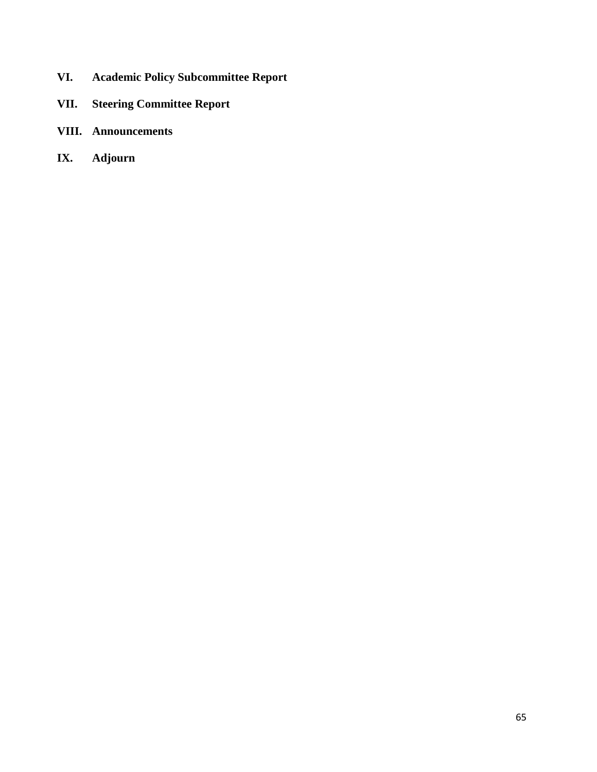**VI. Academic Policy Subcommittee Report**

**VII. Steering Committee Report**

**VIII. Announcements**

**IX. Adjourn**